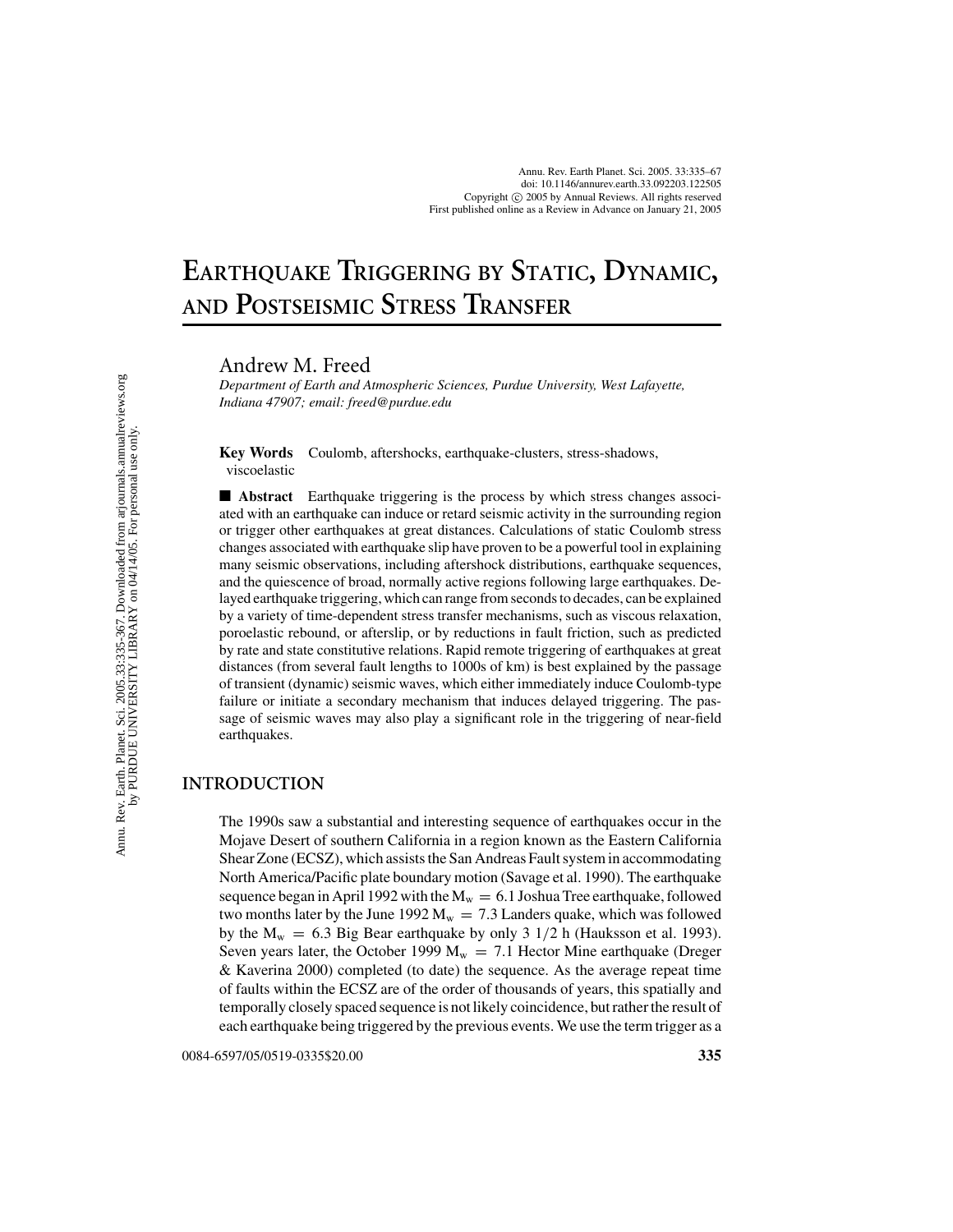# Earthquake Triggering by Static, Dynamic, and Postseismic Stress Transfer

Andrew M. Freed

*Department of Earth and Atmospheric Sciences, Purdue University, West Lafayette, Indiana 47907; email: freed@purdue.edu*

**Key Words** Coulomb, aftershocks, earthquake-clusters, stress-shadows, viscoelastic

■ **Abstract** Earthquake triggering is the process by which stress changes associated with an earthquake can induce or retard seismic activity in the surrounding region or trigger other earthquakes at great distances. Calculations of static Coulomb stress changes associated with earthquake slip have proven to be a powerful tool in explaining many seismic observations, including aftershock distributions, earthquake sequences, and the quiescence of broad, normally active regions following large earthquakes. Delayed earthquake triggering, which can range from seconds to decades, can be explained by a variety of time-dependent stress transfer mechanisms, such as viscous relaxation, poroelastic rebound, or afterslip, or by reductions in fault friction, such as predicted by rate and state constitutive relations. Rapid remote triggering of earthquakes at great distances (from several fault lengths to 1000s of km) is best explained by the passage of transient (dynamic) seismic waves, which either immediately induce Coulomb-type failure or initiate a secondary mechanism that induces delayed triggering. The passage of seismic waves may also play a significant role in the triggering of near-field earthquakes.

## INTRODUCTION

The 1990s saw a substantial and interesting sequence of earthquakes occur in the Mojave Desert of southern California in a region known as the Eastern California Shear Zone (ECSZ), which assists the San Andreas Fault system in accommodating North America/Pacific plate boundary motion (Savage et al. 1990). The earthquake sequence began in April 1992 with the $M_w = 6.1$ Joshua Tree earthquake, followed two months later by the June 1992 $M_w = 7.3$ Landers quake, which was followed by the $M_w = 6.3$ Big Bear earthquake by only 3 1/2 h (Hauksson et al. 1993). Seven years later, the October 1999 $M_w = 7.1$ Hector Mine earthquake (Dreger & Kaverina 2000) completed (to date) the sequence. As the average repeat time of faults within the ECSZ are of the order of thousands of years, this spatially and temporally closely spaced sequence is not likely coincidence, but rather the result of each earthquake being triggered by the previous events. We use the term trigger as a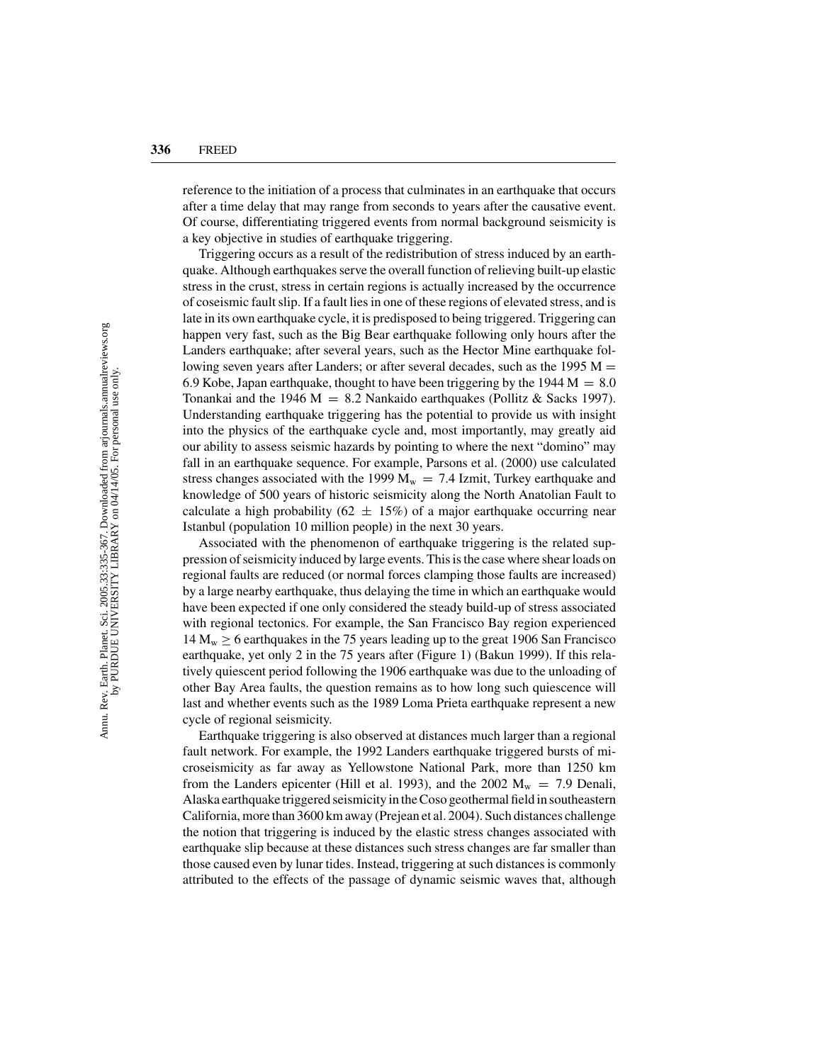reference to the initiation of a process that culminates in an earthquake that occurs after a time delay that may range from seconds to years after the causative event. Of course, differentiating triggered events from normal background seismicity is a key objective in studies of earthquake triggering.

Triggering occurs as a result of the redistribution of stress induced by an earthquake. Although earthquakes serve the overall function of relieving built-up elastic stress in the crust, stress in certain regions is actually increased by the occurrence of coseismic fault slip. If a fault lies in one of these regions of elevated stress, and is late in its own earthquake cycle, it is predisposed to being triggered. Triggering can happen very fast, such as the Big Bear earthquake following only hours after the Landers earthquake; after several years, such as the Hector Mine earthquake following seven years after Landers; or after several decades, such as the 1995 $M = 6.9$ Kobe, Japan earthquake, thought to have been triggering by the 1944 $M = 8.0$ Tonankai and the 1946 $M = 8.2$ Nankaido earthquakes (Pollitz & Sacks 1997). Understanding earthquake triggering has the potential to provide us with insight into the physics of the earthquake cycle and, most importantly, may greatly aid our ability to assess seismic hazards by pointing to where the next "domino" may fall in an earthquake sequence. For example, Parsons et al. (2000) use calculated stress changes associated with the 1999 $M_w = 7.4$ Izmit, Turkey earthquake and knowledge of 500 years of historic seismicity along the North Anatolian Fault to calculate a high probability ($62 \pm 15\%$) of a major earthquake occurring near Istanbul (population 10 million people) in the next 30 years.

Associated with the phenomenon of earthquake triggering is the related suppression of seismicity induced by large events. This is the case where shear loads on regional faults are reduced (or normal forces clamping those faults are increased) by a large nearby earthquake, thus delaying the time in which an earthquake would have been expected if one only considered the steady build-up of stress associated with regional tectonics. For example, the San Francisco Bay region experienced 14 $M_w \geq 6$ earthquakes in the 75 years leading up to the great 1906 San Francisco earthquake, yet only 2 in the 75 years after (Figure 1) (Bakun 1999). If this relatively quiescent period following the 1906 earthquake was due to the unloading of other Bay Area faults, the question remains as to how long such quiescence will last and whether events such as the 1989 Loma Prieta earthquake represent a new cycle of regional seismicity.

Earthquake triggering is also observed at distances much larger than a regional fault network. For example, the 1992 Landers earthquake triggered bursts of microseismicity as far away as Yellowstone National Park, more than 1250 km from the Landers epicenter (Hill et al. 1993), and the 2002 $M_w = 7.9$ Denali, Alaska earthquake triggered seismicity in the Coso geothermal field in southeastern California, more than 3600 km away (Prejean et al. 2004). Such distances challenge the notion that triggering is induced by the elastic stress changes associated with earthquake slip because at these distances such stress changes are far smaller than those caused even by lunar tides. Instead, triggering at such distances is commonly attributed to the effects of the passage of dynamic seismic waves that, although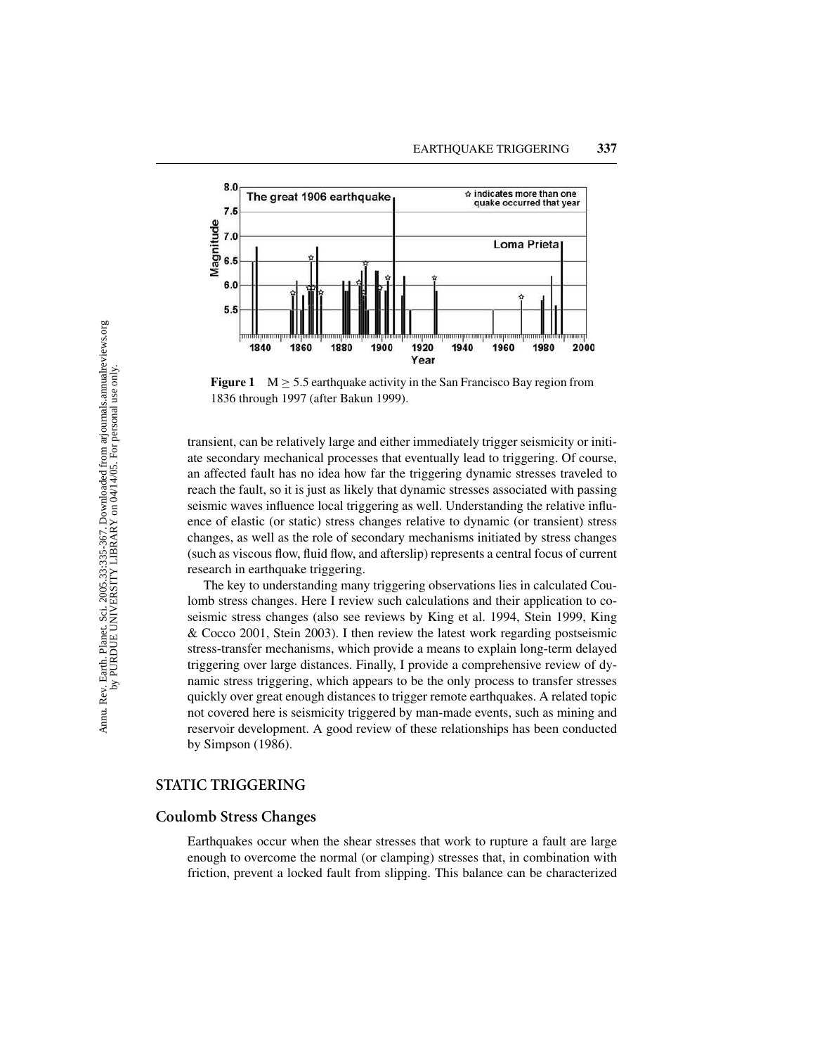**Figure 1** M $\geq$ 5.5 earthquake activity in the San Francisco Bay region from 1836 through 1997 (after Bakun 1999).

transient, can be relatively large and either immediately trigger seismicity or initiate secondary mechanical processes that eventually lead to triggering. Of course, an affected fault has no idea how far the triggering dynamic stresses traveled to reach the fault, so it is just as likely that dynamic stresses associated with passing seismic waves influence local triggering as well. Understanding the relative influence of elastic (or static) stress changes relative to dynamic (or transient) stress changes, as well as the role of secondary mechanisms initiated by stress changes (such as viscous flow, fluid flow, and afterslip) represents a central focus of current research in earthquake triggering.

The key to understanding many triggering observations lies in calculated Coulomb stress changes. Here I review such calculations and their application to coseismic stress changes (also see reviews by King et al. 1994, Stein 1999, King & Cocco 2001, Stein 2003). I then review the latest work regarding postseismic stress-transfer mechanisms, which provide a means to explain long-term delayed triggering over large distances. Finally, I provide a comprehensive review of dynamic stress triggering, which appears to be the only process to transfer stresses quickly over great enough distances to trigger remote earthquakes. A related topic not covered here is seismicity triggered by man-made events, such as mining and reservoir development. A good review of these relationships has been conducted by Simpson (1986).

## STATIC TRIGGERING

### Coulomb Stress Changes

Earthquakes occur when the shear stresses that work to rupture a fault are large enough to overcome the normal (or clamping) stresses that, in combination with friction, prevent a locked fault from slipping. This balance can be characterized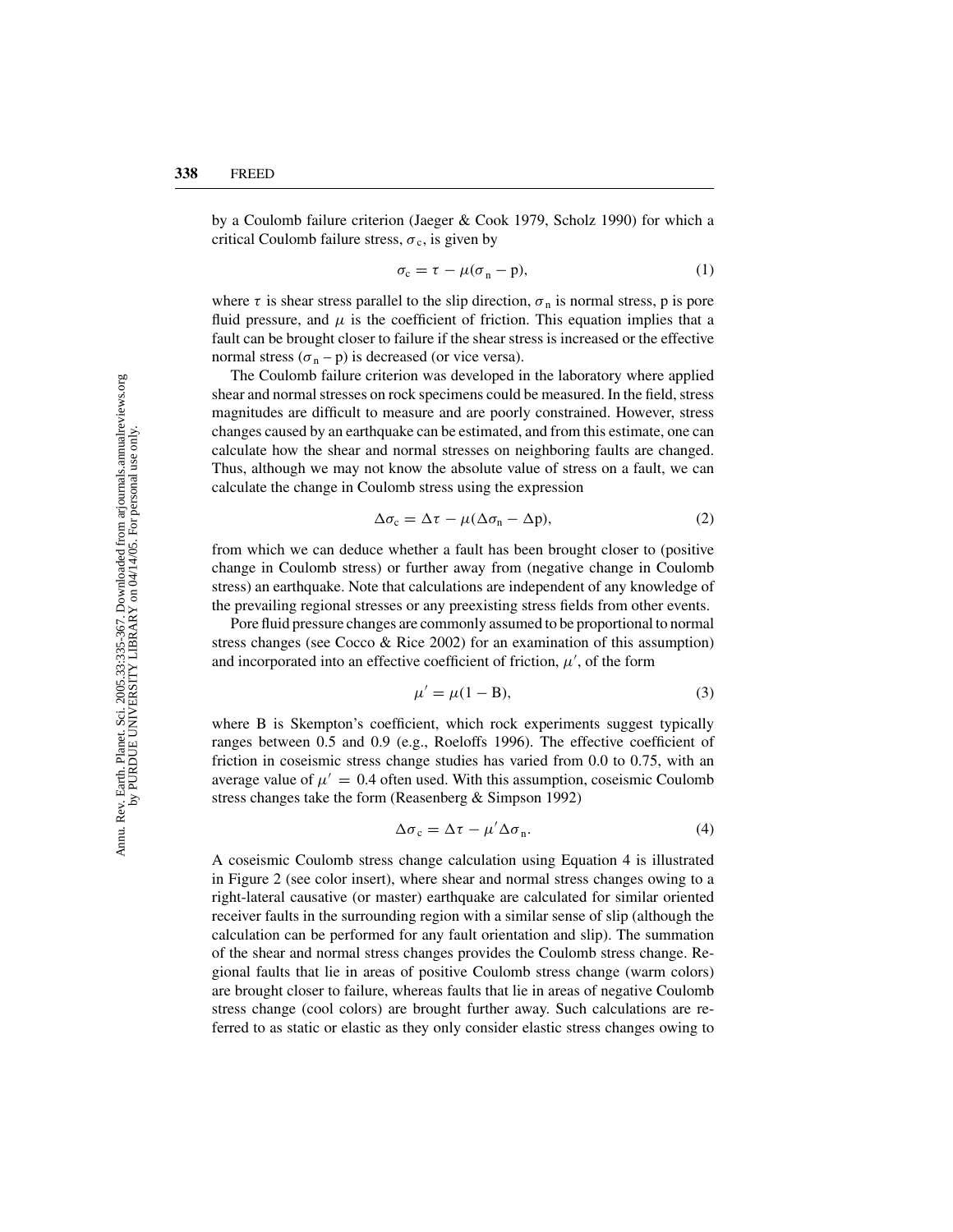by a Coulomb failure criterion (Jaeger & Cook 1979, Scholz 1990) for which a critical Coulomb failure stress, $\sigma_c$, is given by

$$\sigma_c = \tau - \mu(\sigma_n - p), \tag{1}$$

where $\tau$ is shear stress parallel to the slip direction, $\sigma_n$ is normal stress, p is pore fluid pressure, and $\mu$ is the coefficient of friction. This equation implies that a fault can be brought closer to failure if the shear stress is increased or the effective normal stress ($\sigma_n$ – p) is decreased (or vice versa).

The Coulomb failure criterion was developed in the laboratory where applied shear and normal stresses on rock specimens could be measured. In the field, stress magnitudes are difficult to measure and are poorly constrained. However, stress changes caused by an earthquake can be estimated, and from this estimate, one can calculate how the shear and normal stresses on neighboring faults are changed. Thus, although we may not know the absolute value of stress on a fault, we can calculate the change in Coulomb stress using the expression

$$\Delta\sigma_c = \Delta\tau - \mu(\Delta\sigma_n - \Delta p), \tag{2}$$

from which we can deduce whether a fault has been brought closer to (positive change in Coulomb stress) or further away from (negative change in Coulomb stress) an earthquake. Note that calculations are independent of any knowledge of the prevailing regional stresses or any preexisting stress fields from other events.

Pore fluid pressure changes are commonly assumed to be proportional to normal stress changes (see Cocco & Rice 2002) for an examination of this assumption) and incorporated into an effective coefficient of friction, $\mu'$, of the form

$$\mu' = \mu(1 - B), \tag{3}$$

where B is Skempton's coefficient, which rock experiments suggest typically ranges between 0.5 and 0.9 (e.g., Roeloffs 1996). The effective coefficient of friction in coseismic stress change studies has varied from 0.0 to 0.75, with an average value of $\mu' = 0.4$ often used. With this assumption, coseismic Coulomb stress changes take the form (Reasenberg & Simpson 1992)

$$\Delta\sigma_c = \Delta\tau - \mu'\Delta\sigma_n. \tag{4}$$

A coseismic Coulomb stress change calculation using Equation 4 is illustrated in Figure 2 (see color insert), where shear and normal stress changes owing to a right-lateral causative (or master) earthquake are calculated for similar oriented receiver faults in the surrounding region with a similar sense of slip (although the calculation can be performed for any fault orientation and slip). The summation of the shear and normal stress changes provides the Coulomb stress change. Regional faults that lie in areas of positive Coulomb stress change (warm colors) are brought closer to failure, whereas faults that lie in areas of negative Coulomb stress change (cool colors) are brought further away. Such calculations are referred to as static or elastic as they only consider elastic stress changes owing to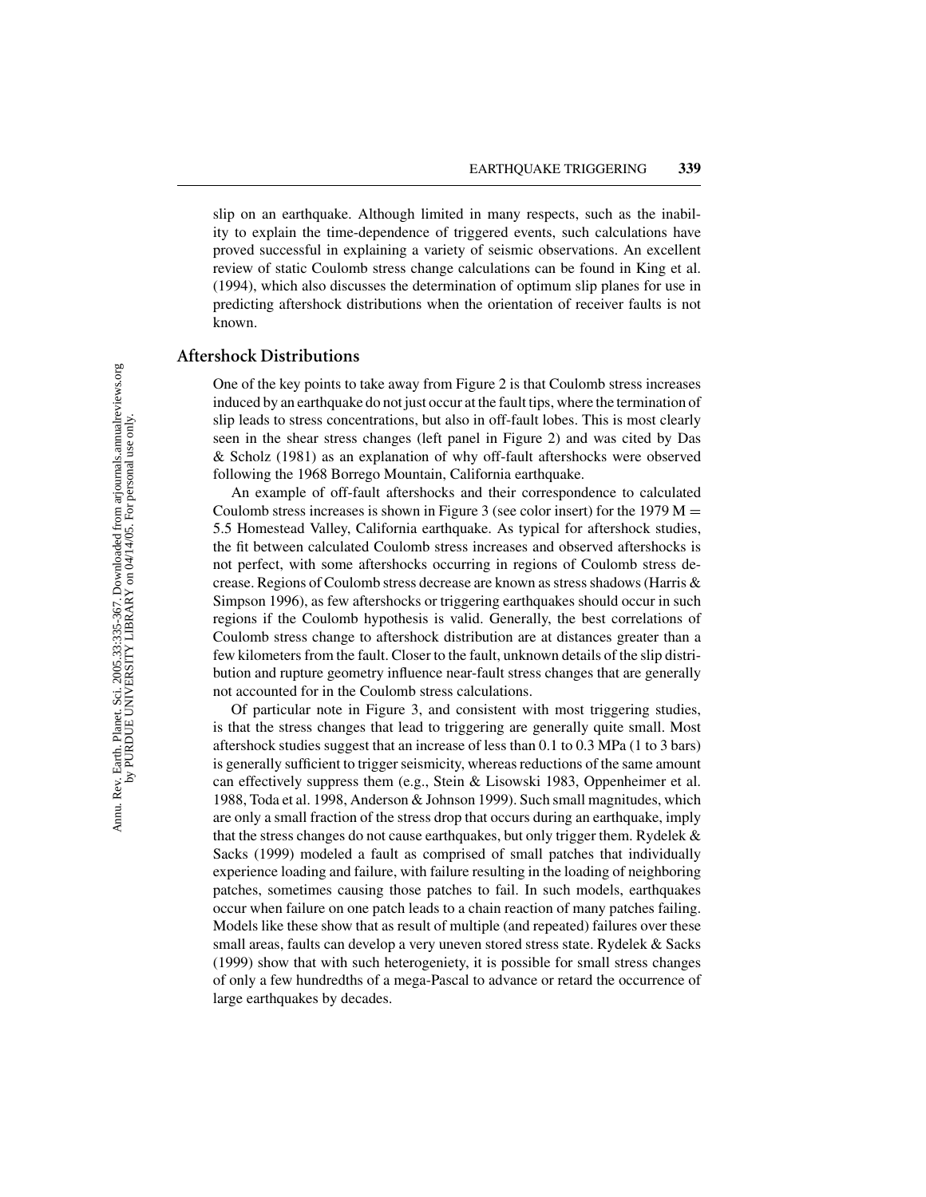slip on an earthquake. Although limited in many respects, such as the inability to explain the time-dependence of triggered events, such calculations have proved successful in explaining a variety of seismic observations. An excellent review of static Coulomb stress change calculations can be found in King et al. (1994), which also discusses the determination of optimum slip planes for use in predicting aftershock distributions when the orientation of receiver faults is not known.

## Aftershock Distributions

One of the key points to take away from Figure 2 is that Coulomb stress increases induced by an earthquake do not just occur at the fault tips, where the termination of slip leads to stress concentrations, but also in off-fault lobes. This is most clearly seen in the shear stress changes (left panel in Figure 2) and was cited by Das & Scholz (1981) as an explanation of why off-fault aftershocks were observed following the 1968 Borrego Mountain, California earthquake.

An example of off-fault aftershocks and their correspondence to calculated Coulomb stress increases is shown in Figure 3 (see color insert) for the 1979 M = 5.5 Homestead Valley, California earthquake. As typical for aftershock studies, the fit between calculated Coulomb stress increases and observed aftershocks is not perfect, with some aftershocks occurring in regions of Coulomb stress decrease. Regions of Coulomb stress decrease are known as stress shadows (Harris & Simpson 1996), as few aftershocks or triggering earthquakes should occur in such regions if the Coulomb hypothesis is valid. Generally, the best correlations of Coulomb stress change to aftershock distribution are at distances greater than a few kilometers from the fault. Closer to the fault, unknown details of the slip distribution and rupture geometry influence near-fault stress changes that are generally not accounted for in the Coulomb stress calculations.

Of particular note in Figure 3, and consistent with most triggering studies, is that the stress changes that lead to triggering are generally quite small. Most aftershock studies suggest that an increase of less than 0.1 to 0.3 MPa (1 to 3 bars) is generally sufficient to trigger seismicity, whereas reductions of the same amount can effectively suppress them (e.g., Stein & Lisowski 1983, Oppenheimer et al. 1988, Toda et al. 1998, Anderson & Johnson 1999). Such small magnitudes, which are only a small fraction of the stress drop that occurs during an earthquake, imply that the stress changes do not cause earthquakes, but only trigger them. Rydelek & Sacks (1999) modeled a fault as comprised of small patches that individually experience loading and failure, with failure resulting in the loading of neighboring patches, sometimes causing those patches to fail. In such models, earthquakes occur when failure on one patch leads to a chain reaction of many patches failing. Models like these show that as result of multiple (and repeated) failures over these small areas, faults can develop a very uneven stored stress state. Rydelek & Sacks (1999) show that with such heterogeneity, it is possible for small stress changes of only a few hundredths of a mega-Pascal to advance or retard the occurrence of large earthquakes by decades.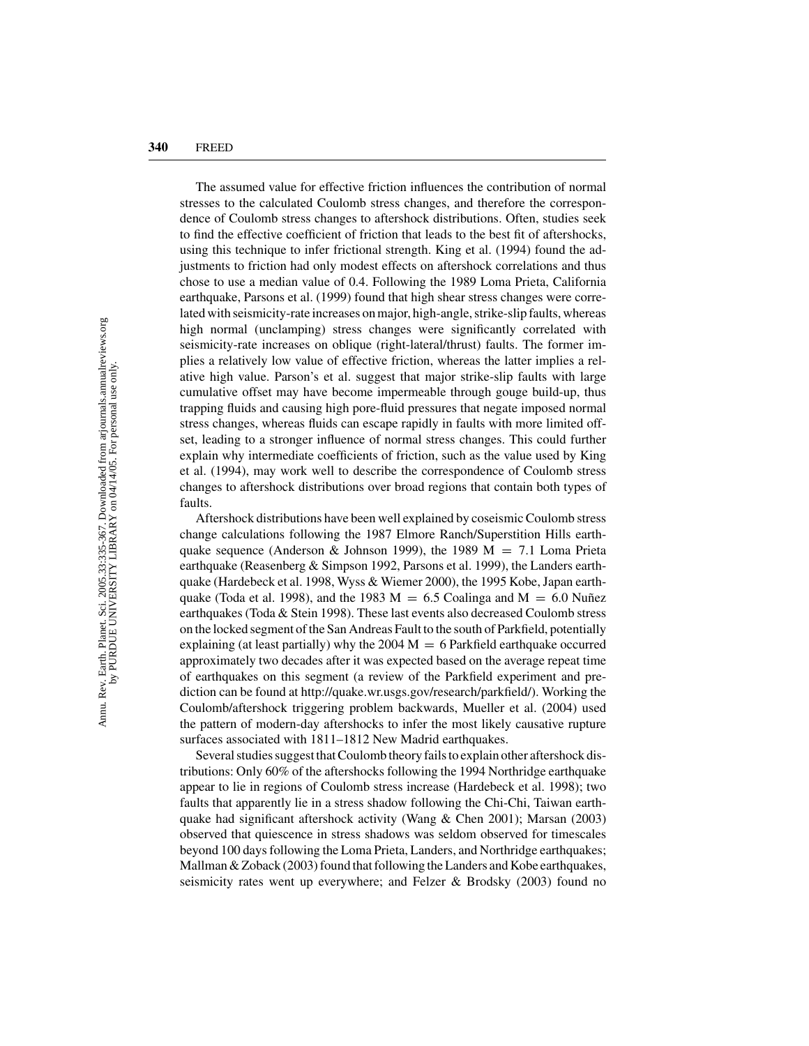The assumed value for effective friction influences the contribution of normal stresses to the calculated Coulomb stress changes, and therefore the correspondence of Coulomb stress changes to aftershock distributions. Often, studies seek to find the effective coefficient of friction that leads to the best fit of aftershocks, using this technique to infer frictional strength. King et al. (1994) found the adjustments to friction had only modest effects on aftershock correlations and thus chose to use a median value of 0.4. Following the 1989 Loma Prieta, California earthquake, Parsons et al. (1999) found that high shear stress changes were correlated with seismicity-rate increases on major, high-angle, strike-slip faults, whereas high normal (unclamping) stress changes were significantly correlated with seismicity-rate increases on oblique (right-lateral/thrust) faults. The former implies a relatively low value of effective friction, whereas the latter implies a relative high value. Parson's et al. suggest that major strike-slip faults with large cumulative offset may have become impermeable through gouge build-up, thus trapping fluids and causing high pore-fluid pressures that negate imposed normal stress changes, whereas fluids can escape rapidly in faults with more limited offset, leading to a stronger influence of normal stress changes. This could further explain why intermediate coefficients of friction, such as the value used by King et al. (1994), may work well to describe the correspondence of Coulomb stress changes to aftershock distributions over broad regions that contain both types of faults.

Aftershock distributions have been well explained by coseismic Coulomb stress change calculations following the 1987 Elmore Ranch/Superstition Hills earthquake sequence (Anderson & Johnson 1999), the 1989 $M = 7.1$ Loma Prieta earthquake (Reasenberg & Simpson 1992, Parsons et al. 1999), the Landers earthquake (Hardebeck et al. 1998, Wyss & Wiemer 2000), the 1995 Kobe, Japan earthquake (Toda et al. 1998), and the 1983 $M = 6.5$ Coalinga and $M = 6.0$ Nuñez earthquakes (Toda & Stein 1998). These last events also decreased Coulomb stress on the locked segment of the San Andreas Fault to the south of Parkfield, potentially explaining (at least partially) why the 2004 $M = 6$ Parkfield earthquake occurred approximately two decades after it was expected based on the average repeat time of earthquakes on this segment (a review of the Parkfield experiment and prediction can be found at http://quake.wr.usgs.gov/research/parkfield/). Working the Coulomb/aftershock triggering problem backwards, Mueller et al. (2004) used the pattern of modern-day aftershocks to infer the most likely causative rupture surfaces associated with 1811–1812 New Madrid earthquakes.

Several studies suggest that Coulomb theory fails to explain other aftershock distributions: Only 60% of the aftershocks following the 1994 Northridge earthquake appear to lie in regions of Coulomb stress increase (Hardebeck et al. 1998); two faults that apparently lie in a stress shadow following the Chi-Chi, Taiwan earthquake had significant aftershock activity (Wang & Chen 2001); Marsan (2003) observed that quiescence in stress shadows was seldom observed for timescales beyond 100 days following the Loma Prieta, Landers, and Northridge earthquakes; Mallman & Zoback (2003) found that following the Landers and Kobe earthquakes, seismicity rates went up everywhere; and Felzer & Brodsky (2003) found no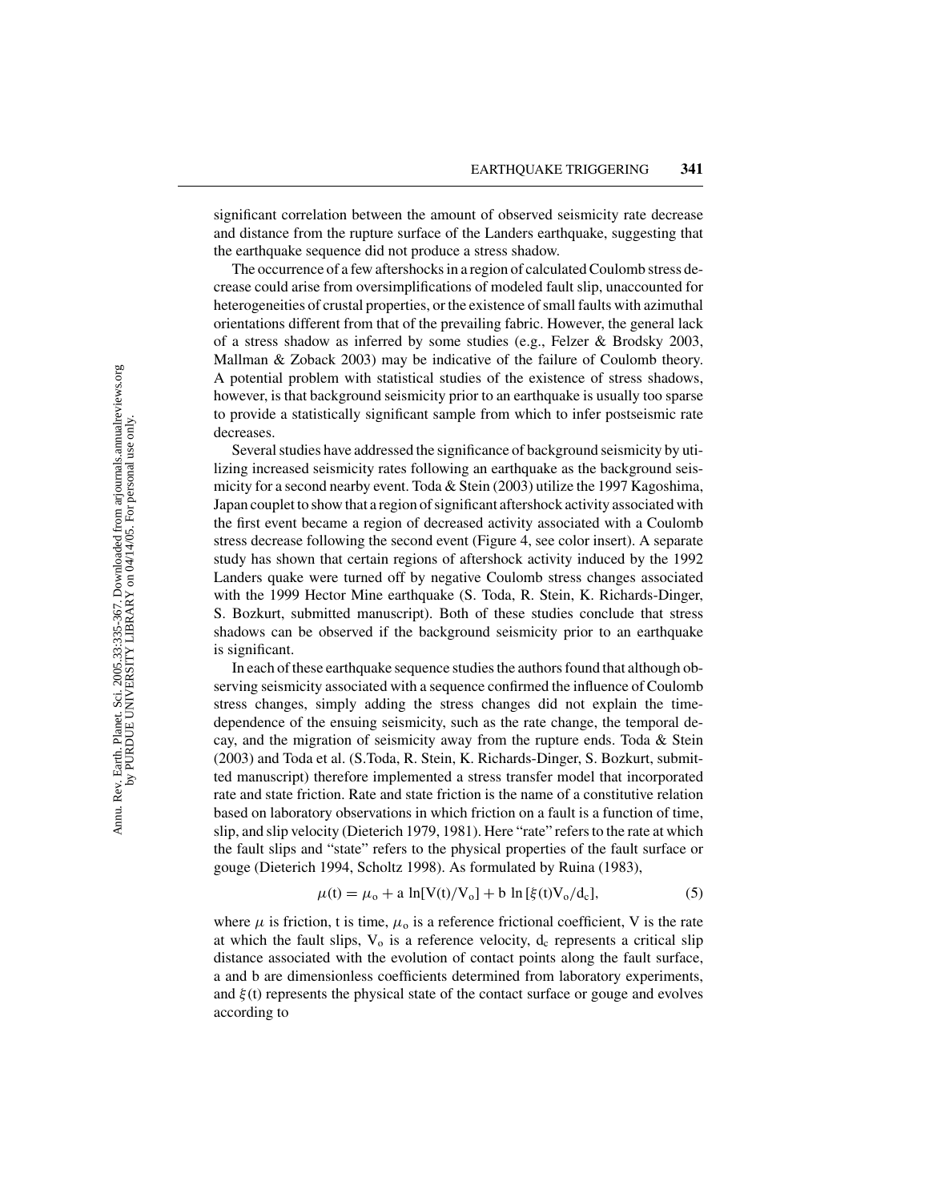significant correlation between the amount of observed seismicity rate decrease and distance from the rupture surface of the Landers earthquake, suggesting that the earthquake sequence did not produce a stress shadow.

The occurrence of a few aftershocks in a region of calculated Coulomb stress decrease could arise from oversimplifications of modeled fault slip, unaccounted for heterogeneities of crustal properties, or the existence of small faults with azimuthal orientations different from that of the prevailing fabric. However, the general lack of a stress shadow as inferred by some studies (e.g., Felzer & Brodsky 2003, Mallman & Zoback 2003) may be indicative of the failure of Coulomb theory. A potential problem with statistical studies of the existence of stress shadows, however, is that background seismicity prior to an earthquake is usually too sparse to provide a statistically significant sample from which to infer postseismic rate decreases.

Several studies have addressed the significance of background seismicity by utilizing increased seismicity rates following an earthquake as the background seismicity for a second nearby event. Toda & Stein (2003) utilize the 1997 Kagoshima, Japan couplet to show that a region of significant aftershock activity associated with the first event became a region of decreased activity associated with a Coulomb stress decrease following the second event (Figure 4, see color insert). A separate study has shown that certain regions of aftershock activity induced by the 1992 Landers quake were turned off by negative Coulomb stress changes associated with the 1999 Hector Mine earthquake (S. Toda, R. Stein, K. Richards-Dinger, S. Bozkurt, submitted manuscript). Both of these studies conclude that stress shadows can be observed if the background seismicity prior to an earthquake is significant.

In each of these earthquake sequence studies the authors found that although observing seismicity associated with a sequence confirmed the influence of Coulomb stress changes, simply adding the stress changes did not explain the time-dependence of the ensuing seismicity, such as the rate change, the temporal decay, and the migration of seismicity away from the rupture ends. Toda & Stein (2003) and Toda et al. (S.Toda, R. Stein, K. Richards-Dinger, S. Bozkurt, submitted manuscript) therefore implemented a stress transfer model that incorporated rate and state friction. Rate and state friction is the name of a constitutive relation based on laboratory observations in which friction on a fault is a function of time, slip, and slip velocity (Dieterich 1979, 1981). Here "rate" refers to the rate at which the fault slips and "state" refers to the physical properties of the fault surface or gouge (Dieterich 1994, Scholtz 1998). As formulated by Ruina (1983),

$$\mu(t) = \mu_o + a \ln[V(t)/V_o] + b \ln[\xi(t)V_o/d_c], \qquad (5)$$

where $\mu$ is friction, t is time, $\mu_o$ is a reference frictional coefficient, V is the rate at which the fault slips, $V_o$ is a reference velocity, $d_c$ represents a critical slip distance associated with the evolution of contact points along the fault surface, a and b are dimensionless coefficients determined from laboratory experiments, and $\xi(t)$ represents the physical state of the contact surface or gouge and evolves according to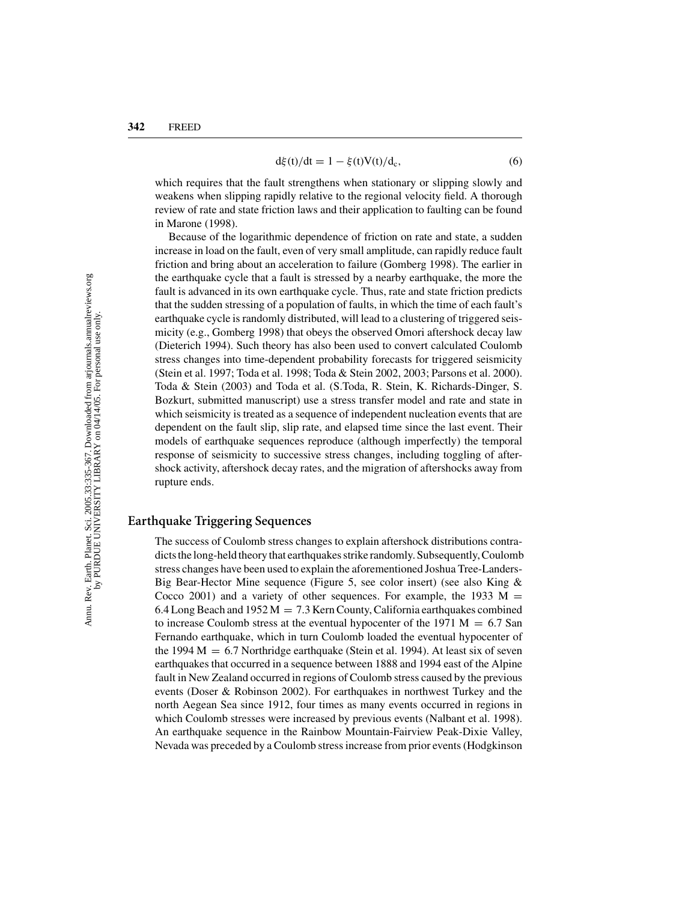$$d\xi(t)/dt = 1 - \xi(t)V(t)/d_c, \tag{6}$$

which requires that the fault strengthens when stationary or slipping slowly and weakens when slipping rapidly relative to the regional velocity field. A thorough review of rate and state friction laws and their application to faulting can be found in Marone (1998).

Because of the logarithmic dependence of friction on rate and state, a sudden increase in load on the fault, even of very small amplitude, can rapidly reduce fault friction and bring about an acceleration to failure (Gomberg 1998). The earlier in the earthquake cycle that a fault is stressed by a nearby earthquake, the more the fault is advanced in its own earthquake cycle. Thus, rate and state friction predicts that the sudden stressing of a population of faults, in which the time of each fault's earthquake cycle is randomly distributed, will lead to a clustering of triggered seismicity (e.g., Gomberg 1998) that obeys the observed Omori aftershock decay law (Dieterich 1994). Such theory has also been used to convert calculated Coulomb stress changes into time-dependent probability forecasts for triggered seismicity (Stein et al. 1997; Toda et al. 1998; Toda & Stein 2002, 2003; Parsons et al. 2000). Toda & Stein (2003) and Toda et al. (S.Toda, R. Stein, K. Richards-Dinger, S. Bozkurt, submitted manuscript) use a stress transfer model and rate and state in which seismicity is treated as a sequence of independent nucleation events that are dependent on the fault slip, slip rate, and elapsed time since the last event. Their models of earthquake sequences reproduce (although imperfectly) the temporal response of seismicity to successive stress changes, including toggling of aftershock activity, aftershock decay rates, and the migration of aftershocks away from rupture ends.

## Earthquake Triggering Sequences

The success of Coulomb stress changes to explain aftershock distributions contradicts the long-held theory that earthquakes strike randomly. Subsequently, Coulomb stress changes have been used to explain the aforementioned Joshua Tree-Landers-Big Bear-Hector Mine sequence (Figure 5, see color insert) (see also King & Cocco 2001) and a variety of other sequences. For example, the 1933 $M = 6.4$ Long Beach and 1952 $M = 7.3$ Kern County, California earthquakes combined to increase Coulomb stress at the eventual hypocenter of the 1971 $M = 6.7$ San Fernando earthquake, which in turn Coulomb loaded the eventual hypocenter of the 1994 $M = 6.7$ Northridge earthquake (Stein et al. 1994). At least six of seven earthquakes that occurred in a sequence between 1888 and 1994 east of the Alpine fault in New Zealand occurred in regions of Coulomb stress caused by the previous events (Doser & Robinson 2002). For earthquakes in northwest Turkey and the north Aegean Sea since 1912, four times as many events occurred in regions in which Coulomb stresses were increased by previous events (Nalbant et al. 1998). An earthquake sequence in the Rainbow Mountain-Fairview Peak-Dixie Valley, Nevada was preceded by a Coulomb stress increase from prior events (Hodgkinson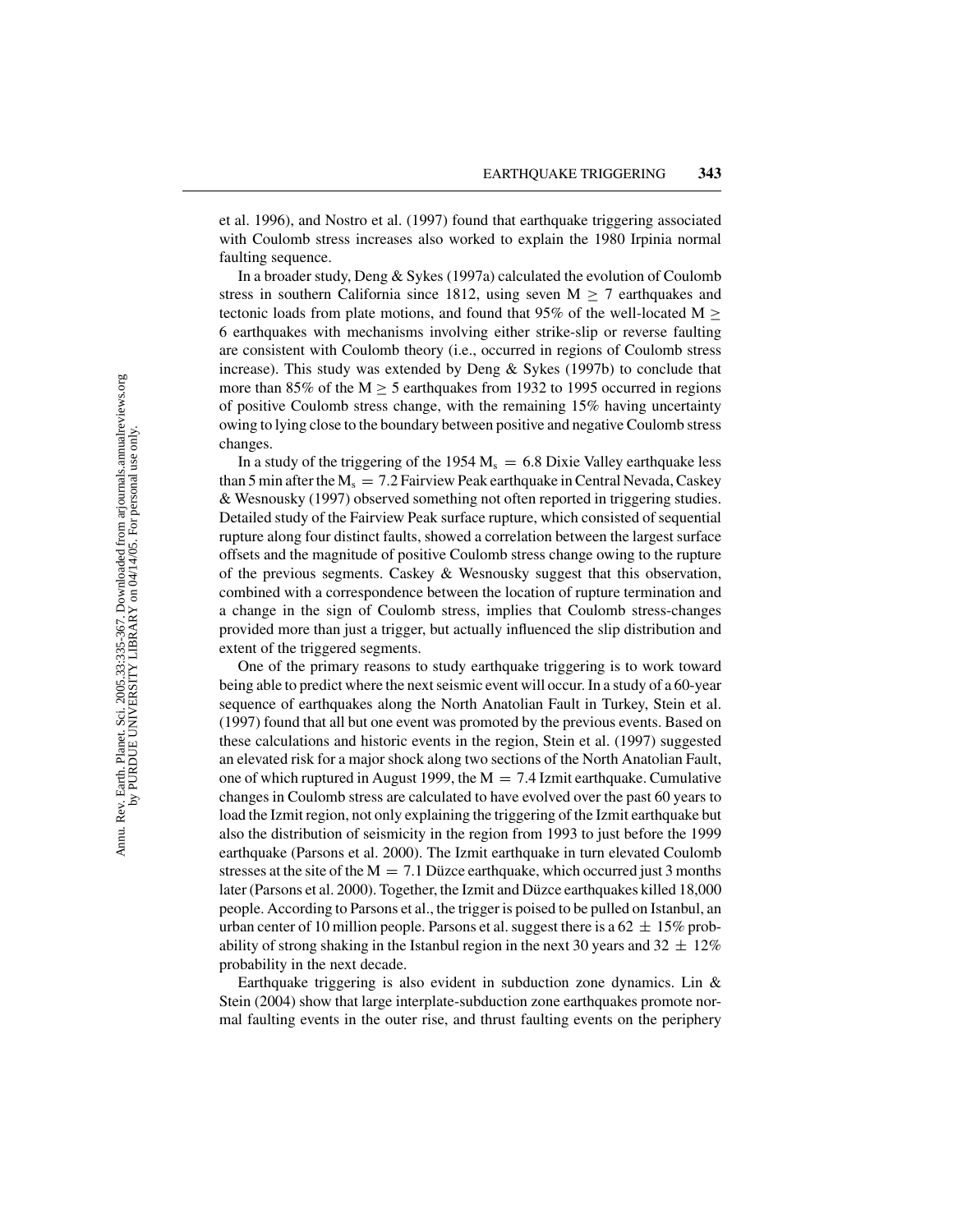et al. 1996), and Nostro et al. (1997) found that earthquake triggering associated with Coulomb stress increases also worked to explain the 1980 Irpinia normal faulting sequence.

In a broader study, Deng & Sykes (1997a) calculated the evolution of Coulomb stress in southern California since 1812, using seven $M \geq 7$ earthquakes and tectonic loads from plate motions, and found that 95% of the well-located $M \geq 6$ earthquakes with mechanisms involving either strike-slip or reverse faulting are consistent with Coulomb theory (i.e., occurred in regions of Coulomb stress increase). This study was extended by Deng & Sykes (1997b) to conclude that more than 85% of the $M \geq 5$ earthquakes from 1932 to 1995 occurred in regions of positive Coulomb stress change, with the remaining 15% having uncertainty owing to lying close to the boundary between positive and negative Coulomb stress changes.

In a study of the triggering of the 1954 $M_s = 6.8$ Dixie Valley earthquake less than 5 min after the $M_s = 7.2$ Fairview Peak earthquake in Central Nevada, Caskey & Wesnousky (1997) observed something not often reported in triggering studies. Detailed study of the Fairview Peak surface rupture, which consisted of sequential rupture along four distinct faults, showed a correlation between the largest surface offsets and the magnitude of positive Coulomb stress change owing to the rupture of the previous segments. Caskey & Wesnousky suggest that this observation, combined with a correspondence between the location of rupture termination and a change in the sign of Coulomb stress, implies that Coulomb stress-changes provided more than just a trigger, but actually influenced the slip distribution and extent of the triggered segments.

One of the primary reasons to study earthquake triggering is to work toward being able to predict where the next seismic event will occur. In a study of a 60-year sequence of earthquakes along the North Anatolian Fault in Turkey, Stein et al. (1997) found that all but one event was promoted by the previous events. Based on these calculations and historic events in the region, Stein et al. (1997) suggested an elevated risk for a major shock along two sections of the North Anatolian Fault, one of which ruptured in August 1999, the $M = 7.4$ Izmit earthquake. Cumulative changes in Coulomb stress are calculated to have evolved over the past 60 years to load the Izmit region, not only explaining the triggering of the Izmit earthquake but also the distribution of seismicity in the region from 1993 to just before the 1999 earthquake (Parsons et al. 2000). The Izmit earthquake in turn elevated Coulomb stresses at the site of the $M = 7.1$ Düzce earthquake, which occurred just 3 months later (Parsons et al. 2000). Together, the Izmit and Düzce earthquakes killed 18,000 people. According to Parsons et al., the trigger is poised to be pulled on Istanbul, an urban center of 10 million people. Parsons et al. suggest there is a $62 \pm 15\%$ probability of strong shaking in the Istanbul region in the next 30 years and $32 \pm 12\%$ probability in the next decade.

Earthquake triggering is also evident in subduction zone dynamics. Lin & Stein (2004) show that large interplate-subduction zone earthquakes promote normal faulting events in the outer rise, and thrust faulting events on the periphery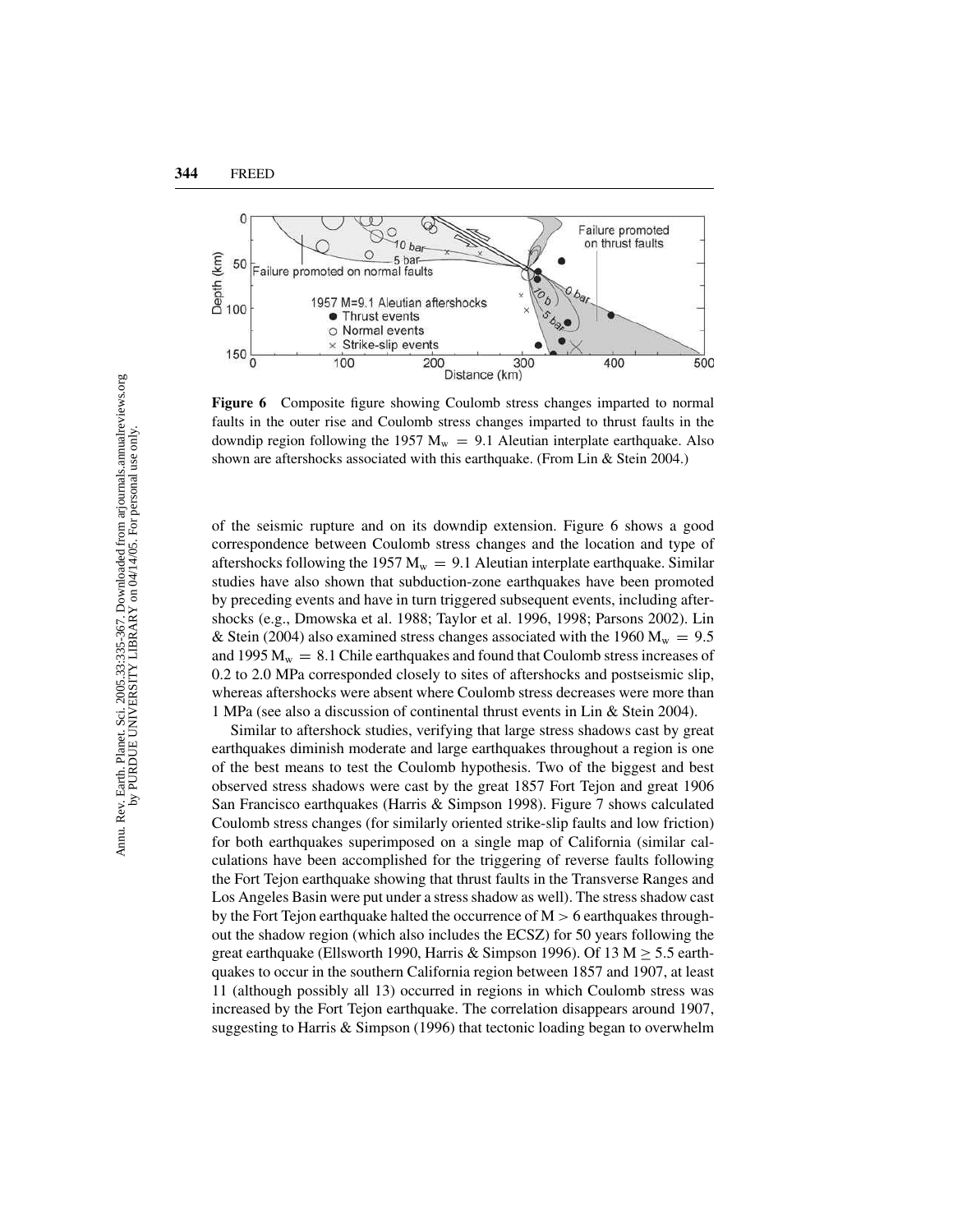**Figure 6** Composite figure showing Coulomb stress changes imparted to normal faults in the outer rise and Coulomb stress changes imparted to thrust faults in the downdip region following the 1957 $M_w = 9.1$ Aleutian interplate earthquake. Also shown are aftershocks associated with this earthquake. (From Lin & Stein 2004.)

of the seismic rupture and on its downdip extension. Figure 6 shows a good correspondence between Coulomb stress changes and the location and type of aftershocks following the 1957 $M_w = 9.1$ Aleutian interplate earthquake. Similar studies have also shown that subduction-zone earthquakes have been promoted by preceding events and have in turn triggered subsequent events, including aftershocks (e.g., Dmowska et al. 1988; Taylor et al. 1996, 1998; Parsons 2002). Lin & Stein (2004) also examined stress changes associated with the 1960 $M_w = 9.5$ and 1995 $M_w = 8.1$ Chile earthquakes and found that Coulomb stress increases of 0.2 to 2.0 MPa corresponded closely to sites of aftershocks and postseismic slip, whereas aftershocks were absent where Coulomb stress decreases were more than 1 MPa (see also a discussion of continental thrust events in Lin & Stein 2004).

Similar to aftershock studies, verifying that large stress shadows cast by great earthquakes diminish moderate and large earthquakes throughout a region is one of the best means to test the Coulomb hypothesis. Two of the biggest and best observed stress shadows were cast by the great 1857 Fort Tejon and great 1906 San Francisco earthquakes (Harris & Simpson 1998). Figure 7 shows calculated Coulomb stress changes (for similarly oriented strike-slip faults and low friction) for both earthquakes superimposed on a single map of California (similar calculations have been accomplished for the triggering of reverse faults following the Fort Tejon earthquake showing that thrust faults in the Transverse Ranges and Los Angeles Basin were put under a stress shadow as well). The stress shadow cast by the Fort Tejon earthquake halted the occurrence of $M > 6$ earthquakes throughout the shadow region (which also includes the ECSZ) for 50 years following the great earthquake (Ellsworth 1990, Harris & Simpson 1996). Of 13 $M \geq 5.5$ earthquakes to occur in the southern California region between 1857 and 1907, at least 11 (although possibly all 13) occurred in regions in which Coulomb stress was increased by the Fort Tejon earthquake. The correlation disappears around 1907, suggesting to Harris & Simpson (1996) that tectonic loading began to overwhelm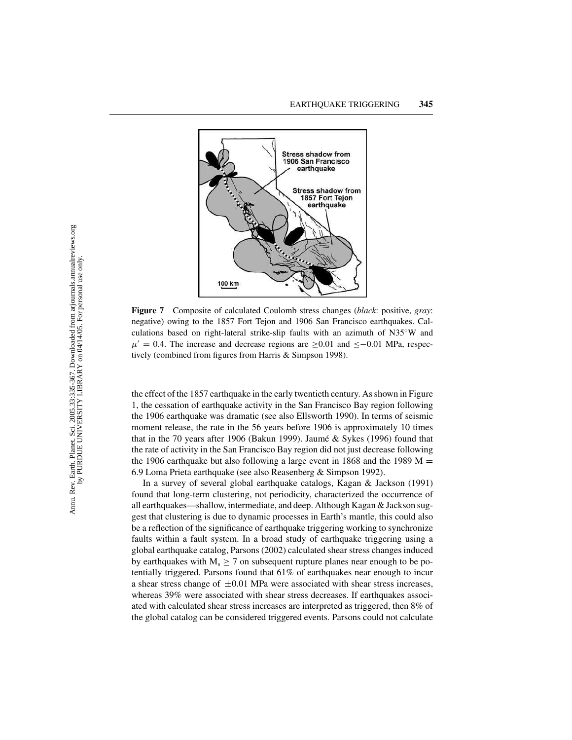**Figure 7** Composite of calculated Coulomb stress changes (*black*: positive, *gray*: negative) owing to the 1857 Fort Tejon and 1906 San Francisco earthquakes. Calculations based on right-lateral strike-slip faults with an azimuth of N35°W and $\mu' = 0.4$. The increase and decrease regions are $\geq 0.01$ and $\leq -0.01$ MPa, respectively (combined from figures from Harris & Simpson 1998).

the effect of the 1857 earthquake in the early twentieth century. As shown in Figure 1, the cessation of earthquake activity in the San Francisco Bay region following the 1906 earthquake was dramatic (see also Ellsworth 1990). In terms of seismic moment release, the rate in the 56 years before 1906 is approximately 10 times that in the 70 years after 1906 (Bakun 1999). Jaumé & Sykes (1996) found that the rate of activity in the San Francisco Bay region did not just decrease following the 1906 earthquake but also following a large event in 1868 and the 1989 $M = 6.9$ Loma Prieta earthquake (see also Reasenberg & Simpson 1992).

In a survey of several global earthquake catalogs, Kagan & Jackson (1991) found that long-term clustering, not periodicity, characterized the occurrence of all earthquakes—shallow, intermediate, and deep. Although Kagan & Jackson suggest that clustering is due to dynamic processes in Earth's mantle, this could also be a reflection of the significance of earthquake triggering working to synchronize faults within a fault system. In a broad study of earthquake triggering using a global earthquake catalog, Parsons (2002) calculated shear stress changes induced by earthquakes with $M_s \geq 7$ on subsequent rupture planes near enough to be potentially triggered. Parsons found that 61% of earthquakes near enough to incur a shear stress change of $\pm 0.01$ MPa were associated with shear stress increases, whereas 39% were associated with shear stress decreases. If earthquakes associated with calculated shear stress increases are interpreted as triggered, then 8% of the global catalog can be considered triggered events. Parsons could not calculate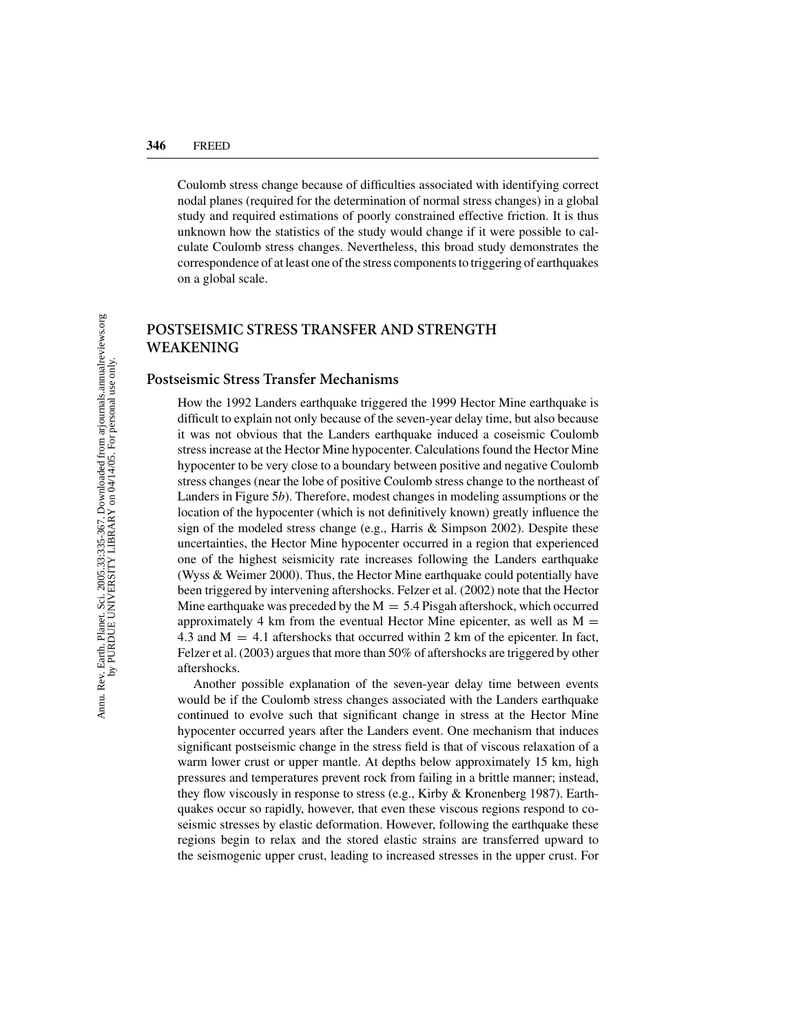Coulomb stress change because of difficulties associated with identifying correct nodal planes (required for the determination of normal stress changes) in a global study and required estimations of poorly constrained effective friction. It is thus unknown how the statistics of the study would change if it were possible to calculate Coulomb stress changes. Nevertheless, this broad study demonstrates the correspondence of at least one of the stress components to triggering of earthquakes on a global scale.

## POSTSEISMIC STRESS TRANSFER AND STRENGTH WEAKENING

### Postseismic Stress Transfer Mechanisms

How the 1992 Landers earthquake triggered the 1999 Hector Mine earthquake is difficult to explain not only because of the seven-year delay time, but also because it was not obvious that the Landers earthquake induced a coseismic Coulomb stress increase at the Hector Mine hypocenter. Calculations found the Hector Mine hypocenter to be very close to a boundary between positive and negative Coulomb stress changes (near the lobe of positive Coulomb stress change to the northeast of Landers in Figure 5*b*). Therefore, modest changes in modeling assumptions or the location of the hypocenter (which is not definitively known) greatly influence the sign of the modeled stress change (e.g., Harris & Simpson 2002). Despite these uncertainties, the Hector Mine hypocenter occurred in a region that experienced one of the highest seismicity rate increases following the Landers earthquake (Wyss & Weimer 2000). Thus, the Hector Mine earthquake could potentially have been triggered by intervening aftershocks. Felzer et al. (2002) note that the Hector Mine earthquake was preceded by the M = 5.4 Pisgah aftershock, which occurred approximately 4 km from the eventual Hector Mine epicenter, as well as M = 4.3 and M = 4.1 aftershocks that occurred within 2 km of the epicenter. In fact, Felzer et al. (2003) argues that more than 50% of aftershocks are triggered by other aftershocks.

Another possible explanation of the seven-year delay time between events would be if the Coulomb stress changes associated with the Landers earthquake continued to evolve such that significant change in stress at the Hector Mine hypocenter occurred years after the Landers event. One mechanism that induces significant postseismic change in the stress field is that of viscous relaxation of a warm lower crust or upper mantle. At depths below approximately 15 km, high pressures and temperatures prevent rock from failing in a brittle manner; instead, they flow viscously in response to stress (e.g., Kirby & Kronenberg 1987). Earthquakes occur so rapidly, however, that even these viscous regions respond to coseismic stresses by elastic deformation. However, following the earthquake these regions begin to relax and the stored elastic strains are transferred upward to the seismogenic upper crust, leading to increased stresses in the upper crust. For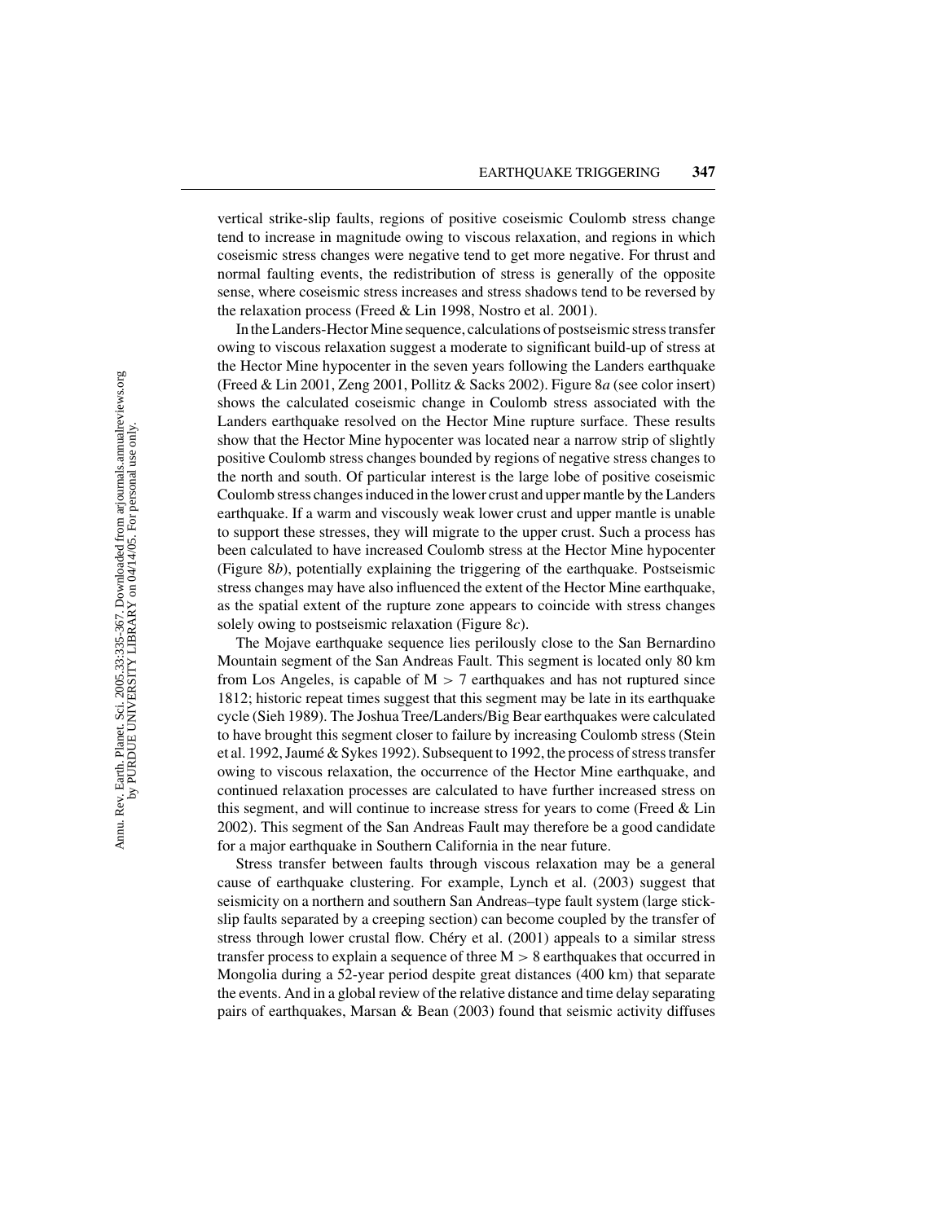vertical strike-slip faults, regions of positive coseismic Coulomb stress change tend to increase in magnitude owing to viscous relaxation, and regions in which coseismic stress changes were negative tend to get more negative. For thrust and normal faulting events, the redistribution of stress is generally of the opposite sense, where coseismic stress increases and stress shadows tend to be reversed by the relaxation process (Freed & Lin 1998, Nostro et al. 2001).

In the Landers-Hector Mine sequence, calculations of postseismic stress transfer owing to viscous relaxation suggest a moderate to significant build-up of stress at the Hector Mine hypocenter in the seven years following the Landers earthquake (Freed & Lin 2001, Zeng 2001, Pollitz & Sacks 2002). Figure 8*a* (see color insert) shows the calculated coseismic change in Coulomb stress associated with the Landers earthquake resolved on the Hector Mine rupture surface. These results show that the Hector Mine hypocenter was located near a narrow strip of slightly positive Coulomb stress changes bounded by regions of negative stress changes to the north and south. Of particular interest is the large lobe of positive coseismic Coulomb stress changes induced in the lower crust and upper mantle by the Landers earthquake. If a warm and viscously weak lower crust and upper mantle is unable to support these stresses, they will migrate to the upper crust. Such a process has been calculated to have increased Coulomb stress at the Hector Mine hypocenter (Figure 8*b*), potentially explaining the triggering of the earthquake. Postseismic stress changes may have also influenced the extent of the Hector Mine earthquake, as the spatial extent of the rupture zone appears to coincide with stress changes solely owing to postseismic relaxation (Figure 8*c*).

The Mojave earthquake sequence lies perilously close to the San Bernardino Mountain segment of the San Andreas Fault. This segment is located only 80 km from Los Angeles, is capable of $M > 7$ earthquakes and has not ruptured since 1812; historic repeat times suggest that this segment may be late in its earthquake cycle (Sieh 1989). The Joshua Tree/Landers/Big Bear earthquakes were calculated to have brought this segment closer to failure by increasing Coulomb stress (Stein et al. 1992, Jaumé & Sykes 1992). Subsequent to 1992, the process of stress transfer owing to viscous relaxation, the occurrence of the Hector Mine earthquake, and continued relaxation processes are calculated to have further increased stress on this segment, and will continue to increase stress for years to come (Freed & Lin 2002). This segment of the San Andreas Fault may therefore be a good candidate for a major earthquake in Southern California in the near future.

Stress transfer between faults through viscous relaxation may be a general cause of earthquake clustering. For example, Lynch et al. (2003) suggest that seismicity on a northern and southern San Andreas–type fault system (large stick-slip faults separated by a creeping section) can become coupled by the transfer of stress through lower crustal flow. Chéry et al. (2001) appeals to a similar stress transfer process to explain a sequence of three $M > 8$ earthquakes that occurred in Mongolia during a 52-year period despite great distances (400 km) that separate the events. And in a global review of the relative distance and time delay separating pairs of earthquakes, Marsan & Bean (2003) found that seismic activity diffuses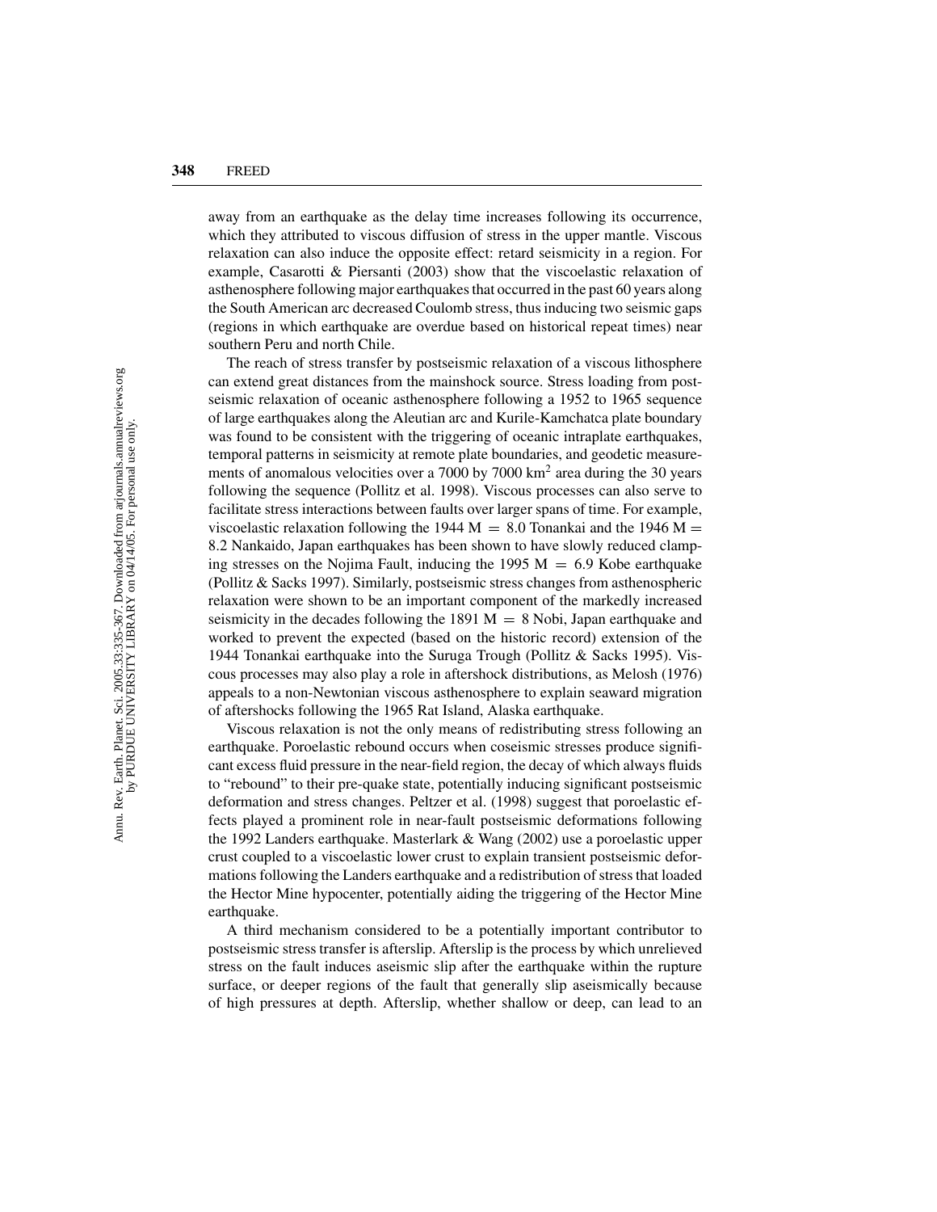away from an earthquake as the delay time increases following its occurrence, which they attributed to viscous diffusion of stress in the upper mantle. Viscous relaxation can also induce the opposite effect: retard seismicity in a region. For example, Casarotti & Piersanti (2003) show that the viscoelastic relaxation of asthenosphere following major earthquakes that occurred in the past 60 years along the South American arc decreased Coulomb stress, thus inducing two seismic gaps (regions in which earthquake are overdue based on historical repeat times) near southern Peru and north Chile.

The reach of stress transfer by postseismic relaxation of a viscous lithosphere can extend great distances from the mainshock source. Stress loading from postseismic relaxation of oceanic asthenosphere following a 1952 to 1965 sequence of large earthquakes along the Aleutian arc and Kurile-Kamchatca plate boundary was found to be consistent with the triggering of oceanic intraplate earthquakes, temporal patterns in seismicity at remote plate boundaries, and geodetic measurements of anomalous velocities over a 7000 by 7000 $km^2$ area during the 30 years following the sequence (Pollitz et al. 1998). Viscous processes can also serve to facilitate stress interactions between faults over larger spans of time. For example, viscoelastic relaxation following the 1944 $M = 8.0$ Tonankai and the 1946 $M = 8.2$ Nankaido, Japan earthquakes has been shown to have slowly reduced clamping stresses on the Nojima Fault, inducing the 1995 $M = 6.9$ Kobe earthquake (Pollitz & Sacks 1997). Similarly, postseismic stress changes from asthenospheric relaxation were shown to be an important component of the markedly increased seismicity in the decades following the 1891 $M = 8$ Nobi, Japan earthquake and worked to prevent the expected (based on the historic record) extension of the 1944 Tonankai earthquake into the Suruga Trough (Pollitz & Sacks 1995). Viscous processes may also play a role in aftershock distributions, as Melosh (1976) appeals to a non-Newtonian viscous asthenosphere to explain seaward migration of aftershocks following the 1965 Rat Island, Alaska earthquake.

Viscous relaxation is not the only means of redistributing stress following an earthquake. Poroelastic rebound occurs when coseismic stresses produce significant excess fluid pressure in the near-field region, the decay of which always fluids to "rebound" to their pre-quake state, potentially inducing significant postseismic deformation and stress changes. Peltzer et al. (1998) suggest that poroelastic effects played a prominent role in near-fault postseismic deformations following the 1992 Landers earthquake. Masterlark & Wang (2002) use a poroelastic upper crust coupled to a viscoelastic lower crust to explain transient postseismic deformations following the Landers earthquake and a redistribution of stress that loaded the Hector Mine hypocenter, potentially aiding the triggering of the Hector Mine earthquake.

A third mechanism considered to be a potentially important contributor to postseismic stress transfer is afterslip. Afterslip is the process by which unrelieved stress on the fault induces aseismic slip after the earthquake within the rupture surface, or deeper regions of the fault that generally slip aseismically because of high pressures at depth. Afterslip, whether shallow or deep, can lead to an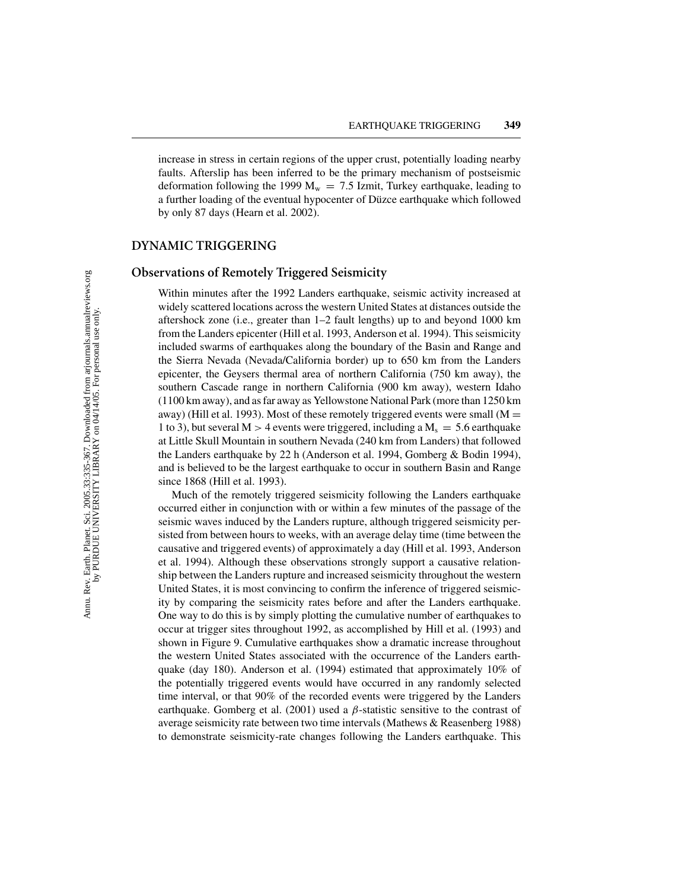increase in stress in certain regions of the upper crust, potentially loading nearby faults. Afterslip has been inferred to be the primary mechanism of postseismic deformation following the 1999 $M_w = 7.5$ Izmit, Turkey earthquake, leading to a further loading of the eventual hypocenter of Düzce earthquake which followed by only 87 days (Hearn et al. 2002).

## DYNAMIC TRIGGERING

### Observations of Remotely Triggered Seismicity

Within minutes after the 1992 Landers earthquake, seismic activity increased at widely scattered locations across the western United States at distances outside the aftershock zone (i.e., greater than 1–2 fault lengths) up to and beyond 1000 km from the Landers epicenter (Hill et al. 1993, Anderson et al. 1994). This seismicity included swarms of earthquakes along the boundary of the Basin and Range and the Sierra Nevada (Nevada/California border) up to 650 km from the Landers epicenter, the Geysers thermal area of northern California (750 km away), the southern Cascade range in northern California (900 km away), western Idaho (1100 km away), and as far away as Yellowstone National Park (more than 1250 km away) (Hill et al. 1993). Most of these remotely triggered events were small ($M = 1$ to 3), but several $M > 4$ events were triggered, including a $M_s = 5.6$ earthquake at Little Skull Mountain in southern Nevada (240 km from Landers) that followed the Landers earthquake by 22 h (Anderson et al. 1994, Gomberg & Bodin 1994), and is believed to be the largest earthquake to occur in southern Basin and Range since 1868 (Hill et al. 1993).

Much of the remotely triggered seismicity following the Landers earthquake occurred either in conjunction with or within a few minutes of the passage of the seismic waves induced by the Landers rupture, although triggered seismicity persisted from between hours to weeks, with an average delay time (time between the causative and triggered events) of approximately a day (Hill et al. 1993, Anderson et al. 1994). Although these observations strongly support a causative relationship between the Landers rupture and increased seismicity throughout the western United States, it is most convincing to confirm the inference of triggered seismicity by comparing the seismicity rates before and after the Landers earthquake. One way to do this is by simply plotting the cumulative number of earthquakes to occur at trigger sites throughout 1992, as accomplished by Hill et al. (1993) and shown in Figure 9. Cumulative earthquakes show a dramatic increase throughout the western United States associated with the occurrence of the Landers earthquake (day 180). Anderson et al. (1994) estimated that approximately 10% of the potentially triggered events would have occurred in any randomly selected time interval, or that 90% of the recorded events were triggered by the Landers earthquake. Gomberg et al. (2001) used a $\beta$-statistic sensitive to the contrast of average seismicity rate between two time intervals (Mathews & Reasenberg 1988) to demonstrate seismicity-rate changes following the Landers earthquake. This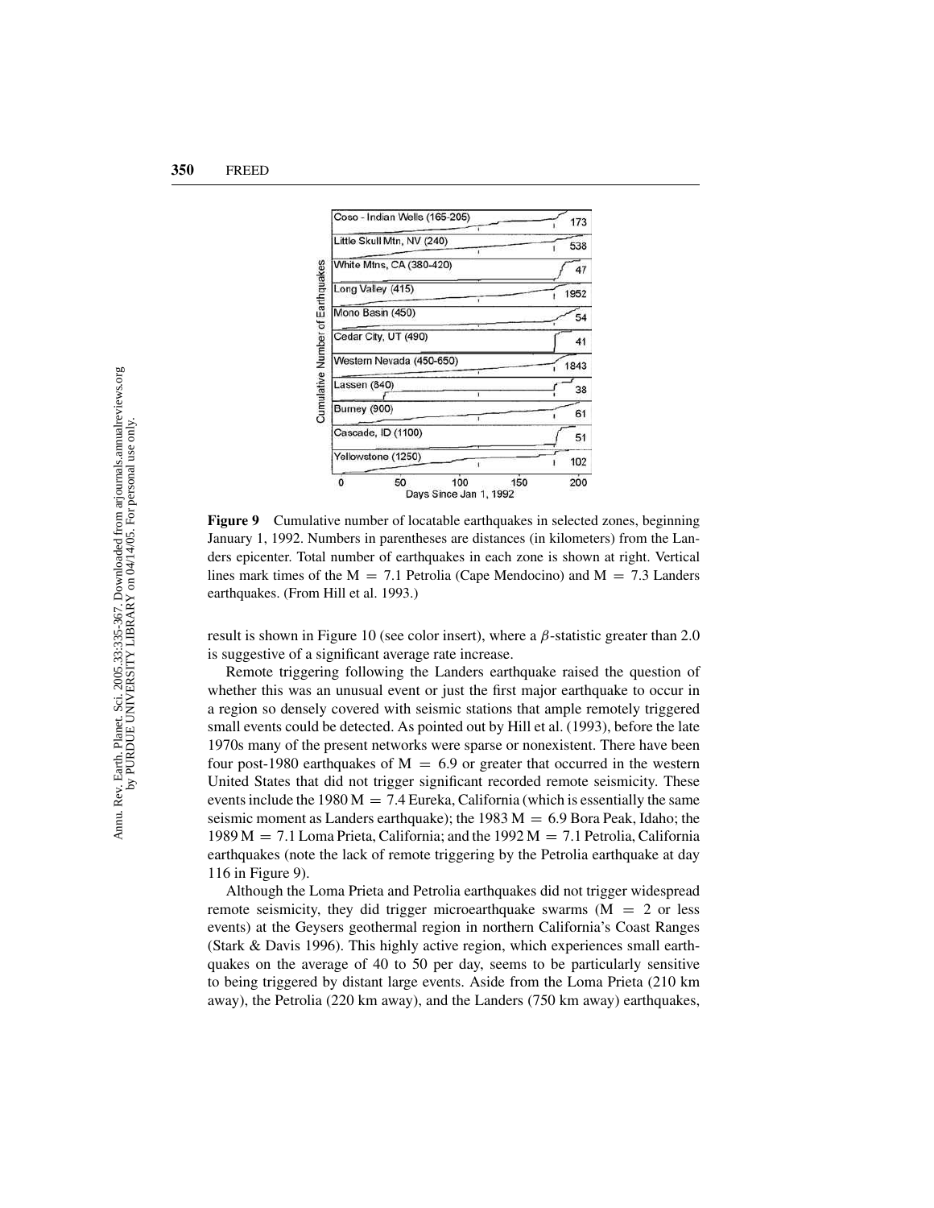**Figure 9** Cumulative number of locatable earthquakes in selected zones, beginning January 1, 1992. Numbers in parentheses are distances (in kilometers) from the Landers epicenter. Total number of earthquakes in each zone is shown at right. Vertical lines mark times of the M = 7.1 Petrolia (Cape Mendocino) and M = 7.3 Landers earthquakes. (From Hill et al. 1993.)

result is shown in Figure 10 (see color insert), where a $\beta$-statistic greater than 2.0 is suggestive of a significant average rate increase.

Remote triggering following the Landers earthquake raised the question of whether this was an unusual event or just the first major earthquake to occur in a region so densely covered with seismic stations that ample remotely triggered small events could be detected. As pointed out by Hill et al. (1993), before the late 1970s many of the present networks were sparse or nonexistent. There have been four post-1980 earthquakes of M = 6.9 or greater that occurred in the western United States that did not trigger significant recorded remote seismicity. These events include the 1980 M = 7.4 Eureka, California (which is essentially the same seismic moment as Landers earthquake); the 1983 M = 6.9 Bora Peak, Idaho; the 1989 M = 7.1 Loma Prieta, California; and the 1992 M = 7.1 Petrolia, California earthquakes (note the lack of remote triggering by the Petrolia earthquake at day 116 in Figure 9).

Although the Loma Prieta and Petrolia earthquakes did not trigger widespread remote seismicity, they did trigger microearthquake swarms (M = 2 or less events) at the Geysers geothermal region in northern California's Coast Ranges (Stark & Davis 1996). This highly active region, which experiences small earthquakes on the average of 40 to 50 per day, seems to be particularly sensitive to being triggered by distant large events. Aside from the Loma Prieta (210 km away), the Petrolia (220 km away), and the Landers (750 km away) earthquakes,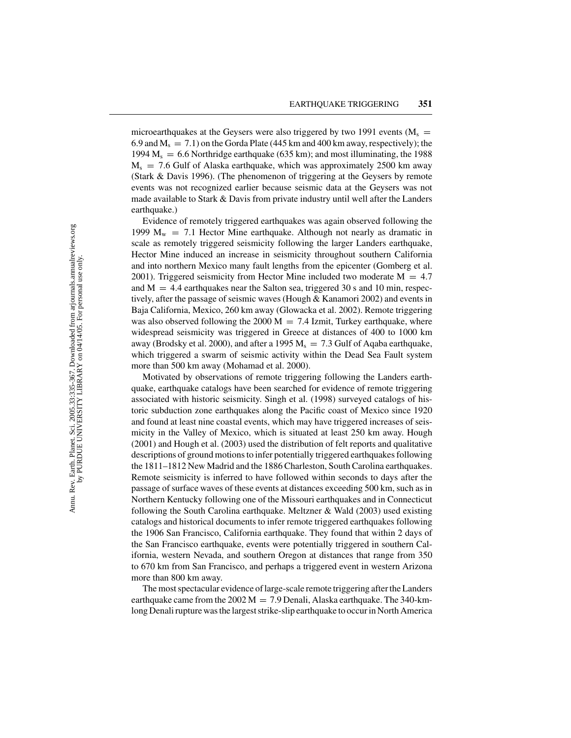microearthquakes at the Geysers were also triggered by two 1991 events ($M_s = 6.9$ and $M_s = 7.1$) on the Gorda Plate (445 km and 400 km away, respectively); the 1994 $M_s = 6.6$ Northridge earthquake (635 km); and most illuminating, the 1988 $M_s = 7.6$ Gulf of Alaska earthquake, which was approximately 2500 km away (Stark & Davis 1996). (The phenomenon of triggering at the Geysers by remote events was not recognized earlier because seismic data at the Geysers was not made available to Stark & Davis from private industry until well after the Landers earthquake.)

Evidence of remotely triggered earthquakes was again observed following the 1999 $M_w = 7.1$ Hector Mine earthquake. Although not nearly as dramatic in scale as remotely triggered seismicity following the larger Landers earthquake, Hector Mine induced an increase in seismicity throughout southern California and into northern Mexico many fault lengths from the epicenter (Gomberg et al. 2001). Triggered seismicity from Hector Mine included two moderate $M = 4.7$ and $M = 4.4$ earthquakes near the Salton sea, triggered 30 s and 10 min, respectively, after the passage of seismic waves (Hough & Kanamori 2002) and events in Baja California, Mexico, 260 km away (Glowacka et al. 2002). Remote triggering was also observed following the 2000 $M = 7.4$ Izmit, Turkey earthquake, where widespread seismicity was triggered in Greece at distances of 400 to 1000 km away (Brodsky et al. 2000), and after a 1995 $M_s = 7.3$ Gulf of Aqaba earthquake, which triggered a swarm of seismic activity within the Dead Sea Fault system more than 500 km away (Mohamad et al. 2000).

Motivated by observations of remote triggering following the Landers earthquake, earthquake catalogs have been searched for evidence of remote triggering associated with historic seismicity. Singh et al. (1998) surveyed catalogs of historic subduction zone earthquakes along the Pacific coast of Mexico since 1920 and found at least nine coastal events, which may have triggered increases of seismicity in the Valley of Mexico, which is situated at least 250 km away. Hough (2001) and Hough et al. (2003) used the distribution of felt reports and qualitative descriptions of ground motions to infer potentially triggered earthquakes following the 1811–1812 New Madrid and the 1886 Charleston, South Carolina earthquakes. Remote seismicity is inferred to have followed within seconds to days after the passage of surface waves of these events at distances exceeding 500 km, such as in Northern Kentucky following one of the Missouri earthquakes and in Connecticut following the South Carolina earthquake. Meltzner & Wald (2003) used existing catalogs and historical documents to infer remote triggered earthquakes following the 1906 San Francisco, California earthquake. They found that within 2 days of the San Francisco earthquake, events were potentially triggered in southern California, western Nevada, and southern Oregon at distances that range from 350 to 670 km from San Francisco, and perhaps a triggered event in western Arizona more than 800 km away.

The most spectacular evidence of large-scale remote triggering after the Landers earthquake came from the 2002 $M = 7.9$ Denali, Alaska earthquake. The 340-km-long Denali rupture was the largest strike-slip earthquake to occur in North America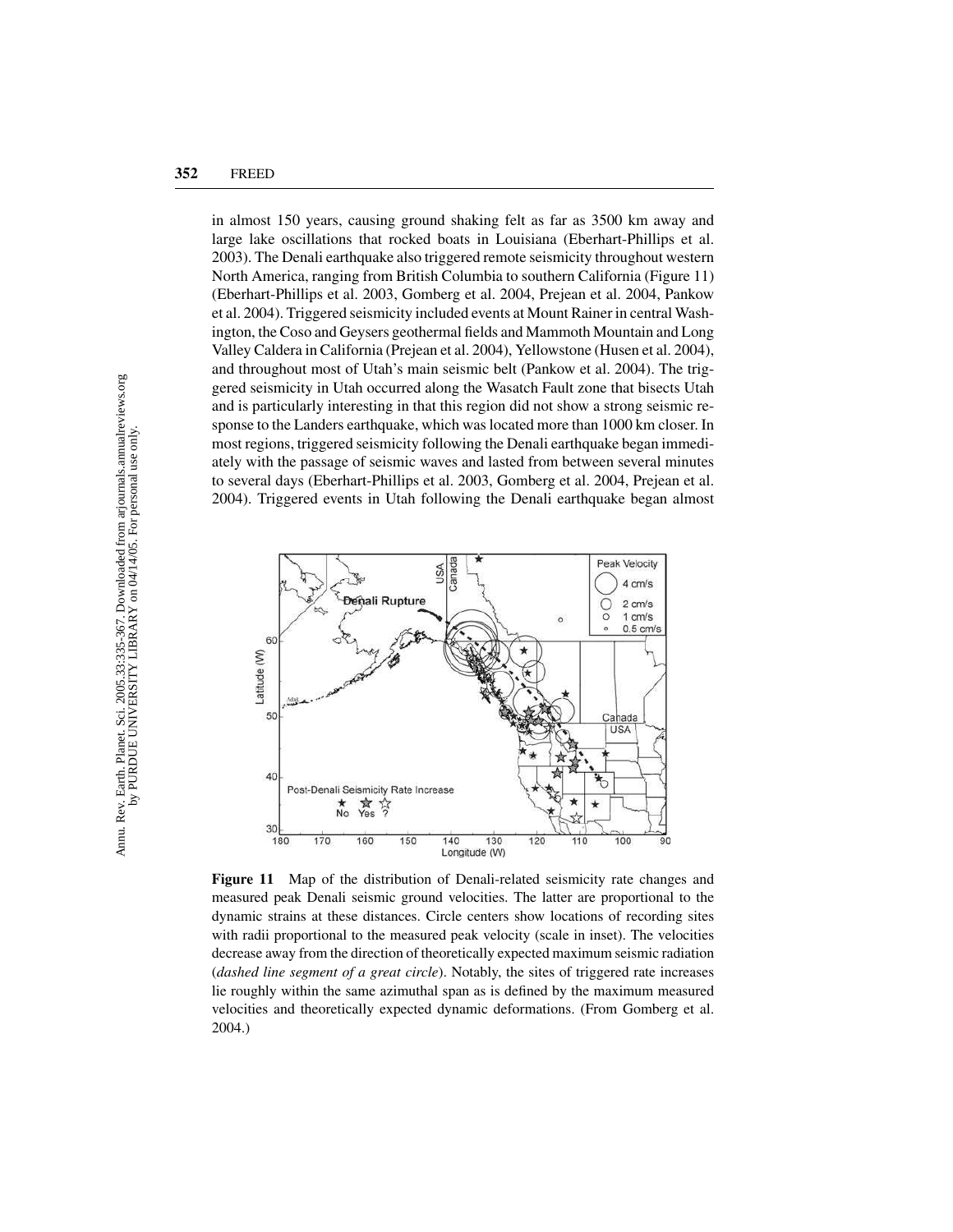in almost 150 years, causing ground shaking felt as far as 3500 km away and large lake oscillations that rocked boats in Louisiana (Eberhart-Phillips et al. 2003). The Denali earthquake also triggered remote seismicity throughout western North America, ranging from British Columbia to southern California (Figure 11) (Eberhart-Phillips et al. 2003, Gomberg et al. 2004, Prejean et al. 2004, Pankow et al. 2004). Triggered seismicity included events at Mount Rainer in central Washington, the Coso and Geysers geothermal fields and Mammoth Mountain and Long Valley Caldera in California (Prejean et al. 2004), Yellowstone (Husen et al. 2004), and throughout most of Utah's main seismic belt (Pankow et al. 2004). The triggered seismicity in Utah occurred along the Wasatch Fault zone that bisects Utah and is particularly interesting in that this region did not show a strong seismic response to the Landers earthquake, which was located more than 1000 km closer. In most regions, triggered seismicity following the Denali earthquake began immediately with the passage of seismic waves and lasted from between several minutes to several days (Eberhart-Phillips et al. 2003, Gomberg et al. 2004, Prejean et al. 2004). Triggered events in Utah following the Denali earthquake began almost

**Figure 11** Map of the distribution of Denali-related seismicity rate changes and measured peak Denali seismic ground velocities. The latter are proportional to the dynamic strains at these distances. Circle centers show locations of recording sites with radii proportional to the measured peak velocity (scale in inset). The velocities decrease away from the direction of theoretically expected maximum seismic radiation (*dashed line segment of a great circle*). Notably, the sites of triggered rate increases lie roughly within the same azimuthal span as is defined by the maximum measured velocities and theoretically expected dynamic deformations. (From Gomberg et al. 2004.)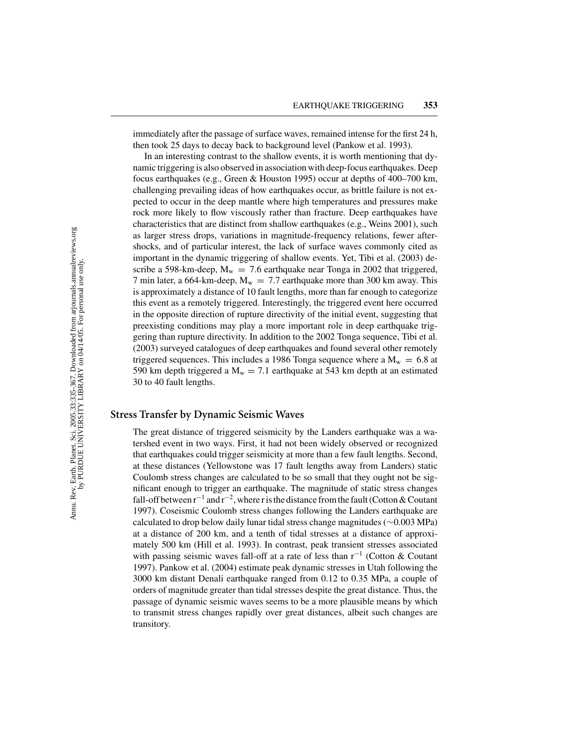immediately after the passage of surface waves, remained intense for the first 24 h, then took 25 days to decay back to background level (Pankow et al. 1993).

In an interesting contrast to the shallow events, it is worth mentioning that dynamic triggering is also observed in association with deep-focus earthquakes. Deep focus earthquakes (e.g., Green & Houston 1995) occur at depths of 400–700 km, challenging prevailing ideas of how earthquakes occur, as brittle failure is not expected to occur in the deep mantle where high temperatures and pressures make rock more likely to flow viscously rather than fracture. Deep earthquakes have characteristics that are distinct from shallow earthquakes (e.g., Weins 2001), such as larger stress drops, variations in magnitude-frequency relations, fewer aftershocks, and of particular interest, the lack of surface waves commonly cited as important in the dynamic triggering of shallow events. Yet, Tibi et al. (2003) describe a 598-km-deep, $M_w = 7.6$ earthquake near Tonga in 2002 that triggered, 7 min later, a 664-km-deep, $M_w = 7.7$ earthquake more than 300 km away. This is approximately a distance of 10 fault lengths, more than far enough to categorize this event as a remotely triggered. Interestingly, the triggered event here occurred in the opposite direction of rupture directivity of the initial event, suggesting that preexisting conditions may play a more important role in deep earthquake triggering than rupture directivity. In addition to the 2002 Tonga sequence, Tibi et al. (2003) surveyed catalogues of deep earthquakes and found several other remotely triggered sequences. This includes a 1986 Tonga sequence where a $M_w = 6.8$ at 590 km depth triggered a $M_w = 7.1$ earthquake at 543 km depth at an estimated 30 to 40 fault lengths.

## Stress Transfer by Dynamic Seismic Waves

The great distance of triggered seismicity by the Landers earthquake was a watershed event in two ways. First, it had not been widely observed or recognized that earthquakes could trigger seismicity at more than a few fault lengths. Second, at these distances (Yellowstone was 17 fault lengths away from Landers) static Coulomb stress changes are calculated to be so small that they ought not be significant enough to trigger an earthquake. The magnitude of static stress changes fall-off between $r^{-1}$ and $r^{-2}$, where r is the distance from the fault (Cotton & Coutant 1997). Coseismic Coulomb stress changes following the Landers earthquake are calculated to drop below daily lunar tidal stress change magnitudes (~0.003 MPa) at a distance of 200 km, and a tenth of tidal stresses at a distance of approximately 500 km (Hill et al. 1993). In contrast, peak transient stresses associated with passing seismic waves fall-off at a rate of less than $r^{-1}$ (Cotton & Coutant 1997). Pankow et al. (2004) estimate peak dynamic stresses in Utah following the 3000 km distant Denali earthquake ranged from 0.12 to 0.35 MPa, a couple of orders of magnitude greater than tidal stresses despite the great distance. Thus, the passage of dynamic seismic waves seems to be a more plausible means by which to transmit stress changes rapidly over great distances, albeit such changes are transitory.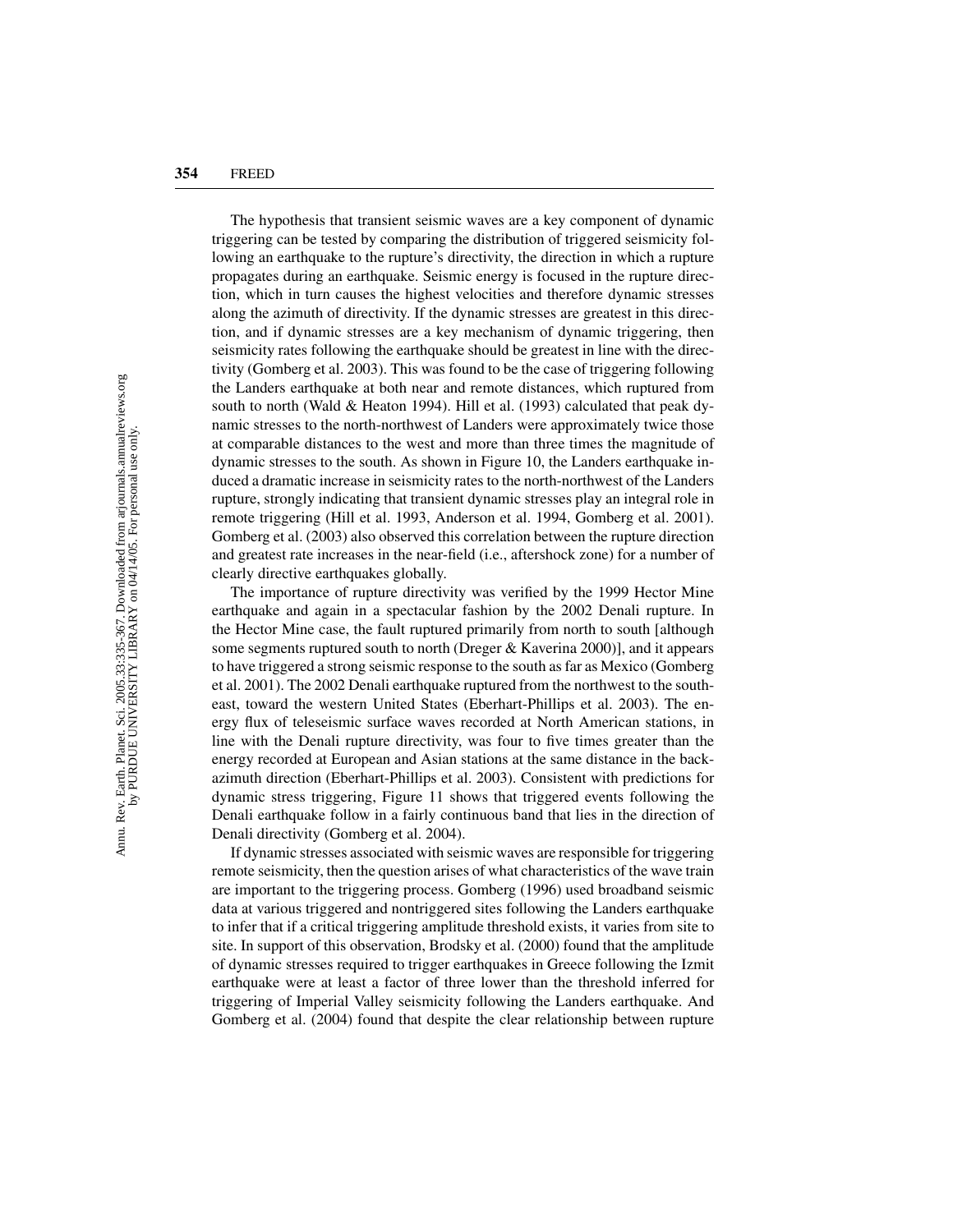The hypothesis that transient seismic waves are a key component of dynamic triggering can be tested by comparing the distribution of triggered seismicity following an earthquake to the rupture's directivity, the direction in which a rupture propagates during an earthquake. Seismic energy is focused in the rupture direction, which in turn causes the highest velocities and therefore dynamic stresses along the azimuth of directivity. If the dynamic stresses are greatest in this direction, and if dynamic stresses are a key mechanism of dynamic triggering, then seismicity rates following the earthquake should be greatest in line with the directivity (Gomberg et al. 2003). This was found to be the case of triggering following the Landers earthquake at both near and remote distances, which ruptured from south to north (Wald & Heaton 1994). Hill et al. (1993) calculated that peak dynamic stresses to the north-northwest of Landers were approximately twice those at comparable distances to the west and more than three times the magnitude of dynamic stresses to the south. As shown in Figure 10, the Landers earthquake induced a dramatic increase in seismicity rates to the north-northwest of the Landers rupture, strongly indicating that transient dynamic stresses play an integral role in remote triggering (Hill et al. 1993, Anderson et al. 1994, Gomberg et al. 2001). Gomberg et al. (2003) also observed this correlation between the rupture direction and greatest rate increases in the near-field (i.e., aftershock zone) for a number of clearly directive earthquakes globally.

The importance of rupture directivity was verified by the 1999 Hector Mine earthquake and again in a spectacular fashion by the 2002 Denali rupture. In the Hector Mine case, the fault ruptured primarily from north to south [although some segments ruptured south to north (Dreger & Kaverina 2000)], and it appears to have triggered a strong seismic response to the south as far as Mexico (Gomberg et al. 2001). The 2002 Denali earthquake ruptured from the northwest to the southeast, toward the western United States (Eberhart-Phillips et al. 2003). The energy flux of teleseismic surface waves recorded at North American stations, in line with the Denali rupture directivity, was four to five times greater than the energy recorded at European and Asian stations at the same distance in the back-azimuth direction (Eberhart-Phillips et al. 2003). Consistent with predictions for dynamic stress triggering, Figure 11 shows that triggered events following the Denali earthquake follow in a fairly continuous band that lies in the direction of Denali directivity (Gomberg et al. 2004).

If dynamic stresses associated with seismic waves are responsible for triggering remote seismicity, then the question arises of what characteristics of the wave train are important to the triggering process. Gomberg (1996) used broadband seismic data at various triggered and nontriggered sites following the Landers earthquake to infer that if a critical triggering amplitude threshold exists, it varies from site to site. In support of this observation, Brodsky et al. (2000) found that the amplitude of dynamic stresses required to trigger earthquakes in Greece following the Izmit earthquake were at least a factor of three lower than the threshold inferred for triggering of Imperial Valley seismicity following the Landers earthquake. And Gomberg et al. (2004) found that despite the clear relationship between rupture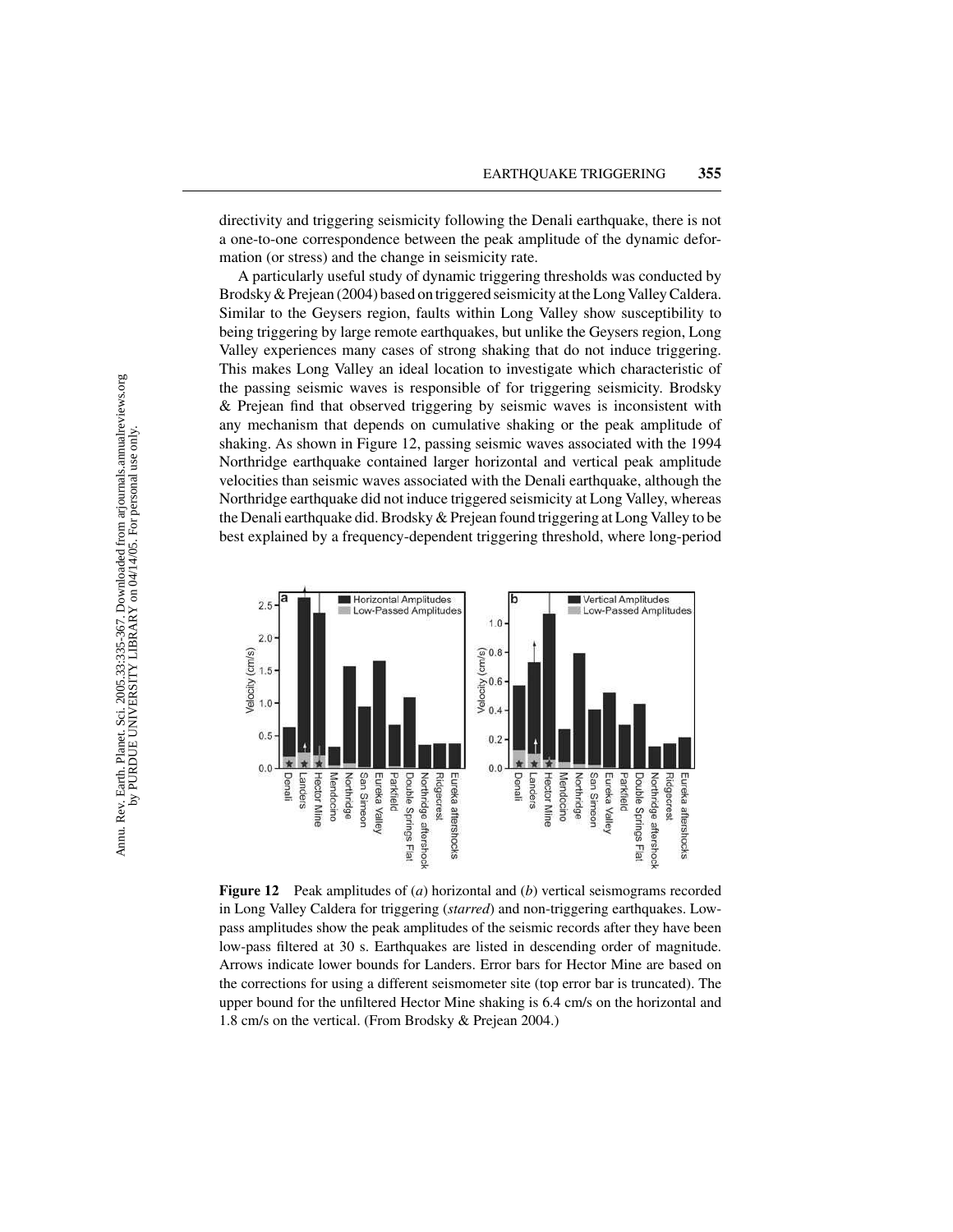directivity and triggering seismicity following the Denali earthquake, there is not a one-to-one correspondence between the peak amplitude of the dynamic deformation (or stress) and the change in seismicity rate.

A particularly useful study of dynamic triggering thresholds was conducted by Brodsky & Prejean (2004) based on triggered seismicity at the Long Valley Caldera. Similar to the Geysers region, faults within Long Valley show susceptibility to being triggering by large remote earthquakes, but unlike the Geysers region, Long Valley experiences many cases of strong shaking that do not induce triggering. This makes Long Valley an ideal location to investigate which characteristic of the passing seismic waves is responsible of for triggering seismicity. Brodsky & Prejean find that observed triggering by seismic waves is inconsistent with any mechanism that depends on cumulative shaking or the peak amplitude of shaking. As shown in Figure 12, passing seismic waves associated with the 1994 Northridge earthquake contained larger horizontal and vertical peak amplitude velocities than seismic waves associated with the Denali earthquake, although the Northridge earthquake did not induce triggered seismicity at Long Valley, whereas the Denali earthquake did. Brodsky & Prejean found triggering at Long Valley to be best explained by a frequency-dependent triggering threshold, where long-period

**Figure 12** Peak amplitudes of (*a*) horizontal and (*b*) vertical seismograms recorded in Long Valley Caldera for triggering (*starred*) and non-triggering earthquakes. Low-pass amplitudes show the peak amplitudes of the seismic records after they have been low-pass filtered at 30 s. Earthquakes are listed in descending order of magnitude. Arrows indicate lower bounds for Landers. Error bars for Hector Mine are based on the corrections for using a different seismometer site (top error bar is truncated). The upper bound for the unfiltered Hector Mine shaking is 6.4 cm/s on the horizontal and 1.8 cm/s on the vertical. (From Brodsky & Prejean 2004.)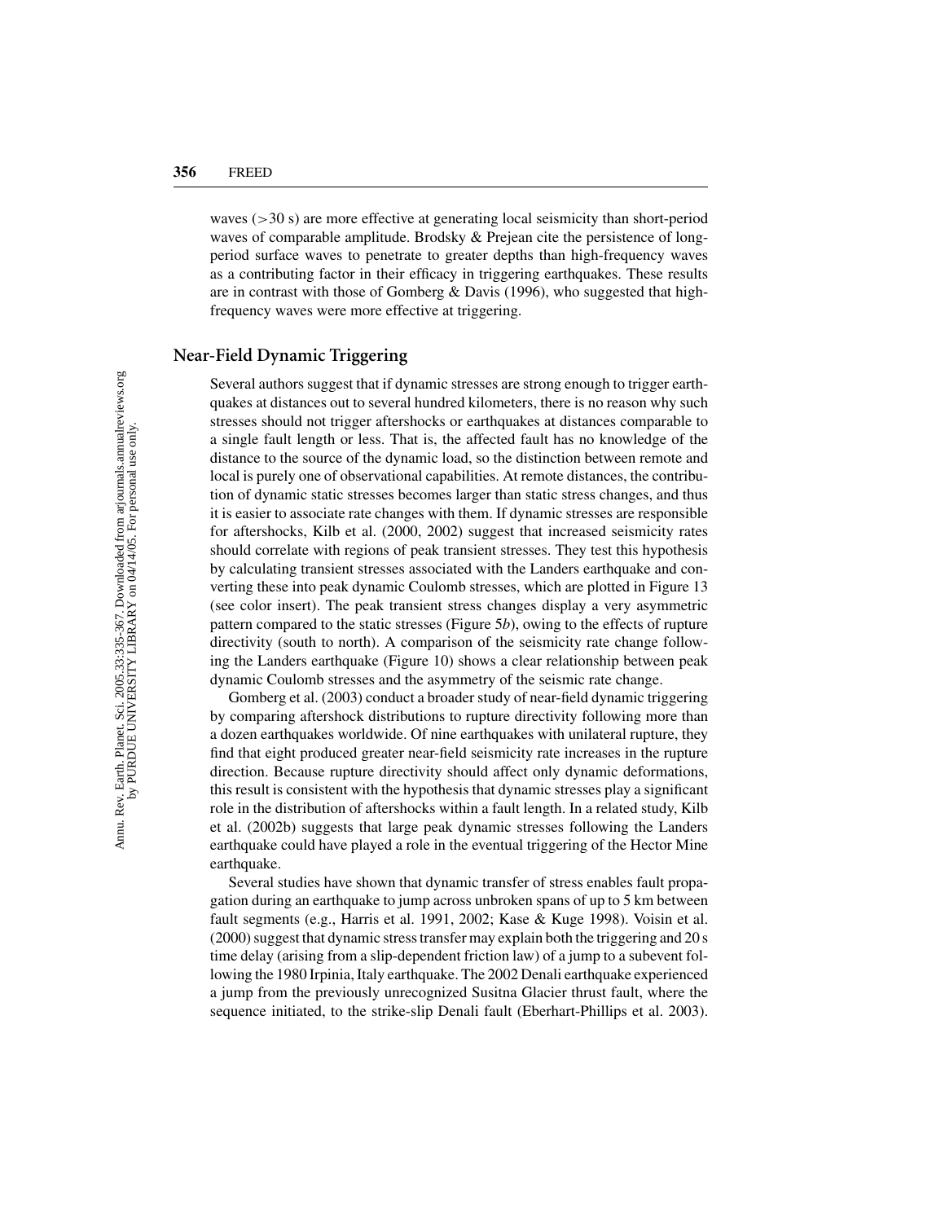waves (>30 s) are more effective at generating local seismicity than short-period waves of comparable amplitude. Brodsky & Prejean cite the persistence of long-period surface waves to penetrate to greater depths than high-frequency waves as a contributing factor in their efficacy in triggering earthquakes. These results are in contrast with those of Gomberg & Davis (1996), who suggested that high-frequency waves were more effective at triggering.

## Near-Field Dynamic Triggering

Several authors suggest that if dynamic stresses are strong enough to trigger earthquakes at distances out to several hundred kilometers, there is no reason why such stresses should not trigger aftershocks or earthquakes at distances comparable to a single fault length or less. That is, the affected fault has no knowledge of the distance to the source of the dynamic load, so the distinction between remote and local is purely one of observational capabilities. At remote distances, the contribution of dynamic static stresses becomes larger than static stress changes, and thus it is easier to associate rate changes with them. If dynamic stresses are responsible for aftershocks, Kilb et al. (2000, 2002) suggest that increased seismicity rates should correlate with regions of peak transient stresses. They test this hypothesis by calculating transient stresses associated with the Landers earthquake and converting these into peak dynamic Coulomb stresses, which are plotted in Figure 13 (see color insert). The peak transient stress changes display a very asymmetric pattern compared to the static stresses (Figure 5*b*), owing to the effects of rupture directivity (south to north). A comparison of the seismicity rate change following the Landers earthquake (Figure 10) shows a clear relationship between peak dynamic Coulomb stresses and the asymmetry of the seismic rate change.

Gomberg et al. (2003) conduct a broader study of near-field dynamic triggering by comparing aftershock distributions to rupture directivity following more than a dozen earthquakes worldwide. Of nine earthquakes with unilateral rupture, they find that eight produced greater near-field seismicity rate increases in the rupture direction. Because rupture directivity should affect only dynamic deformations, this result is consistent with the hypothesis that dynamic stresses play a significant role in the distribution of aftershocks within a fault length. In a related study, Kilb et al. (2002b) suggests that large peak dynamic stresses following the Landers earthquake could have played a role in the eventual triggering of the Hector Mine earthquake.

Several studies have shown that dynamic transfer of stress enables fault propagation during an earthquake to jump across unbroken spans of up to 5 km between fault segments (e.g., Harris et al. 1991, 2002; Kase & Kuge 1998). Voisin et al. (2000) suggest that dynamic stress transfer may explain both the triggering and 20 s time delay (arising from a slip-dependent friction law) of a jump to a subevent following the 1980 Irpinia, Italy earthquake. The 2002 Denali earthquake experienced a jump from the previously unrecognized Susitna Glacier thrust fault, where the sequence initiated, to the strike-slip Denali fault (Eberhart-Phillips et al. 2003).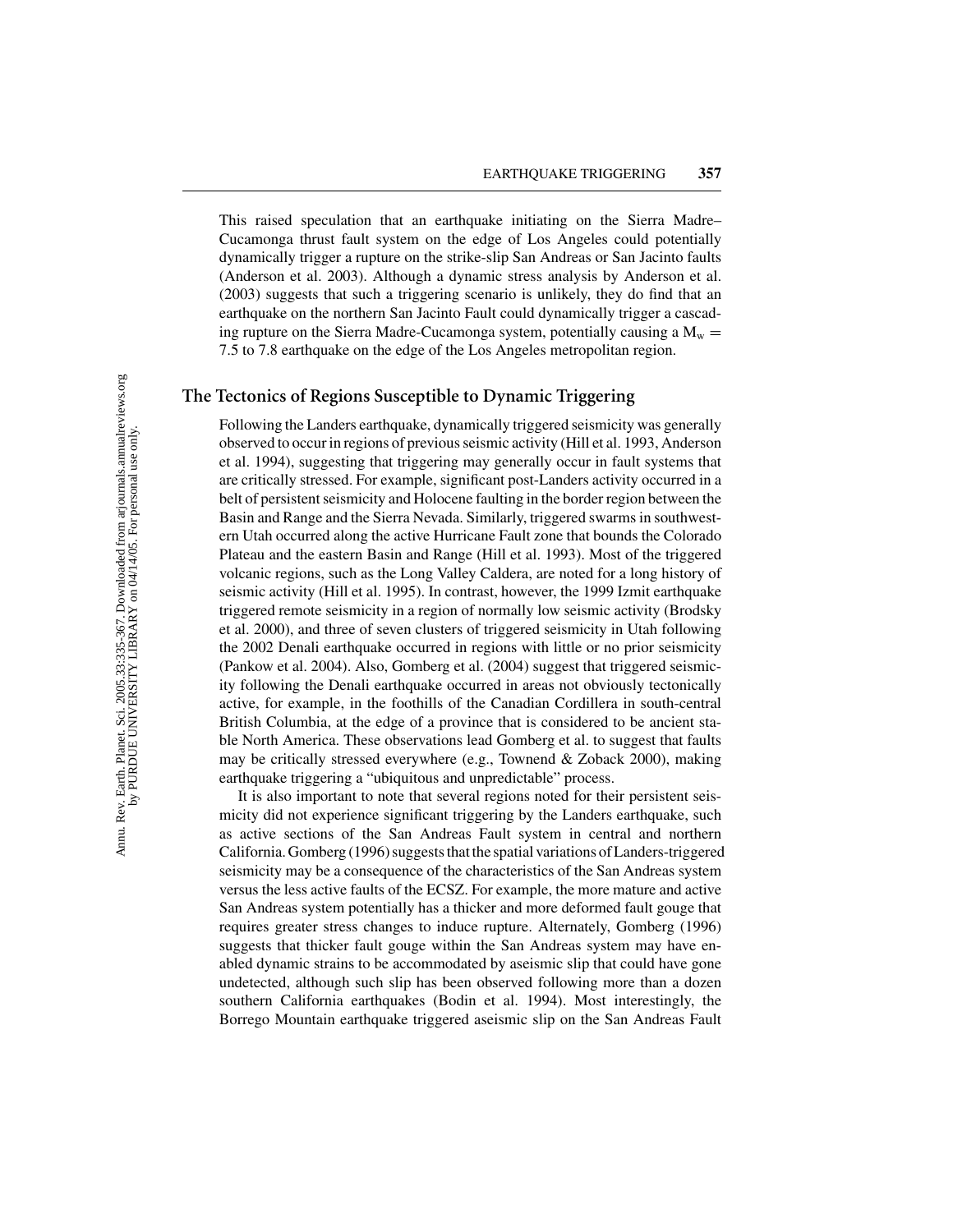This raised speculation that an earthquake initiating on the Sierra Madre–Cucamonga thrust fault system on the edge of Los Angeles could potentially dynamically trigger a rupture on the strike-slip San Andreas or San Jacinto faults (Anderson et al. 2003). Although a dynamic stress analysis by Anderson et al. (2003) suggests that such a triggering scenario is unlikely, they do find that an earthquake on the northern San Jacinto Fault could dynamically trigger a cascading rupture on the Sierra Madre-Cucamonga system, potentially causing a $M_w =$ 7.5 to 7.8 earthquake on the edge of the Los Angeles metropolitan region.

## The Tectonics of Regions Susceptible to Dynamic Triggering

Following the Landers earthquake, dynamically triggered seismicity was generally observed to occur in regions of previous seismic activity (Hill et al. 1993, Anderson et al. 1994), suggesting that triggering may generally occur in fault systems that are critically stressed. For example, significant post-Landers activity occurred in a belt of persistent seismicity and Holocene faulting in the border region between the Basin and Range and the Sierra Nevada. Similarly, triggered swarms in southwestern Utah occurred along the active Hurricane Fault zone that bounds the Colorado Plateau and the eastern Basin and Range (Hill et al. 1993). Most of the triggered volcanic regions, such as the Long Valley Caldera, are noted for a long history of seismic activity (Hill et al. 1995). In contrast, however, the 1999 Izmit earthquake triggered remote seismicity in a region of normally low seismic activity (Brodsky et al. 2000), and three of seven clusters of triggered seismicity in Utah following the 2002 Denali earthquake occurred in regions with little or no prior seismicity (Pankow et al. 2004). Also, Gomberg et al. (2004) suggest that triggered seismicity following the Denali earthquake occurred in areas not obviously tectonically active, for example, in the foothills of the Canadian Cordillera in south-central British Columbia, at the edge of a province that is considered to be ancient stable North America. These observations lead Gomberg et al. to suggest that faults may be critically stressed everywhere (e.g., Townend & Zoback 2000), making earthquake triggering a "ubiquitous and unpredictable" process.

It is also important to note that several regions noted for their persistent seismicity did not experience significant triggering by the Landers earthquake, such as active sections of the San Andreas Fault system in central and northern California. Gomberg (1996) suggests that the spatial variations of Landers-triggered seismicity may be a consequence of the characteristics of the San Andreas system versus the less active faults of the ECSZ. For example, the more mature and active San Andreas system potentially has a thicker and more deformed fault gouge that requires greater stress changes to induce rupture. Alternately, Gomberg (1996) suggests that thicker fault gouge within the San Andreas system may have enabled dynamic strains to be accommodated by aseismic slip that could have gone undetected, although such slip has been observed following more than a dozen southern California earthquakes (Bodin et al. 1994). Most interestingly, the Borrego Mountain earthquake triggered aseismic slip on the San Andreas Fault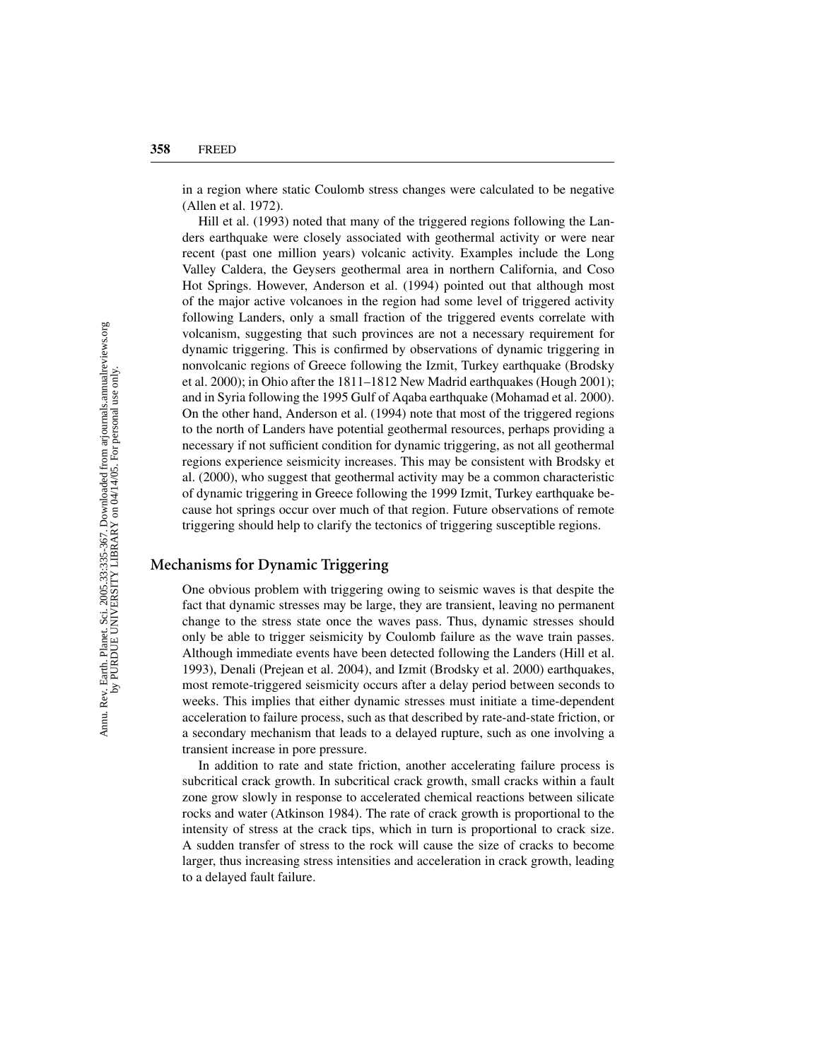in a region where static Coulomb stress changes were calculated to be negative (Allen et al. 1972).

Hill et al. (1993) noted that many of the triggered regions following the Landers earthquake were closely associated with geothermal activity or were near recent (past one million years) volcanic activity. Examples include the Long Valley Caldera, the Geysers geothermal area in northern California, and Coso Hot Springs. However, Anderson et al. (1994) pointed out that although most of the major active volcanoes in the region had some level of triggered activity following Landers, only a small fraction of the triggered events correlate with volcanism, suggesting that such provinces are not a necessary requirement for dynamic triggering. This is confirmed by observations of dynamic triggering in nonvolcanic regions of Greece following the Izmit, Turkey earthquake (Brodsky et al. 2000); in Ohio after the 1811–1812 New Madrid earthquakes (Hough 2001); and in Syria following the 1995 Gulf of Aqaba earthquake (Mohamad et al. 2000). On the other hand, Anderson et al. (1994) note that most of the triggered regions to the north of Landers have potential geothermal resources, perhaps providing a necessary if not sufficient condition for dynamic triggering, as not all geothermal regions experience seismicity increases. This may be consistent with Brodsky et al. (2000), who suggest that geothermal activity may be a common characteristic of dynamic triggering in Greece following the 1999 Izmit, Turkey earthquake because hot springs occur over much of that region. Future observations of remote triggering should help to clarify the tectonics of triggering susceptible regions.

## Mechanisms for Dynamic Triggering

One obvious problem with triggering owing to seismic waves is that despite the fact that dynamic stresses may be large, they are transient, leaving no permanent change to the stress state once the waves pass. Thus, dynamic stresses should only be able to trigger seismicity by Coulomb failure as the wave train passes. Although immediate events have been detected following the Landers (Hill et al. 1993), Denali (Prejean et al. 2004), and Izmit (Brodsky et al. 2000) earthquakes, most remote-triggered seismicity occurs after a delay period between seconds to weeks. This implies that either dynamic stresses must initiate a time-dependent acceleration to failure process, such as that described by rate-and-state friction, or a secondary mechanism that leads to a delayed rupture, such as one involving a transient increase in pore pressure.

In addition to rate and state friction, another accelerating failure process is subcritical crack growth. In subcritical crack growth, small cracks within a fault zone grow slowly in response to accelerated chemical reactions between silicate rocks and water (Atkinson 1984). The rate of crack growth is proportional to the intensity of stress at the crack tips, which in turn is proportional to crack size. A sudden transfer of stress to the rock will cause the size of cracks to become larger, thus increasing stress intensities and acceleration in crack growth, leading to a delayed fault failure.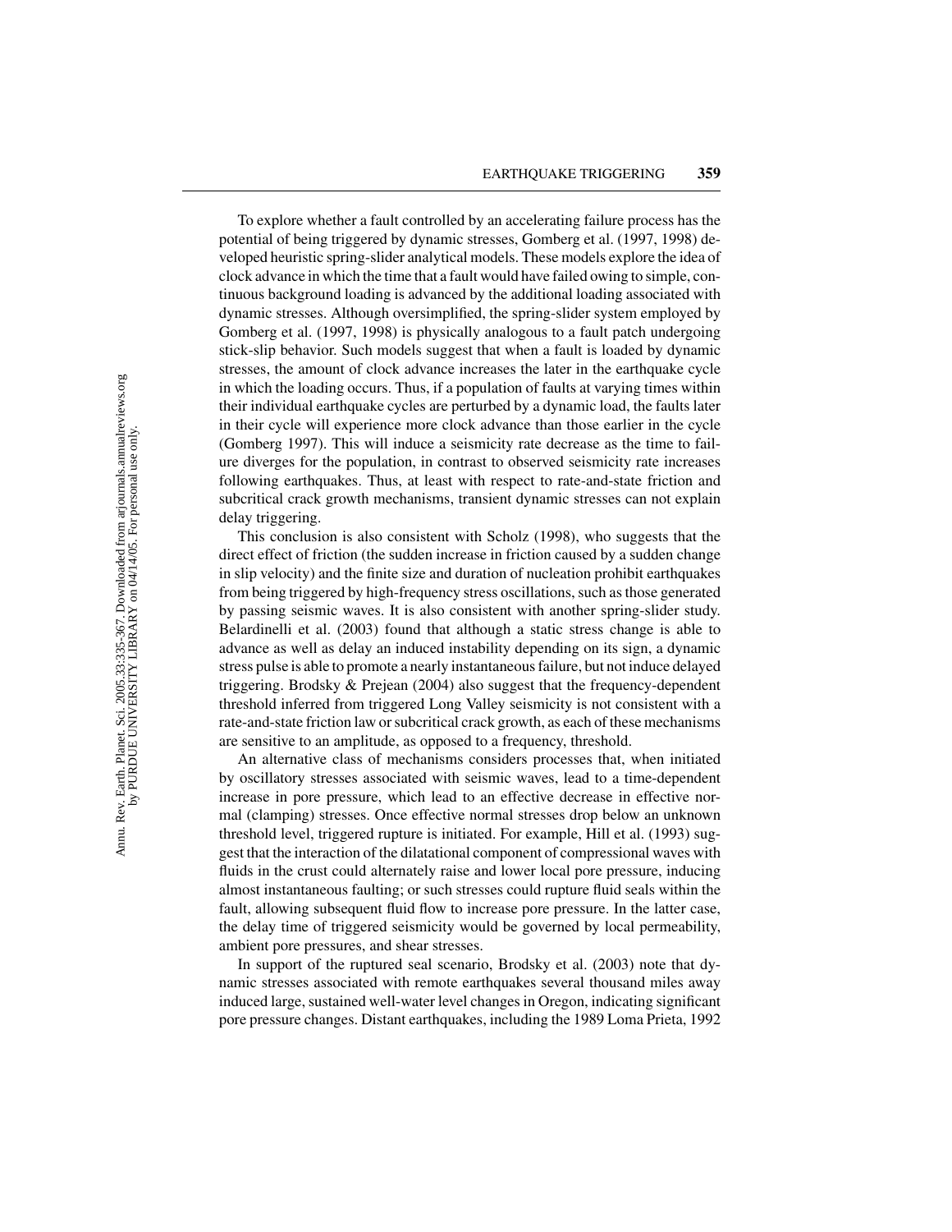To explore whether a fault controlled by an accelerating failure process has the potential of being triggered by dynamic stresses, Gomberg et al. (1997, 1998) developed heuristic spring-slider analytical models. These models explore the idea of clock advance in which the time that a fault would have failed owing to simple, continuous background loading is advanced by the additional loading associated with dynamic stresses. Although oversimplified, the spring-slider system employed by Gomberg et al. (1997, 1998) is physically analogous to a fault patch undergoing stick-slip behavior. Such models suggest that when a fault is loaded by dynamic stresses, the amount of clock advance increases the later in the earthquake cycle in which the loading occurs. Thus, if a population of faults at varying times within their individual earthquake cycles are perturbed by a dynamic load, the faults later in their cycle will experience more clock advance than those earlier in the cycle (Gomberg 1997). This will induce a seismicity rate decrease as the time to failure diverges for the population, in contrast to observed seismicity rate increases following earthquakes. Thus, at least with respect to rate-and-state friction and subcritical crack growth mechanisms, transient dynamic stresses can not explain delay triggering.

This conclusion is also consistent with Scholz (1998), who suggests that the direct effect of friction (the sudden increase in friction caused by a sudden change in slip velocity) and the finite size and duration of nucleation prohibit earthquakes from being triggered by high-frequency stress oscillations, such as those generated by passing seismic waves. It is also consistent with another spring-slider study. Belardinelli et al. (2003) found that although a static stress change is able to advance as well as delay an induced instability depending on its sign, a dynamic stress pulse is able to promote a nearly instantaneous failure, but not induce delayed triggering. Brodsky & Prejean (2004) also suggest that the frequency-dependent threshold inferred from triggered Long Valley seismicity is not consistent with a rate-and-state friction law or subcritical crack growth, as each of these mechanisms are sensitive to an amplitude, as opposed to a frequency, threshold.

An alternative class of mechanisms considers processes that, when initiated by oscillatory stresses associated with seismic waves, lead to a time-dependent increase in pore pressure, which lead to an effective decrease in effective normal (clamping) stresses. Once effective normal stresses drop below an unknown threshold level, triggered rupture is initiated. For example, Hill et al. (1993) suggest that the interaction of the dilatational component of compressional waves with fluids in the crust could alternately raise and lower local pore pressure, inducing almost instantaneous faulting; or such stresses could rupture fluid seals within the fault, allowing subsequent fluid flow to increase pore pressure. In the latter case, the delay time of triggered seismicity would be governed by local permeability, ambient pore pressures, and shear stresses.

In support of the ruptured seal scenario, Brodsky et al. (2003) note that dynamic stresses associated with remote earthquakes several thousand miles away induced large, sustained well-water level changes in Oregon, indicating significant pore pressure changes. Distant earthquakes, including the 1989 Loma Prieta, 1992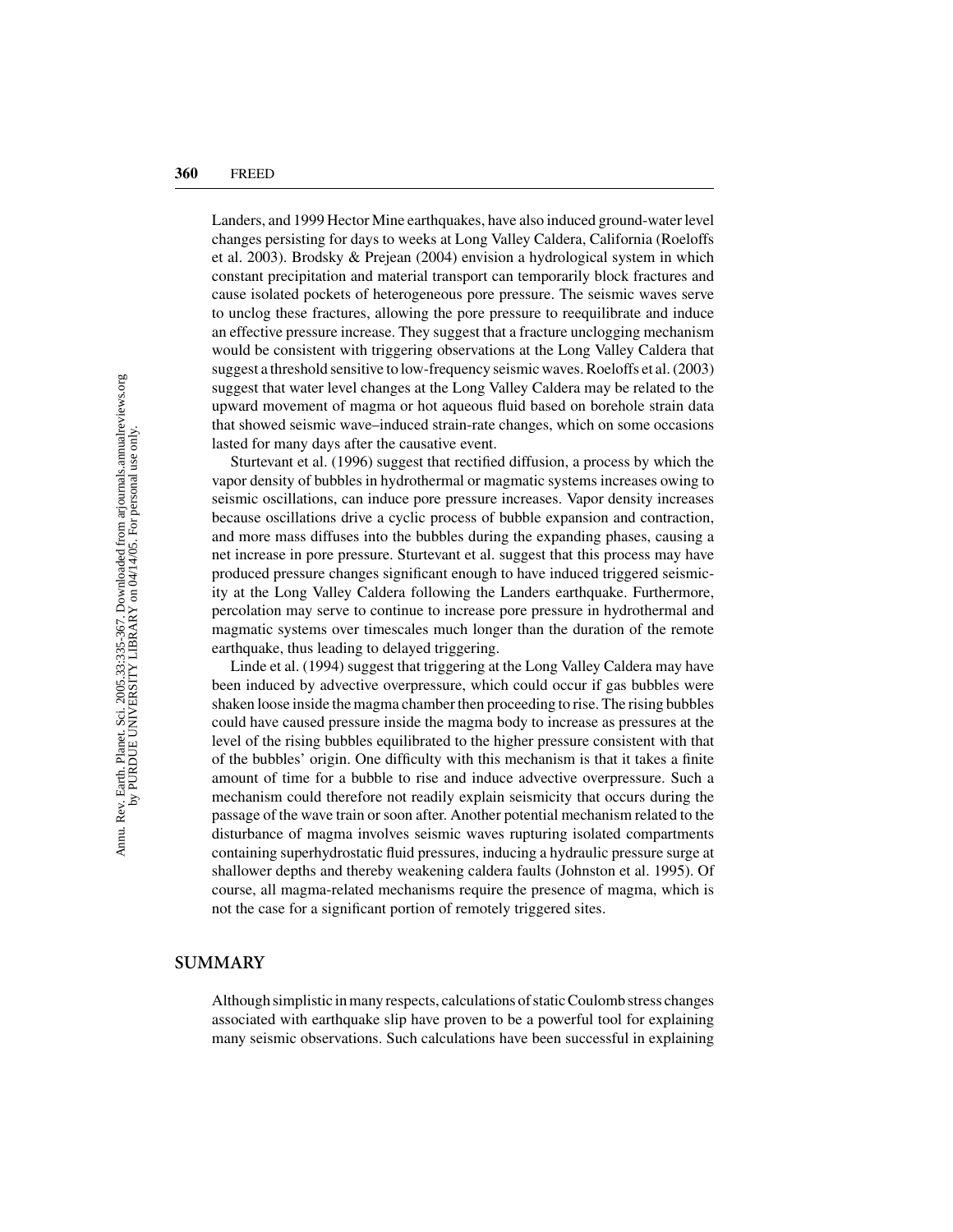Landers, and 1999 Hector Mine earthquakes, have also induced ground-water level changes persisting for days to weeks at Long Valley Caldera, California (Roeloffs et al. 2003). Brodsky & Prejean (2004) envision a hydrological system in which constant precipitation and material transport can temporarily block fractures and cause isolated pockets of heterogeneous pore pressure. The seismic waves serve to unclog these fractures, allowing the pore pressure to reequilibrate and induce an effective pressure increase. They suggest that a fracture unclogging mechanism would be consistent with triggering observations at the Long Valley Caldera that suggest a threshold sensitive to low-frequency seismic waves. Roeloffs et al. (2003) suggest that water level changes at the Long Valley Caldera may be related to the upward movement of magma or hot aqueous fluid based on borehole strain data that showed seismic wave–induced strain-rate changes, which on some occasions lasted for many days after the causative event.

Sturtevant et al. (1996) suggest that rectified diffusion, a process by which the vapor density of bubbles in hydrothermal or magmatic systems increases owing to seismic oscillations, can induce pore pressure increases. Vapor density increases because oscillations drive a cyclic process of bubble expansion and contraction, and more mass diffuses into the bubbles during the expanding phases, causing a net increase in pore pressure. Sturtevant et al. suggest that this process may have produced pressure changes significant enough to have induced triggered seismicity at the Long Valley Caldera following the Landers earthquake. Furthermore, percolation may serve to continue to increase pore pressure in hydrothermal and magmatic systems over timescales much longer than the duration of the remote earthquake, thus leading to delayed triggering.

Linde et al. (1994) suggest that triggering at the Long Valley Caldera may have been induced by advective overpressure, which could occur if gas bubbles were shaken loose inside the magma chamber then proceeding to rise. The rising bubbles could have caused pressure inside the magma body to increase as pressures at the level of the rising bubbles equilibrated to the higher pressure consistent with that of the bubbles' origin. One difficulty with this mechanism is that it takes a finite amount of time for a bubble to rise and induce advective overpressure. Such a mechanism could therefore not readily explain seismicity that occurs during the passage of the wave train or soon after. Another potential mechanism related to the disturbance of magma involves seismic waves rupturing isolated compartments containing superhydrostatic fluid pressures, inducing a hydraulic pressure surge at shallower depths and thereby weakening caldera faults (Johnston et al. 1995). Of course, all magma-related mechanisms require the presence of magma, which is not the case for a significant portion of remotely triggered sites.

## SUMMARY

Although simplistic in many respects, calculations of static Coulomb stress changes associated with earthquake slip have proven to be a powerful tool for explaining many seismic observations. Such calculations have been successful in explaining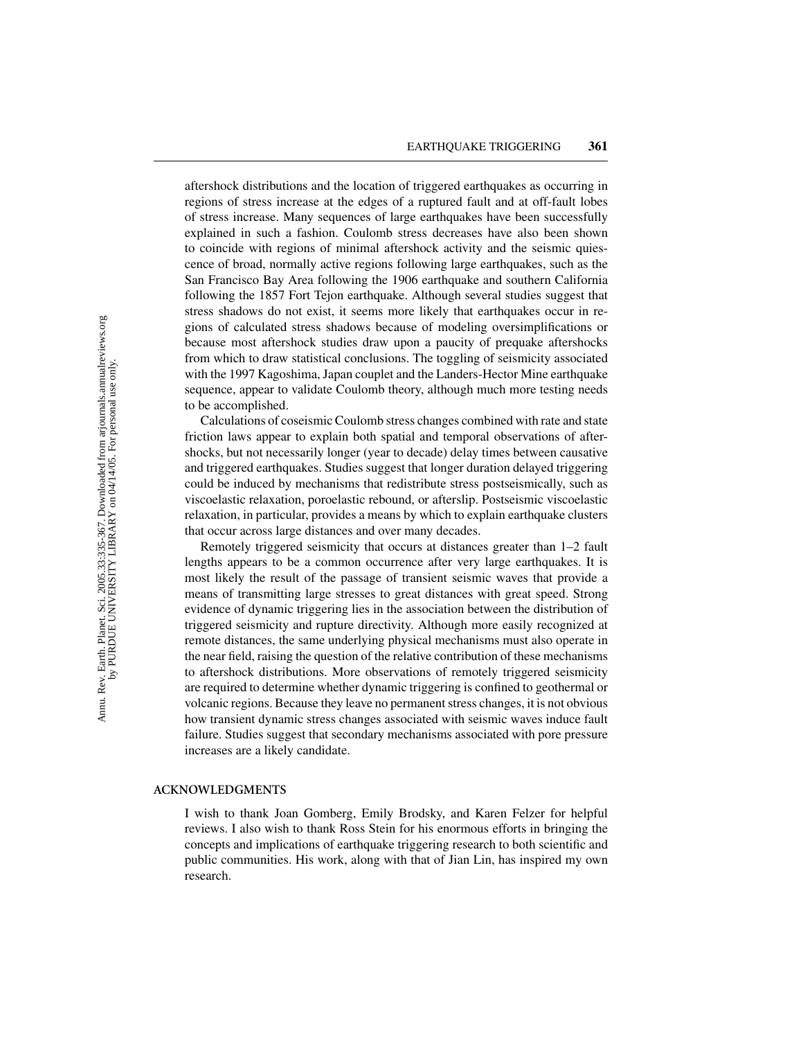aftershock distributions and the location of triggered earthquakes as occurring in regions of stress increase at the edges of a ruptured fault and at off-fault lobes of stress increase. Many sequences of large earthquakes have been successfully explained in such a fashion. Coulomb stress decreases have also been shown to coincide with regions of minimal aftershock activity and the seismic quiescence of broad, normally active regions following large earthquakes, such as the San Francisco Bay Area following the 1906 earthquake and southern California following the 1857 Fort Tejon earthquake. Although several studies suggest that stress shadows do not exist, it seems more likely that earthquakes occur in regions of calculated stress shadows because of modeling oversimplifications or because most aftershock studies draw upon a paucity of prequake aftershocks from which to draw statistical conclusions. The toggling of seismicity associated with the 1997 Kagoshima, Japan couplet and the Landers-Hector Mine earthquake sequence, appear to validate Coulomb theory, although much more testing needs to be accomplished.

Calculations of coseismic Coulomb stress changes combined with rate and state friction laws appear to explain both spatial and temporal observations of aftershocks, but not necessarily longer (year to decade) delay times between causative and triggered earthquakes. Studies suggest that longer duration delayed triggering could be induced by mechanisms that redistribute stress postseismically, such as viscoelastic relaxation, poroelastic rebound, or afterslip. Postseismic viscoelastic relaxation, in particular, provides a means by which to explain earthquake clusters that occur across large distances and over many decades.

Remotely triggered seismicity that occurs at distances greater than 1–2 fault lengths appears to be a common occurrence after very large earthquakes. It is most likely the result of the passage of transient seismic waves that provide a means of transmitting large stresses to great distances with great speed. Strong evidence of dynamic triggering lies in the association between the distribution of triggered seismicity and rupture directivity. Although more easily recognized at remote distances, the same underlying physical mechanisms must also operate in the near field, raising the question of the relative contribution of these mechanisms to aftershock distributions. More observations of remotely triggered seismicity are required to determine whether dynamic triggering is confined to geothermal or volcanic regions. Because they leave no permanent stress changes, it is not obvious how transient dynamic stress changes associated with seismic waves induce fault failure. Studies suggest that secondary mechanisms associated with pore pressure increases are a likely candidate.

## ACKNOWLEDGMENTS

I wish to thank Joan Gomberg, Emily Brodsky, and Karen Felzer for helpful reviews. I also wish to thank Ross Stein for his enormous efforts in bringing the concepts and implications of earthquake triggering research to both scientific and public communities. His work, along with that of Jian Lin, has inspired my own research.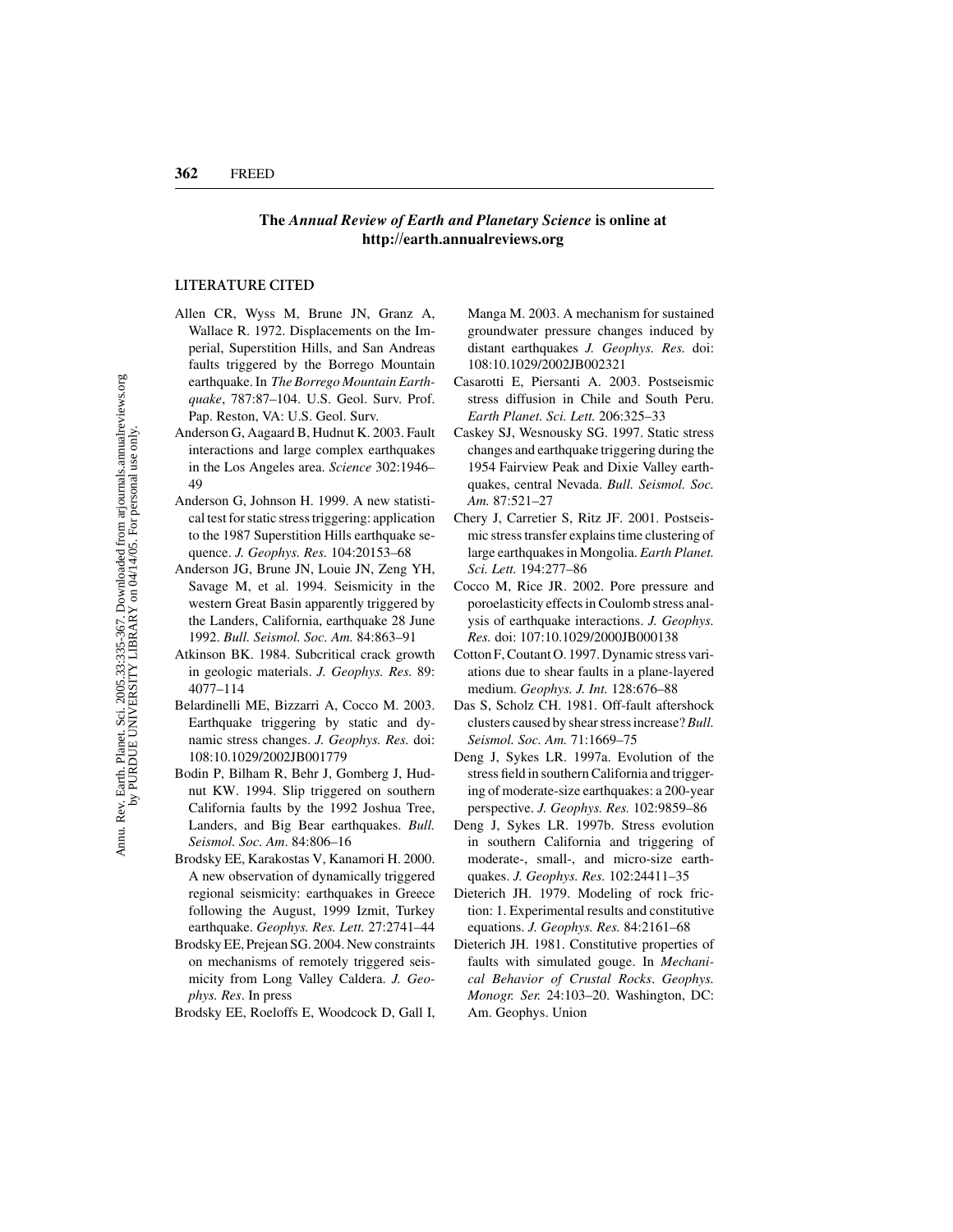**The *Annual Review of Earth and Planetary Science* is online at http://earth.annualreviews.org**

## LITERATURE CITED

Allen CR, Wyss M, Brune JN, Granz A, Wallace R. 1972. Displacements on the Imperial, Superstition Hills, and San Andreas faults triggered by the Borrego Mountain earthquake. In *The Borrego Mountain Earthquake*, 787:87–104. U.S. Geol. Surv. Prof. Pap. Reston, VA: U.S. Geol. Surv.

Anderson G, Aagaard B, Hudnut K. 2003. Fault interactions and large complex earthquakes in the Los Angeles area. *Science* 302:1946–49

Anderson G, Johnson H. 1999. A new statistical test for static stress triggering: application to the 1987 Superstition Hills earthquake sequence. *J. Geophys. Res.* 104:20153–68

Anderson JG, Brune JN, Louie JN, Zeng YH, Savage M, et al. 1994. Seismicity in the western Great Basin apparently triggered by the Landers, California, earthquake 28 June 1992. *Bull. Seismol. Soc. Am.* 84:863–91

Atkinson BK. 1984. Subcritical crack growth in geologic materials. *J. Geophys. Res.* 89: 4077–114

Belardinelli ME, Bizzarri A, Cocco M. 2003. Earthquake triggering by static and dynamic stress changes. *J. Geophys. Res.* doi: 108:10.1029/2002JB001779

Bodin P, Bilham R, Behr J, Gomberg J, Hudnut KW. 1994. Slip triggered on southern California faults by the 1992 Joshua Tree, Landers, and Big Bear earthquakes. *Bull. Seismol. Soc. Am*. 84:806–16

Brodsky EE, Karakostas V, Kanamori H. 2000. A new observation of dynamically triggered regional seismicity: earthquakes in Greece following the August, 1999 Izmit, Turkey earthquake. *Geophys. Res. Lett.* 27:2741–44

Brodsky EE, Prejean SG. 2004. New constraints on mechanisms of remotely triggered seismicity from Long Valley Caldera. *J. Geophys. Res*. In press

Brodsky EE, Roeloffs E, Woodcock D, Gall I, Manga M. 2003. A mechanism for sustained groundwater pressure changes induced by distant earthquakes *J. Geophys. Res.* doi: 108:10.1029/2002JB002321

Casarotti E, Piersanti A. 2003. Postseismic stress diffusion in Chile and South Peru. *Earth Planet. Sci. Lett.* 206:325–33

Caskey SJ, Wesnousky SG. 1997. Static stress changes and earthquake triggering during the 1954 Fairview Peak and Dixie Valley earthquakes, central Nevada. *Bull. Seismol. Soc. Am.* 87:521–27

Chery J, Carretier S, Ritz JF. 2001. Postseismic stress transfer explains time clustering of large earthquakes in Mongolia. *Earth Planet. Sci. Lett.* 194:277–86

Cocco M, Rice JR. 2002. Pore pressure and poroelasticity effects in Coulomb stress analysis of earthquake interactions. *J. Geophys. Res.* doi: 107:10.1029/2000JB000138

Cotton F, Coutant O. 1997. Dynamic stress variations due to shear faults in a plane-layered medium. *Geophys. J. Int.* 128:676–88

Das S, Scholz CH. 1981. Off-fault aftershock clusters caused by shear stress increase? *Bull. Seismol. Soc. Am.* 71:1669–75

Deng J, Sykes LR. 1997a. Evolution of the stress field in southern California and triggering of moderate-size earthquakes: a 200-year perspective. *J. Geophys. Res.* 102:9859–86

Deng J, Sykes LR. 1997b. Stress evolution in southern California and triggering of moderate-, small-, and micro-size earthquakes. *J. Geophys. Res.* 102:24411–35

Dieterich JH. 1979. Modeling of rock friction: 1. Experimental results and constitutive equations. *J. Geophys. Res.* 84:2161–68

Dieterich JH. 1981. Constitutive properties of faults with simulated gouge. In *Mechanical Behavior of Crustal Rocks*. *Geophys. Monogr. Ser.* 24:103–20. Washington, DC: Am. Geophys. Union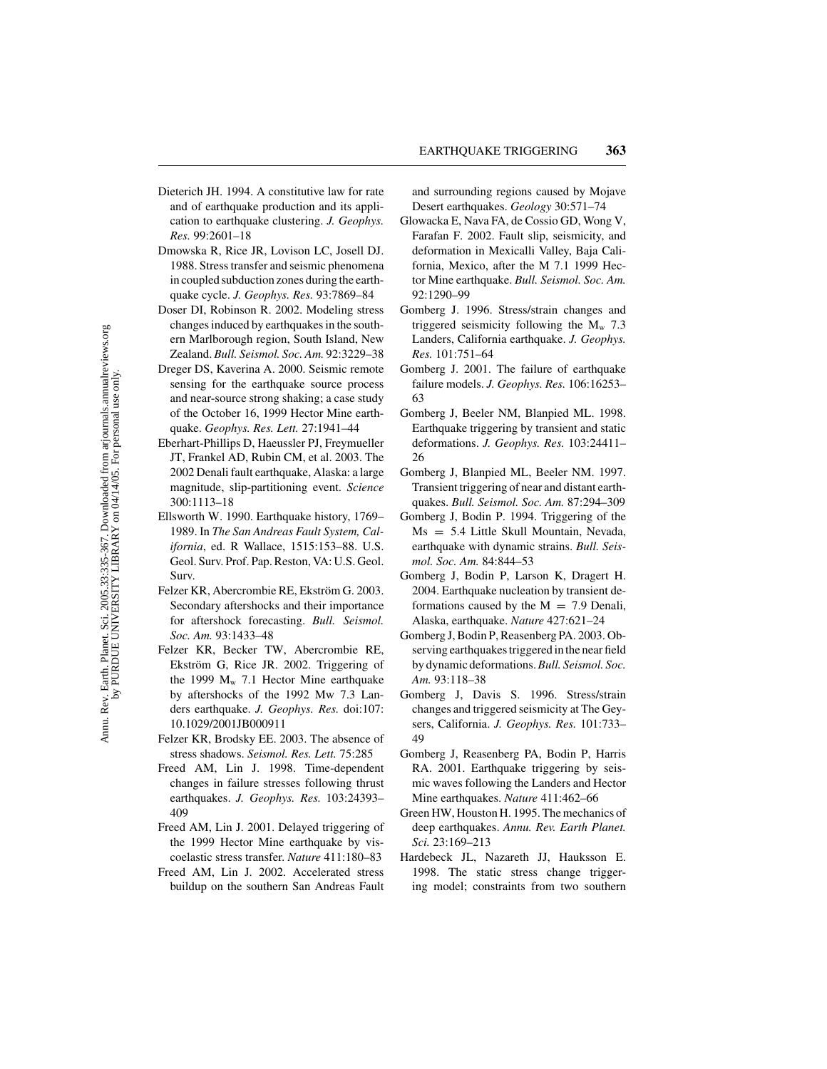Dieterich JH. 1994. A constitutive law for rate and of earthquake production and its application to earthquake clustering. *J. Geophys. Res.* 99:2601–18

Dmowska R, Rice JR, Lovison LC, Josell DJ. 1988. Stress transfer and seismic phenomena in coupled subduction zones during the earthquake cycle. *J. Geophys. Res.* 93:7869–84

Doser DI, Robinson R. 2002. Modeling stress changes induced by earthquakes in the southern Marlborough region, South Island, New Zealand. *Bull. Seismol. Soc. Am.* 92:3229–38

Dreger DS, Kaverina A. 2000. Seismic remote sensing for the earthquake source process and near-source strong shaking; a case study of the October 16, 1999 Hector Mine earthquake. *Geophys. Res. Lett.* 27:1941–44

Eberhart-Phillips D, Haeussler PJ, Freymueller JT, Frankel AD, Rubin CM, et al. 2003. The 2002 Denali fault earthquake, Alaska: a large magnitude, slip-partitioning event. *Science* 300:1113–18

Ellsworth W. 1990. Earthquake history, 1769–1989. In *The San Andreas Fault System, California*, ed. R Wallace, 1515:153–88. U.S. Geol. Surv. Prof. Pap. Reston, VA: U.S. Geol. Surv.

Felzer KR, Abercrombie RE, Ekström G. 2003. Secondary aftershocks and their importance for aftershock forecasting. *Bull. Seismol. Soc. Am.* 93:1433–48

Felzer KR, Becker TW, Abercrombie RE, Ekström G, Rice JR. 2002. Triggering of the 1999 $M_w$ 7.1 Hector Mine earthquake by aftershocks of the 1992 Mw 7.3 Landers earthquake. *J. Geophys. Res.* doi:107: 10.1029/2001JB000911

Felzer KR, Brodsky EE. 2003. The absence of stress shadows. *Seismol. Res. Lett.* 75:285

Freed AM, Lin J. 1998. Time-dependent changes in failure stresses following thrust earthquakes. *J. Geophys. Res.* 103:24393–409

Freed AM, Lin J. 2001. Delayed triggering of the 1999 Hector Mine earthquake by viscoelastic stress transfer. *Nature* 411:180–83

Freed AM, Lin J. 2002. Accelerated stress buildup on the southern San Andreas Fault and surrounding regions caused by Mojave Desert earthquakes. *Geology* 30:571–74

Glowacka E, Nava FA, de Cossio GD, Wong V, Farafan F. 2002. Fault slip, seismicity, and deformation in Mexicalli Valley, Baja California, Mexico, after the M 7.1 1999 Hector Mine earthquake. *Bull. Seismol. Soc. Am.* 92:1290–99

Gomberg J. 1996. Stress/strain changes and triggered seismicity following the $M_w$ 7.3 Landers, California earthquake. *J. Geophys. Res.* 101:751–64

Gomberg J. 2001. The failure of earthquake failure models. *J. Geophys. Res.* 106:16253–63

Gomberg J, Beeler NM, Blanpied ML. 1998. Earthquake triggering by transient and static deformations. *J. Geophys. Res.* 103:24411–26

Gomberg J, Blanpied ML, Beeler NM. 1997. Transient triggering of near and distant earthquakes. *Bull. Seismol. Soc. Am.* 87:294–309

Gomberg J, Bodin P. 1994. Triggering of the $Ms = 5.4$ Little Skull Mountain, Nevada, earthquake with dynamic strains. *Bull. Seismol. Soc. Am.* 84:844–53

Gomberg J, Bodin P, Larson K, Dragert H. 2004. Earthquake nucleation by transient deformations caused by the $M = 7.9$ Denali, Alaska, earthquake. *Nature* 427:621–24

Gomberg J, Bodin P, Reasenberg PA. 2003. Observing earthquakes triggered in the near field by dynamic deformations. *Bull. Seismol. Soc. Am.* 93:118–38

Gomberg J, Davis S. 1996. Stress/strain changes and triggered seismicity at The Geysers, California. *J. Geophys. Res.* 101:733–49

Gomberg J, Reasenberg PA, Bodin P, Harris RA. 2001. Earthquake triggering by seismic waves following the Landers and Hector Mine earthquakes. *Nature* 411:462–66

Green HW, Houston H. 1995. The mechanics of deep earthquakes. *Annu. Rev. Earth Planet. Sci.* 23:169–213

Hardebeck JL, Nazareth JJ, Hauksson E. 1998. The static stress change triggering model; constraints from two southern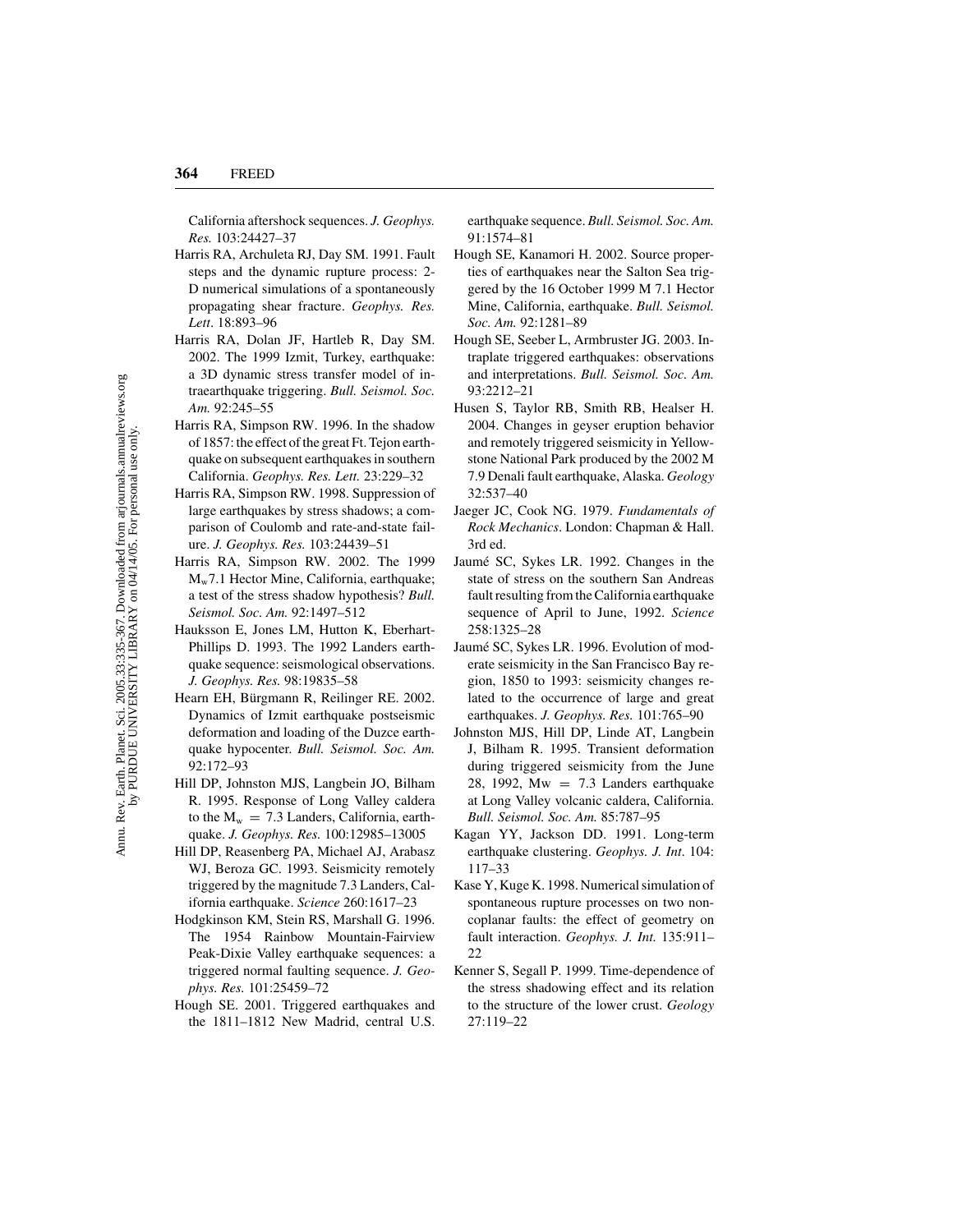California aftershock sequences. *J. Geophys. Res.* 103:24427–37

Harris RA, Archuleta RJ, Day SM. 1991. Fault steps and the dynamic rupture process: 2-D numerical simulations of a spontaneously propagating shear fracture. *Geophys. Res. Lett.* 18:893–96

Harris RA, Dolan JF, Hartleb R, Day SM. 2002. The 1999 Izmit, Turkey, earthquake: a 3D dynamic stress transfer model of intraearthquake triggering. *Bull. Seismol. Soc. Am.* 92:245–55

Harris RA, Simpson RW. 1996. In the shadow of 1857: the effect of the great Ft. Tejon earthquake on subsequent earthquakes in southern California. *Geophys. Res. Lett.* 23:229–32

Harris RA, Simpson RW. 1998. Suppression of large earthquakes by stress shadows; a comparison of Coulomb and rate-and-state failure. *J. Geophys. Res.* 103:24439–51

Harris RA, Simpson RW. 2002. The 1999 $M_w$7.1 Hector Mine, California, earthquake; a test of the stress shadow hypothesis? *Bull. Seismol. Soc. Am.* 92:1497–512

Hauksson E, Jones LM, Hutton K, Eberhart-Phillips D. 1993. The 1992 Landers earthquake sequence: seismological observations. *J. Geophys. Res.* 98:19835–58

Hearn EH, Bürgmann R, Reilinger RE. 2002. Dynamics of Izmit earthquake postseismic deformation and loading of the Duzce earthquake hypocenter. *Bull. Seismol. Soc. Am.* 92:172–93

Hill DP, Johnston MJS, Langbein JO, Bilham R. 1995. Response of Long Valley caldera to the $M_w = 7.3$ Landers, California, earthquake. *J. Geophys. Res.* 100:12985–13005

Hill DP, Reasenberg PA, Michael AJ, Arabasz WJ, Beroza GC. 1993. Seismicity remotely triggered by the magnitude 7.3 Landers, California earthquake. *Science* 260:1617–23

Hodgkinson KM, Stein RS, Marshall G. 1996. The 1954 Rainbow Mountain-Fairview Peak-Dixie Valley earthquake sequences: a triggered normal faulting sequence. *J. Geophys. Res.* 101:25459–72

Hough SE. 2001. Triggered earthquakes and the 1811–1812 New Madrid, central U.S. earthquake sequence. *Bull. Seismol. Soc. Am.* 91:1574–81

Hough SE, Kanamori H. 2002. Source properties of earthquakes near the Salton Sea triggered by the 16 October 1999 M 7.1 Hector Mine, California, earthquake. *Bull. Seismol. Soc. Am.* 92:1281–89

Hough SE, Seeber L, Armbruster JG. 2003. Intraplate triggered earthquakes: observations and interpretations. *Bull. Seismol. Soc. Am.* 93:2212–21

Husen S, Taylor RB, Smith RB, Healser H. 2004. Changes in geyser eruption behavior and remotely triggered seismicity in Yellowstone National Park produced by the 2002 M 7.9 Denali fault earthquake, Alaska. *Geology* 32:537–40

Jaeger JC, Cook NG. 1979. *Fundamentals of Rock Mechanics*. London: Chapman & Hall. 3rd ed.

Jaumé SC, Sykes LR. 1992. Changes in the state of stress on the southern San Andreas fault resulting from the California earthquake sequence of April to June, 1992. *Science* 258:1325–28

Jaumé SC, Sykes LR. 1996. Evolution of moderate seismicity in the San Francisco Bay region, 1850 to 1993: seismicity changes related to the occurrence of large and great earthquakes. *J. Geophys. Res.* 101:765–90

Johnston MJS, Hill DP, Linde AT, Langbein J, Bilham R. 1995. Transient deformation during triggered seismicity from the June 28, 1992, $Mw = 7.3$ Landers earthquake at Long Valley volcanic caldera, California. *Bull. Seismol. Soc. Am.* 85:787–95

Kagan YY, Jackson DD. 1991. Long-term earthquake clustering. *Geophys. J. Int.* 104: 117–33

Kase Y, Kuge K. 1998. Numerical simulation of spontaneous rupture processes on two non-coplanar faults: the effect of geometry on fault interaction. *Geophys. J. Int.* 135:911–22

Kenner S, Segall P. 1999. Time-dependence of the stress shadowing effect and its relation to the structure of the lower crust. *Geology* 27:119–22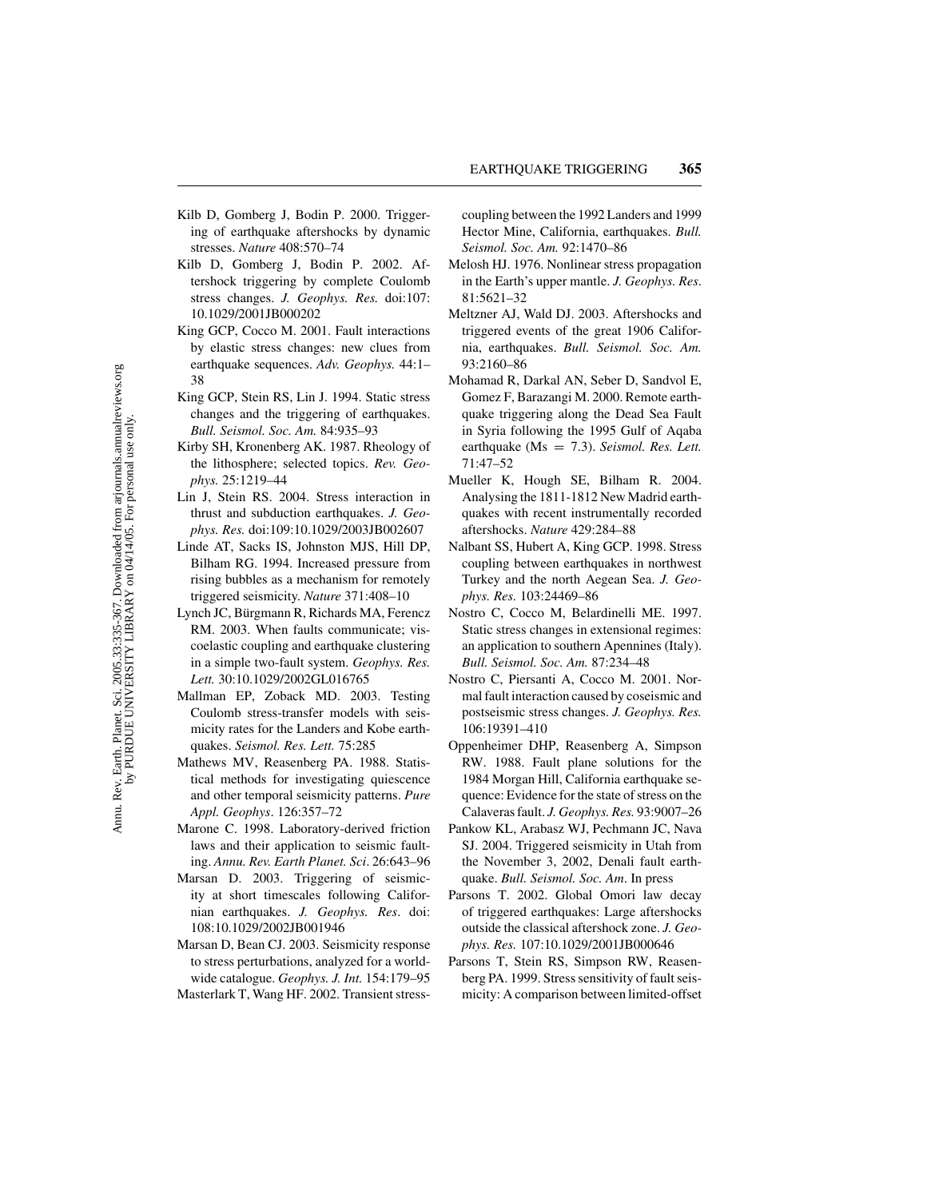Kilb D, Gomberg J, Bodin P. 2000. Triggering of earthquake aftershocks by dynamic stresses. *Nature* 408:570–74

Kilb D, Gomberg J, Bodin P. 2002. Aftershock triggering by complete Coulomb stress changes. *J. Geophys. Res.* doi:107: 10.1029/2001JB000202

King GCP, Cocco M. 2001. Fault interactions by elastic stress changes: new clues from earthquake sequences. *Adv. Geophys.* 44:1–38

King GCP, Stein RS, Lin J. 1994. Static stress changes and the triggering of earthquakes. *Bull. Seismol. Soc. Am.* 84:935–93

Kirby SH, Kronenberg AK. 1987. Rheology of the lithosphere; selected topics. *Rev. Geophys.* 25:1219–44

Lin J, Stein RS. 2004. Stress interaction in thrust and subduction earthquakes. *J. Geophys. Res.* doi:109:10.1029/2003JB002607

Linde AT, Sacks IS, Johnston MJS, Hill DP, Bilham RG. 1994. Increased pressure from rising bubbles as a mechanism for remotely triggered seismicity. *Nature* 371:408–10

Lynch JC, Bürgmann R, Richards MA, Ferencz RM. 2003. When faults communicate; viscoelastic coupling and earthquake clustering in a simple two-fault system. *Geophys. Res. Lett.* 30:10.1029/2002GL016765

Mallman EP, Zoback MD. 2003. Testing Coulomb stress-transfer models with seismicity rates for the Landers and Kobe earthquakes. *Seismol. Res. Lett.* 75:285

Mathews MV, Reasenberg PA. 1988. Statistical methods for investigating quiescence and other temporal seismicity patterns. *Pure Appl. Geophys*. 126:357–72

Marone C. 1998. Laboratory-derived friction laws and their application to seismic faulting. *Annu. Rev. Earth Planet. Sci*. 26:643–96

Marsan D. 2003. Triggering of seismicity at short timescales following Californian earthquakes. *J. Geophys. Res*. doi: 108:10.1029/2002JB001946

Marsan D, Bean CJ. 2003. Seismicity response to stress perturbations, analyzed for a worldwide catalogue. *Geophys. J. Int.* 154:179–95

Masterlark T, Wang HF. 2002. Transient stress-coupling between the 1992 Landers and 1999 Hector Mine, California, earthquakes. *Bull. Seismol. Soc. Am.* 92:1470–86

Melosh HJ. 1976. Nonlinear stress propagation in the Earth's upper mantle. *J. Geophys. Res*. 81:5621–32

Meltzner AJ, Wald DJ. 2003. Aftershocks and triggered events of the great 1906 California, earthquakes. *Bull. Seismol. Soc. Am.* 93:2160–86

Mohamad R, Darkal AN, Seber D, Sandvol E, Gomez F, Barazangi M. 2000. Remote earthquake triggering along the Dead Sea Fault in Syria following the 1995 Gulf of Aqaba earthquake (Ms = 7.3). *Seismol. Res. Lett.* 71:47–52

Mueller K, Hough SE, Bilham R. 2004. Analysing the 1811-1812 New Madrid earthquakes with recent instrumentally recorded aftershocks. *Nature* 429:284–88

Nalbant SS, Hubert A, King GCP. 1998. Stress coupling between earthquakes in northwest Turkey and the north Aegean Sea. *J. Geophys. Res.* 103:24469–86

Nostro C, Cocco M, Belardinelli ME. 1997. Static stress changes in extensional regimes: an application to southern Apennines (Italy). *Bull. Seismol. Soc. Am.* 87:234–48

Nostro C, Piersanti A, Cocco M. 2001. Normal fault interaction caused by coseismic and postseismic stress changes. *J. Geophys. Res.* 106:19391–410

Oppenheimer DHP, Reasenberg A, Simpson RW. 1988. Fault plane solutions for the 1984 Morgan Hill, California earthquake sequence: Evidence for the state of stress on the Calaveras fault. *J. Geophys. Res.* 93:9007–26

Pankow KL, Arabasz WJ, Pechmann JC, Nava SJ. 2004. Triggered seismicity in Utah from the November 3, 2002, Denali fault earthquake. *Bull. Seismol. Soc. Am*. In press

Parsons T. 2002. Global Omori law decay of triggered earthquakes: Large aftershocks outside the classical aftershock zone. *J. Geophys. Res.* 107:10.1029/2001JB000646

Parsons T, Stein RS, Simpson RW, Reasenberg PA. 1999. Stress sensitivity of fault seismicity: A comparison between limited-offset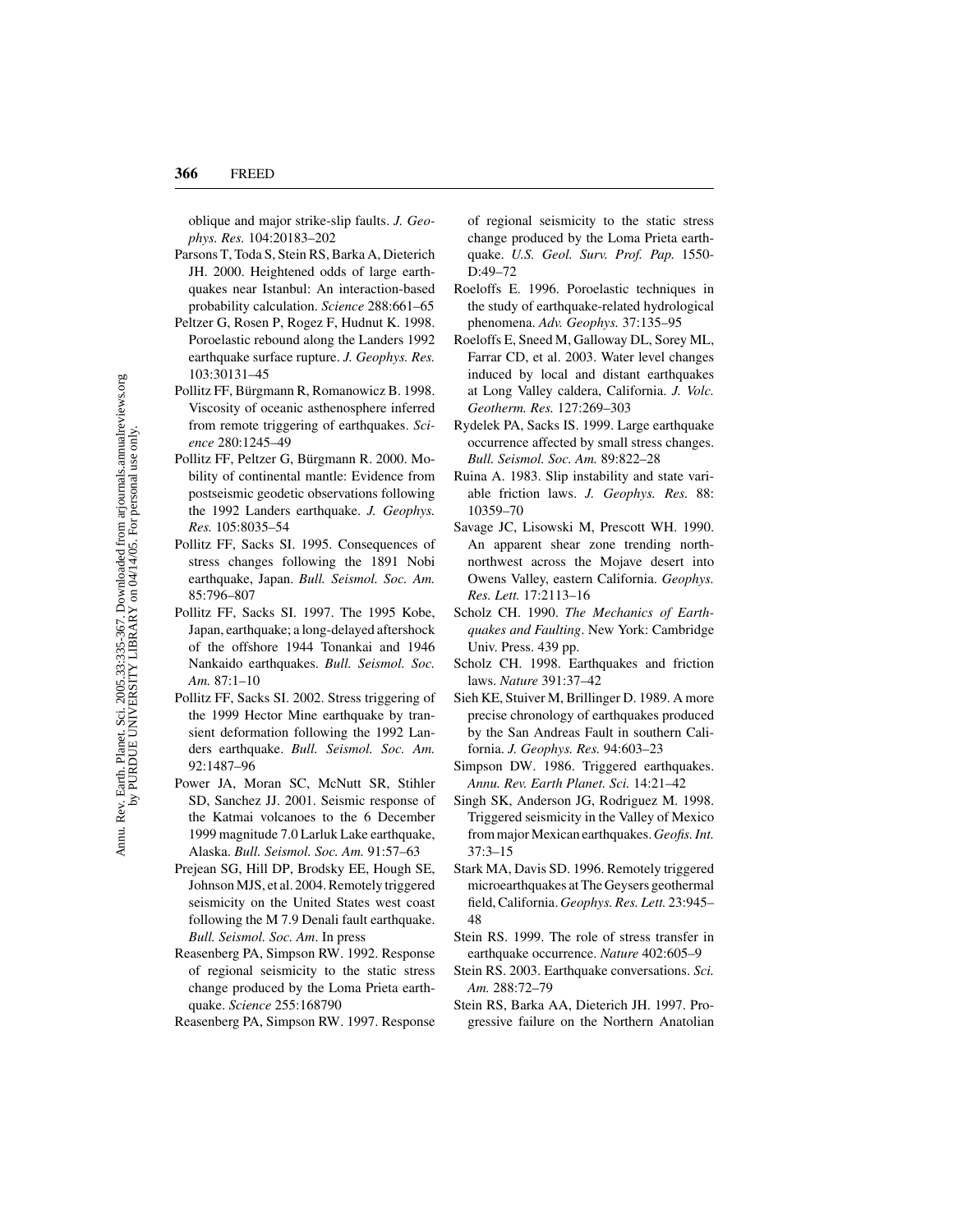oblique and major strike-slip faults. *J. Geophys. Res.* 104:20183–202

Parsons T, Toda S, Stein RS, Barka A, Dieterich JH. 2000. Heightened odds of large earthquakes near Istanbul: An interaction-based probability calculation. *Science* 288:661–65

Peltzer G, Rosen P, Rogez F, Hudnut K. 1998. Poroelastic rebound along the Landers 1992 earthquake surface rupture. *J. Geophys. Res.* 103:30131–45

Pollitz FF, Bürgmann R, Romanowicz B. 1998. Viscosity of oceanic asthenosphere inferred from remote triggering of earthquakes. *Science* 280:1245–49

Pollitz FF, Peltzer G, Bürgmann R. 2000. Mobility of continental mantle: Evidence from postseismic geodetic observations following the 1992 Landers earthquake. *J. Geophys. Res.* 105:8035–54

Pollitz FF, Sacks SI. 1995. Consequences of stress changes following the 1891 Nobi earthquake, Japan. *Bull. Seismol. Soc. Am.* 85:796–807

Pollitz FF, Sacks SI. 1997. The 1995 Kobe, Japan, earthquake; a long-delayed aftershock of the offshore 1944 Tonankai and 1946 Nankaido earthquakes. *Bull. Seismol. Soc. Am.* 87:1–10

Pollitz FF, Sacks SI. 2002. Stress triggering of the 1999 Hector Mine earthquake by transient deformation following the 1992 Landers earthquake. *Bull. Seismol. Soc. Am.* 92:1487–96

Power JA, Moran SC, McNutt SR, Stihler SD, Sanchez JJ. 2001. Seismic response of the Katmai volcanoes to the 6 December 1999 magnitude 7.0 Larluk Lake earthquake, Alaska. *Bull. Seismol. Soc. Am.* 91:57–63

Prejean SG, Hill DP, Brodsky EE, Hough SE, Johnson MJS, et al. 2004. Remotely triggered seismicity on the United States west coast following the M 7.9 Denali fault earthquake. *Bull. Seismol. Soc. Am*. In press

Reasenberg PA, Simpson RW. 1992. Response of regional seismicity to the static stress change produced by the Loma Prieta earthquake. *Science* 255:168790

Reasenberg PA, Simpson RW. 1997. Response of regional seismicity to the static stress change produced by the Loma Prieta earthquake. *U.S. Geol. Surv. Prof. Pap.* 1550-D:49–72

Roeloffs E. 1996. Poroelastic techniques in the study of earthquake-related hydrological phenomena. *Adv. Geophys.* 37:135–95

Roeloffs E, Sneed M, Galloway DL, Sorey ML, Farrar CD, et al. 2003. Water level changes induced by local and distant earthquakes at Long Valley caldera, California. *J. Volc. Geotherm. Res.* 127:269–303

Rydelek PA, Sacks IS. 1999. Large earthquake occurrence affected by small stress changes. *Bull. Seismol. Soc. Am.* 89:822–28

Ruina A. 1983. Slip instability and state variable friction laws. *J. Geophys. Res.* 88: 10359–70

Savage JC, Lisowski M, Prescott WH. 1990. An apparent shear zone trending north-northwest across the Mojave desert into Owens Valley, eastern California. *Geophys. Res. Lett.* 17:2113–16

Scholz CH. 1990. *The Mechanics of Earthquakes and Faulting*. New York: Cambridge Univ. Press. 439 pp.

Scholz CH. 1998. Earthquakes and friction laws. *Nature* 391:37–42

Sieh KE, Stuiver M, Brillinger D. 1989. A more precise chronology of earthquakes produced by the San Andreas Fault in southern California. *J. Geophys. Res.* 94:603–23

Simpson DW. 1986. Triggered earthquakes. *Annu. Rev. Earth Planet. Sci.* 14:21–42

Singh SK, Anderson JG, Rodriguez M. 1998. Triggered seismicity in the Valley of Mexico from major Mexican earthquakes. *Geofis. Int.* 37:3–15

Stark MA, Davis SD. 1996. Remotely triggered microearthquakes at The Geysers geothermal field, California. *Geophys. Res. Lett.* 23:945–48

Stein RS. 1999. The role of stress transfer in earthquake occurrence. *Nature* 402:605–9

Stein RS. 2003. Earthquake conversations. *Sci. Am.* 288:72–79

Stein RS, Barka AA, Dieterich JH. 1997. Progressive failure on the Northern Anatolian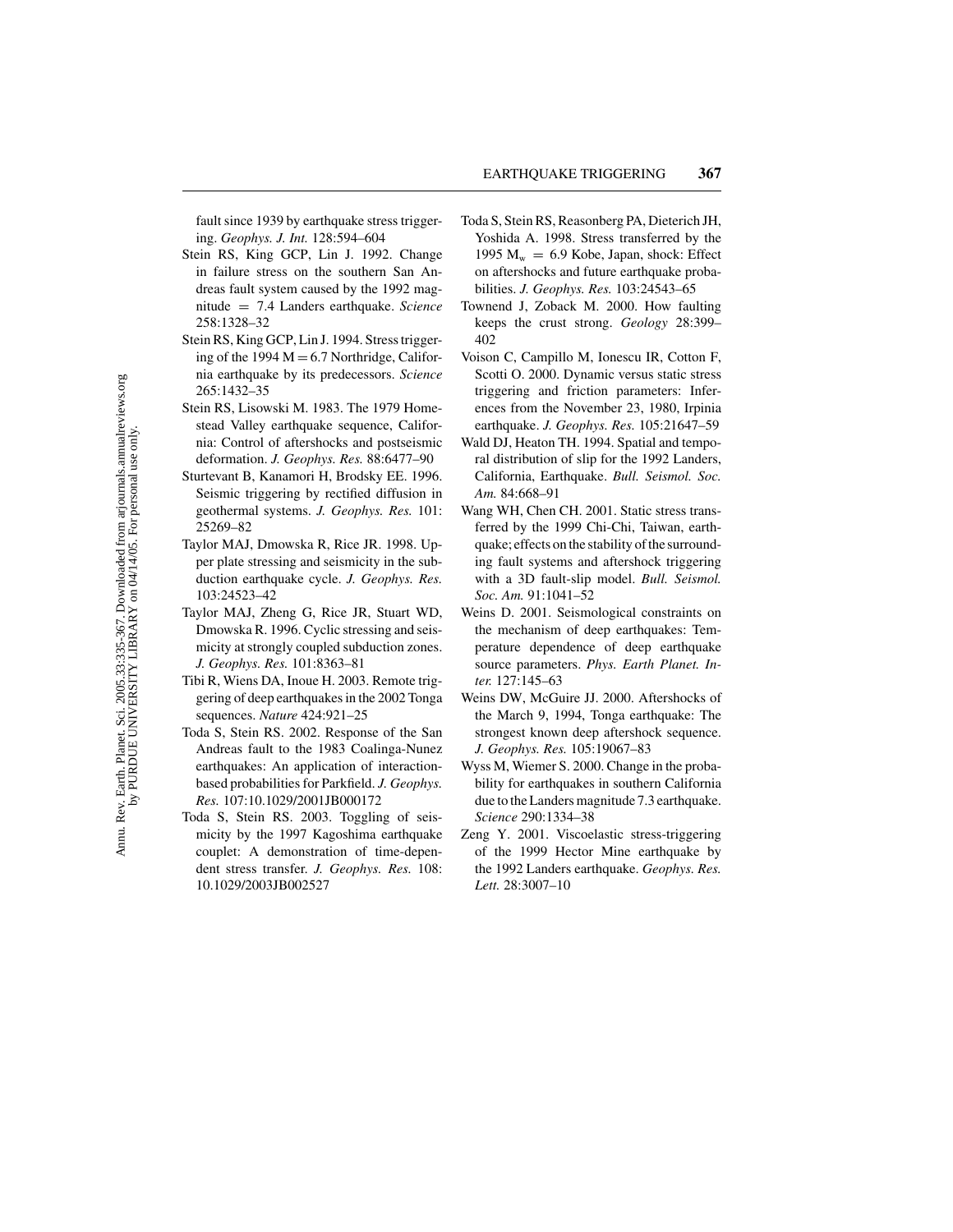fault since 1939 by earthquake stress triggering. *Geophys. J. Int.* 128:594–604

Stein RS, King GCP, Lin J. 1992. Change in failure stress on the southern San Andreas fault system caused by the 1992 magnitude = 7.4 Landers earthquake. *Science* 258:1328–32

Stein RS, King GCP, Lin J. 1994. Stress triggering of the 1994 M = 6.7 Northridge, California earthquake by its predecessors. *Science* 265:1432–35

Stein RS, Lisowski M. 1983. The 1979 Homestead Valley earthquake sequence, California: Control of aftershocks and postseismic deformation. *J. Geophys. Res.* 88:6477–90

Sturtevant B, Kanamori H, Brodsky EE. 1996. Seismic triggering by rectified diffusion in geothermal systems. *J. Geophys. Res.* 101: 25269–82

Taylor MAJ, Dmowska R, Rice JR. 1998. Upper plate stressing and seismicity in the subduction earthquake cycle. *J. Geophys. Res.* 103:24523–42

Taylor MAJ, Zheng G, Rice JR, Stuart WD, Dmowska R. 1996. Cyclic stressing and seismicity at strongly coupled subduction zones. *J. Geophys. Res.* 101:8363–81

Tibi R, Wiens DA, Inoue H. 2003. Remote triggering of deep earthquakes in the 2002 Tonga sequences. *Nature* 424:921–25

Toda S, Stein RS. 2002. Response of the San Andreas fault to the 1983 Coalinga-Nunez earthquakes: An application of interaction-based probabilities for Parkfield. *J. Geophys. Res.* 107:10.1029/2001JB000172

Toda S, Stein RS. 2003. Toggling of seismicity by the 1997 Kagoshima earthquake couplet: A demonstration of time-dependent stress transfer. *J. Geophys. Res.* 108: 10.1029/2003JB002527

Toda S, Stein RS, Reasonberg PA, Dieterich JH, Yoshida A. 1998. Stress transferred by the 1995 $M_w$ = 6.9 Kobe, Japan, shock: Effect on aftershocks and future earthquake probabilities. *J. Geophys. Res.* 103:24543–65

Townend J, Zoback M. 2000. How faulting keeps the crust strong. *Geology* 28:399–402

Voison C, Campillo M, Ionescu IR, Cotton F, Scotti O. 2000. Dynamic versus static stress triggering and friction parameters: Inferences from the November 23, 1980, Irpinia earthquake. *J. Geophys. Res.* 105:21647–59

Wald DJ, Heaton TH. 1994. Spatial and temporal distribution of slip for the 1992 Landers, California, Earthquake. *Bull. Seismol. Soc. Am.* 84:668–91

Wang WH, Chen CH. 2001. Static stress transferred by the 1999 Chi-Chi, Taiwan, earthquake; effects on the stability of the surrounding fault systems and aftershock triggering with a 3D fault-slip model. *Bull. Seismol. Soc. Am.* 91:1041–52

Weins D. 2001. Seismological constraints on the mechanism of deep earthquakes: Temperature dependence of deep earthquake source parameters. *Phys. Earth Planet. Inter.* 127:145–63

Weins DW, McGuire JJ. 2000. Aftershocks of the March 9, 1994, Tonga earthquake: The strongest known deep aftershock sequence. *J. Geophys. Res.* 105:19067–83

Wyss M, Wiemer S. 2000. Change in the probability for earthquakes in southern California due to the Landers magnitude 7.3 earthquake. *Science* 290:1334–38

Zeng Y. 2001. Viscoelastic stress-triggering of the 1999 Hector Mine earthquake by the 1992 Landers earthquake. *Geophys. Res. Lett.* 28:3007–10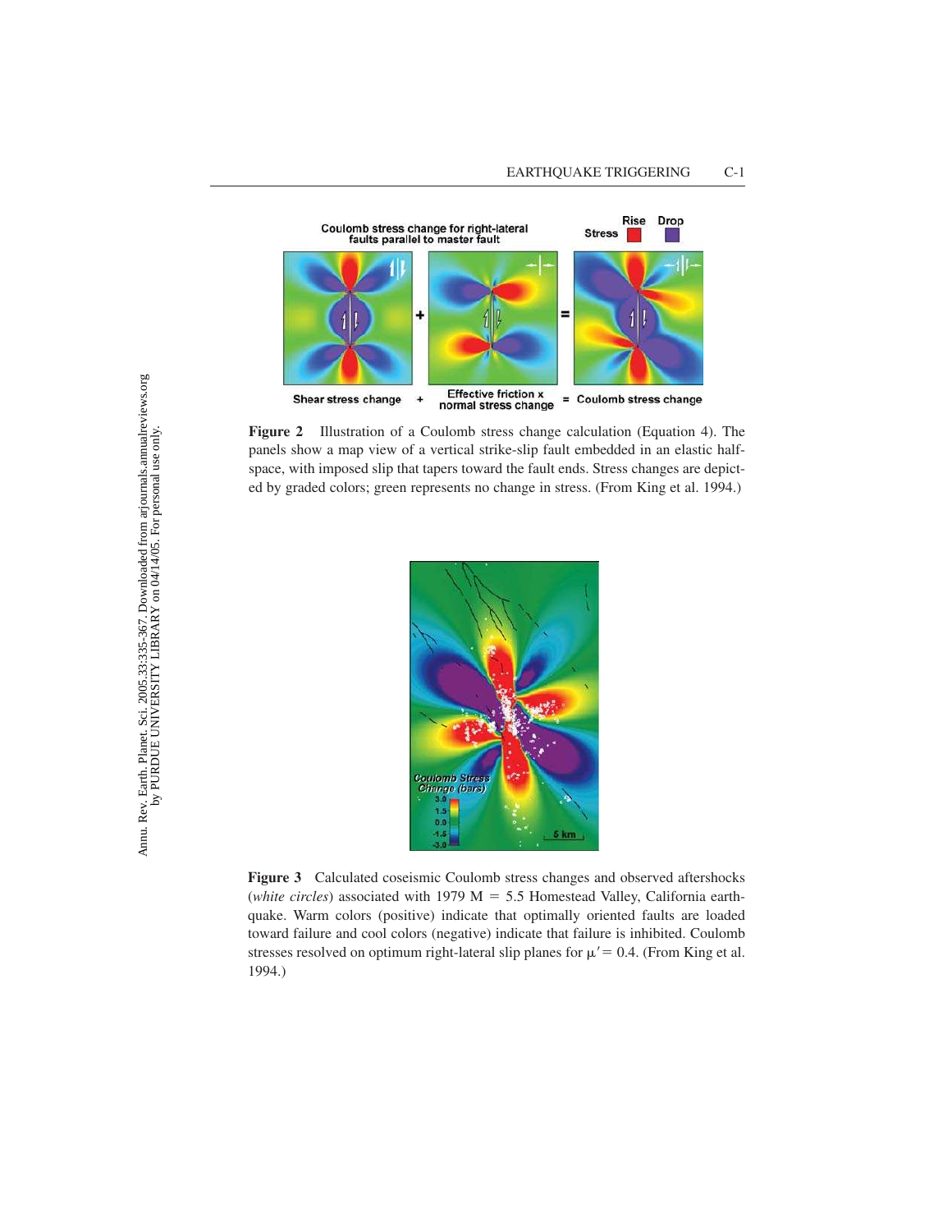**Figure 2** Illustration of a Coulomb stress change calculation (Equation 4). The panels show a map view of a vertical strike-slip fault embedded in an elastic half-space, with imposed slip that tapers toward the fault ends. Stress changes are depicted by graded colors; green represents no change in stress. (From King et al. 1994.)

**Figure 3** Calculated coseismic Coulomb stress changes and observed aftershocks (*white circles*) associated with 1979 M = 5.5 Homestead Valley, California earthquake. Warm colors (positive) indicate that optimally oriented faults are loaded toward failure and cool colors (negative) indicate that failure is inhibited. Coulomb stresses resolved on optimum right-lateral slip planes for $\mu' = 0.4$. (From King et al. 1994.)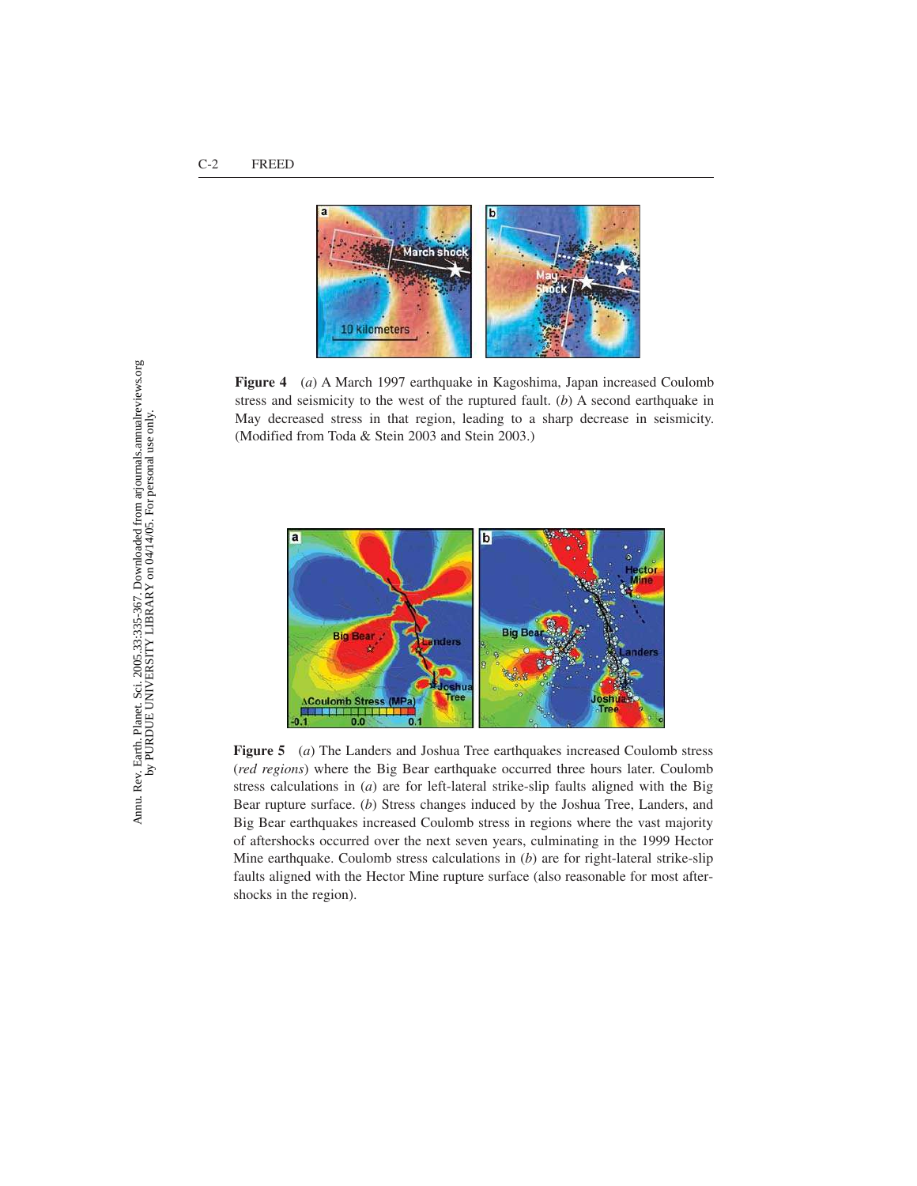**Figure 4** (*a*) A March 1997 earthquake in Kagoshima, Japan increased Coulomb stress and seismicity to the west of the ruptured fault. (*b*) A second earthquake in May decreased stress in that region, leading to a sharp decrease in seismicity. (Modified from Toda & Stein 2003 and Stein 2003.)

**Figure 5** (*a*) The Landers and Joshua Tree earthquakes increased Coulomb stress (*red regions*) where the Big Bear earthquake occurred three hours later. Coulomb stress calculations in (*a*) are for left-lateral strike-slip faults aligned with the Big Bear rupture surface. (*b*) Stress changes induced by the Joshua Tree, Landers, and Big Bear earthquakes increased Coulomb stress in regions where the vast majority of aftershocks occurred over the next seven years, culminating in the 1999 Hector Mine earthquake. Coulomb stress calculations in (*b*) are for right-lateral strike-slip faults aligned with the Hector Mine rupture surface (also reasonable for most aftershocks in the region).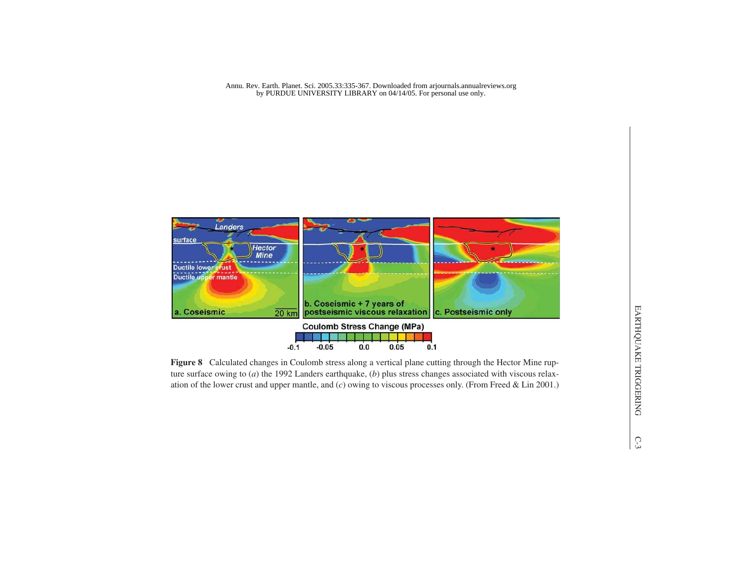**Figure 8** Calculated changes in Coulomb stress along a vertical plane cutting through the Hector Mine rupture surface owing to (*a*) the 1992 Landers earthquake, (*b*) plus stress changes associated with viscous relaxation of the lower crust and upper mantle, and (*c*) owing to viscous processes only. (From Freed & Lin 2001.)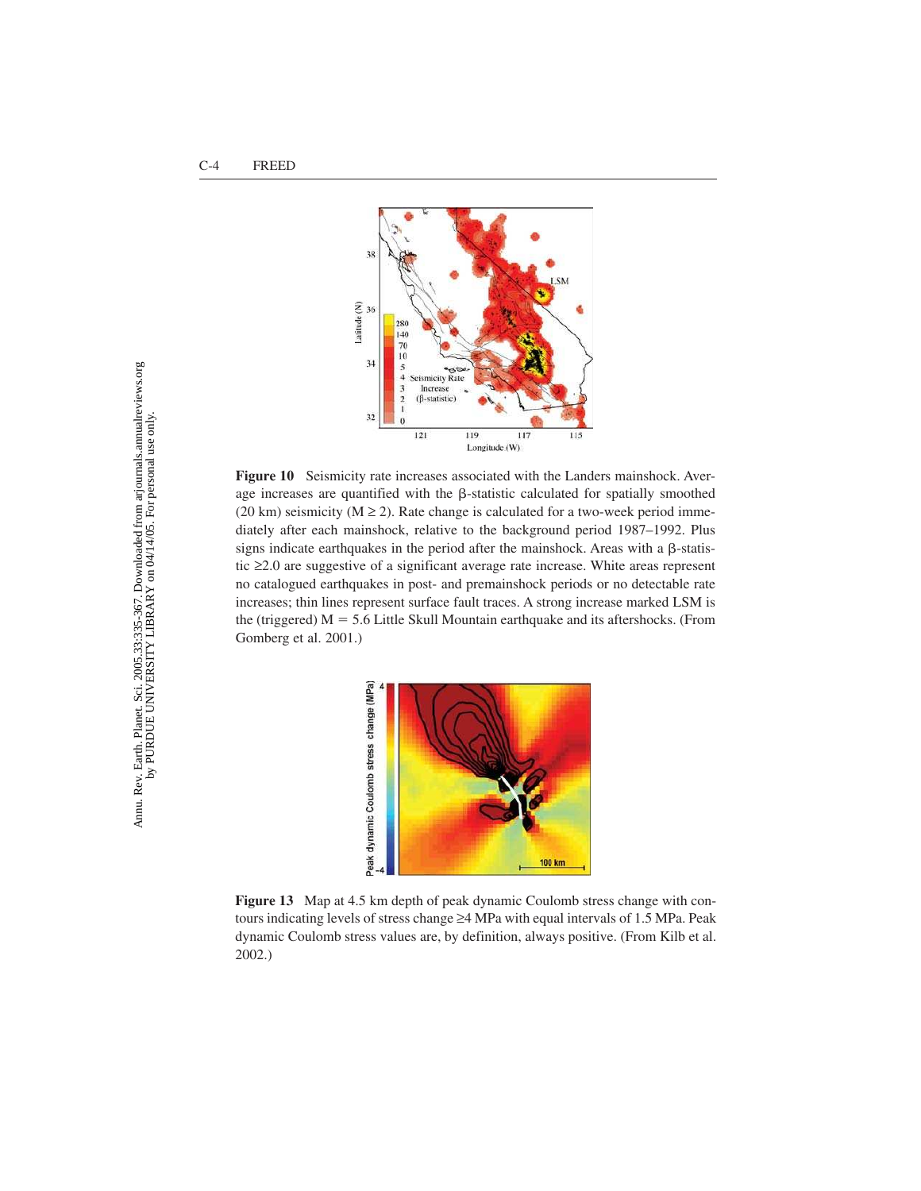**Figure 10** Seismicity rate increases associated with the Landers mainshock. Average increases are quantified with the β-statistic calculated for spatially smoothed (20 km) seismicity (M ≥ 2). Rate change is calculated for a two-week period immediately after each mainshock, relative to the background period 1987–1992. Plus signs indicate earthquakes in the period after the mainshock. Areas with a β-statistic ≥2.0 are suggestive of a significant average rate increase. White areas represent no catalogued earthquakes in post- and premainshock periods or no detectable rate increases; thin lines represent surface fault traces. A strong increase marked LSM is the (triggered) M = 5.6 Little Skull Mountain earthquake and its aftershocks. (From Gomberg et al. 2001.)

**Figure 13** Map at 4.5 km depth of peak dynamic Coulomb stress change with contours indicating levels of stress change ≥4 MPa with equal intervals of 1.5 MPa. Peak dynamic Coulomb stress values are, by definition, always positive. (From Kilb et al. 2002.)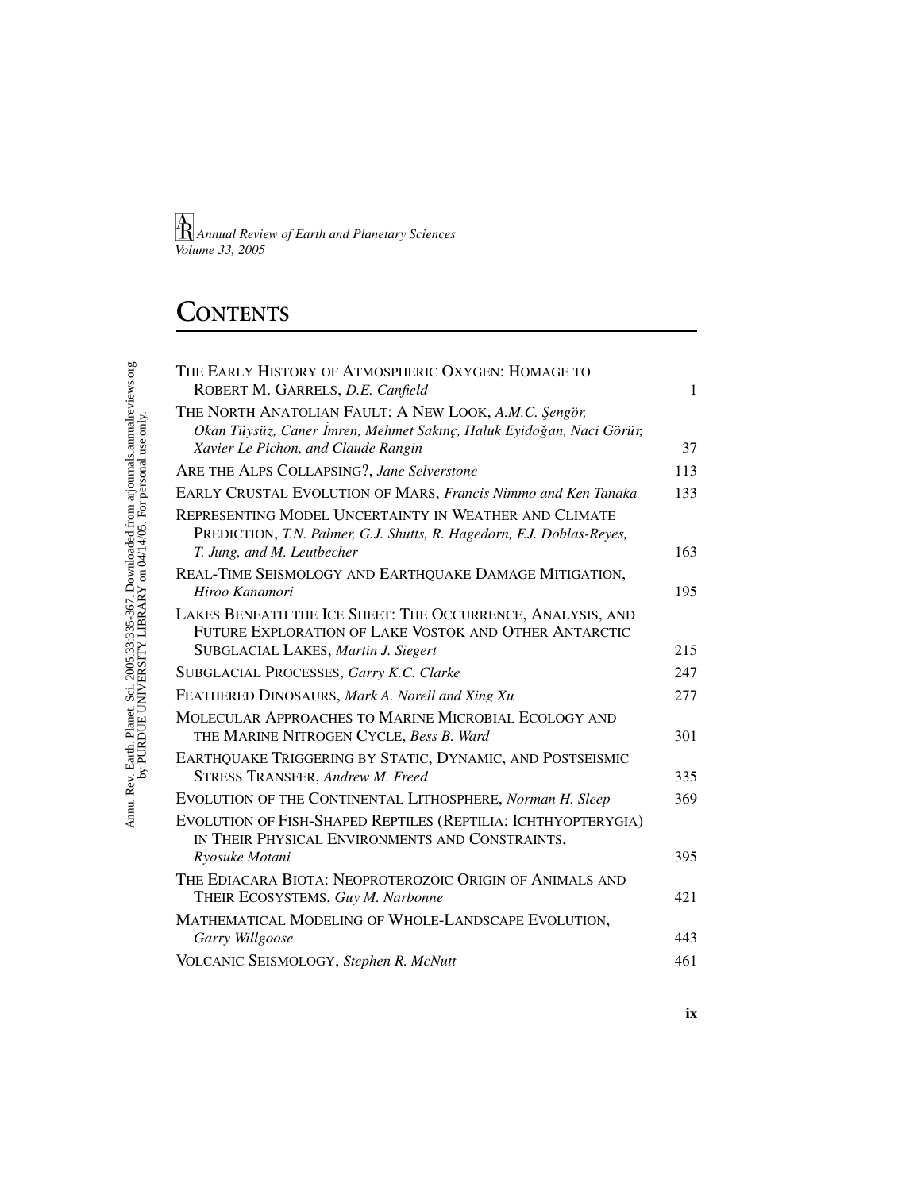*Annual Review of Earth and Planetary Sciences*
*Volume 33, 2005*

# Contents

| | |
|---|---|
| The Early History of Atmospheric Oxygen: Homage to Robert M. Garrels, *D.E. Canfield* | 1 |
| The North Anatolian Fault: A New Look, *A.M.C. Şengör, Okan Tüysüz, Caner İmren, Mehmet Sakınç, Haluk Eyidoğan, Naci Görür, Xavier Le Pichon, and Claude Rangin* | 37 |
| Are the Alps Collapsing?, *Jane Selverstone* | 113 |
| Early Crustal Evolution of Mars, *Francis Nimmo and Ken Tanaka* | 133 |
| Representing Model Uncertainty in Weather and Climate Prediction, *T.N. Palmer, G.J. Shutts, R. Hagedorn, F.J. Doblas-Reyes, T. Jung, and M. Leutbecher* | 163 |
| Real-Time Seismology and Earthquake Damage Mitigation, *Hiroo Kanamori* | 195 |
| Lakes Beneath the Ice Sheet: The Occurrence, Analysis, and Future Exploration of Lake Vostok and Other Antarctic Subglacial Lakes, *Martin J. Siegert* | 215 |
| Subglacial Processes, *Garry K.C. Clarke* | 247 |
| Feathered Dinosaurs, *Mark A. Norell and Xing Xu* | 277 |
| Molecular Approaches to Marine Microbial Ecology and the Marine Nitrogen Cycle, *Bess B. Ward* | 301 |
| Earthquake Triggering by Static, Dynamic, and Postseismic Stress Transfer, *Andrew M. Freed* | 335 |
| Evolution of the Continental Lithosphere, *Norman H. Sleep* | 369 |
| Evolution of Fish-Shaped Reptiles (Reptilia: Ichthyopterygia) in Their Physical Environments and Constraints, *Ryosuke Motani* | 395 |
| The Ediacara Biota: Neoproterozoic Origin of Animals and Their Ecosystems, *Guy M. Narbonne* | 421 |
| Mathematical Modeling of Whole-Landscape Evolution, *Garry Willgoose* | 443 |
| Volcanic Seismology, *Stephen R. McNutt* | 461 |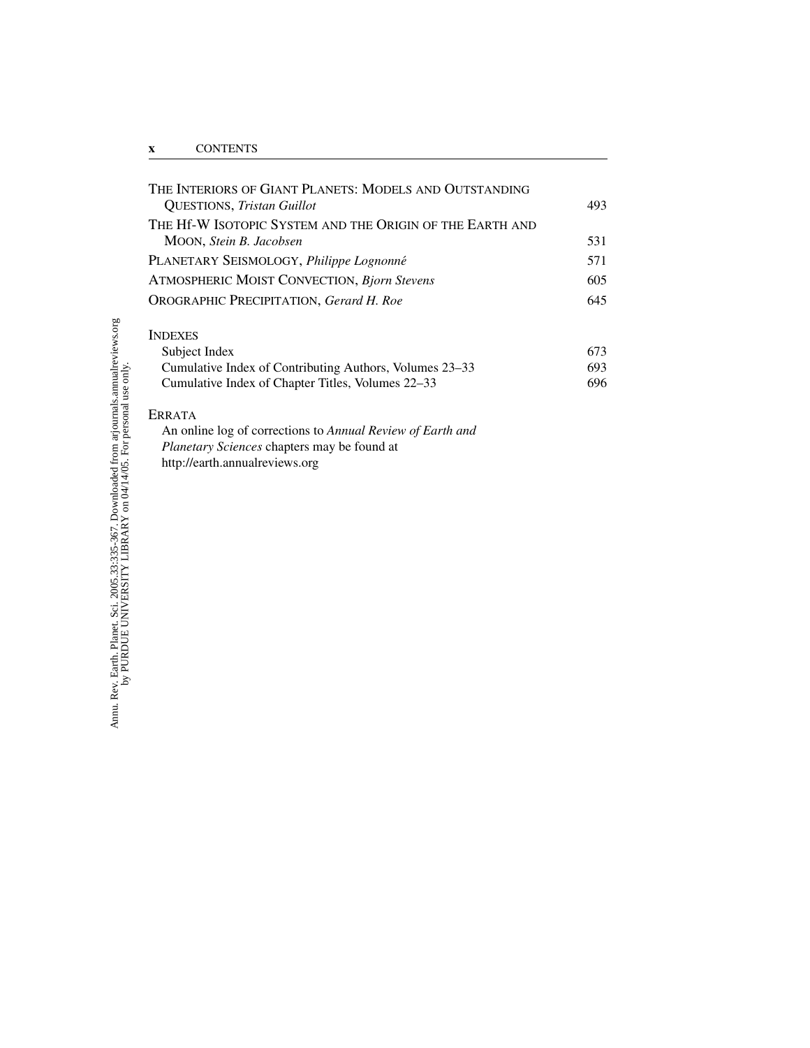The Interiors of Giant Planets: Models and Outstanding Questions, *Tristan Guillot* 493

The Hf-W Isotopic System and the Origin of the Earth and Moon, *Stein B. Jacobsen* 531

Planetary Seismology, *Philippe Lognonné* 571

Atmospheric Moist Convection, *Bjorn Stevens* 605

Orographic Precipitation, *Gerard H. Roe* 645

## Indexes

Subject Index 673

Cumulative Index of Contributing Authors, Volumes 23–33 693

Cumulative Index of Chapter Titles, Volumes 22–33 696

## Errata

An online log of corrections to *Annual Review of Earth and Planetary Sciences* chapters may be found at http://earth.annualreviews.org